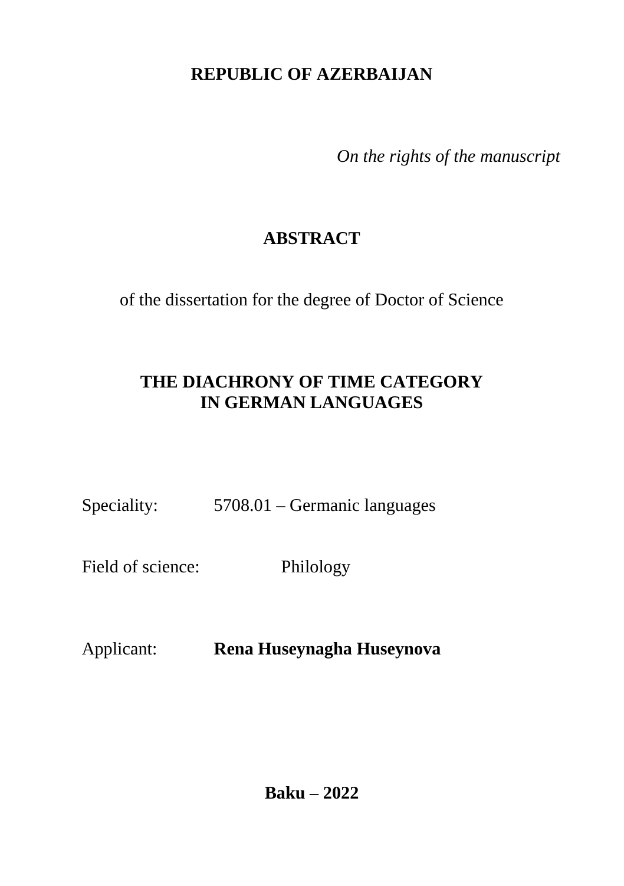**REPUBLIC OF AZERBAIJAN**

*On the rights of the manuscript*

# ABSTRACT

of the dissertation for the degree of Doctor of Science

# THE DIACHRONY OF TIME CATEGORY IN GERMAN LANGUAGES

Speciality: 5708.01 – Germanic languages

Field of science: Philology

Applicant: **Rena Huseynagha Huseynova**

**Baku – 2022**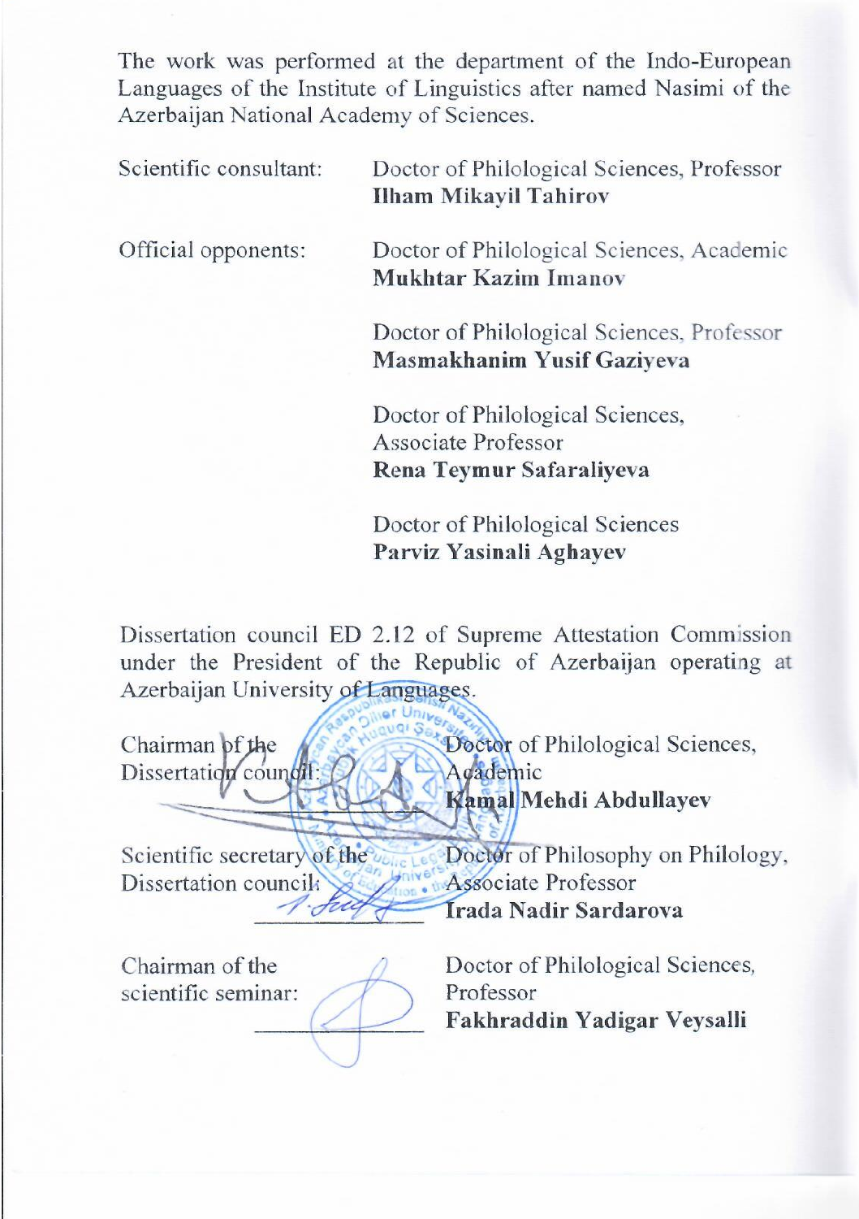The work was performed at the department of the Indo-European Languages of the Institute of Linguistics after named Nasimi of the Azerbaijan National Academy of Sciences.

| | |
|---|---|
| Scientific consultant: | Doctor of Philological Sciences, Professor **Ilham Mikayil Tahirov** |
| Official opponents: | Doctor of Philological Sciences, Academic **Mukhtar Kazim Imanov** |
| | Doctor of Philological Sciences, Professor **Masmakhanim Yusif Gaziyeva** |
| | Doctor of Philological Sciences, Associate Professor **Rena Teymur Safaraliyeva** |
| | Doctor of Philological Sciences **Parviz Yasinali Aghayev** |

Dissertation council ED 2.12 of Supreme Attestation Commission under the President of the Republic of Azerbaijan operating at Azerbaijan University of Languages.

| | |
|---|---|
| Chairman of the Dissertation council: | Doctor of Philological Sciences, Academic **Kamal Mehdi Abdullayev** |
| Scientific secretary of the Dissertation council: | Doctor of Philosophy on Philology, Associate Professor **Irada Nadir Sardarova** |
| Chairman of the scientific seminar: | Doctor of Philological Sciences, Professor **Fakhraddin Yadigar Veysalli** |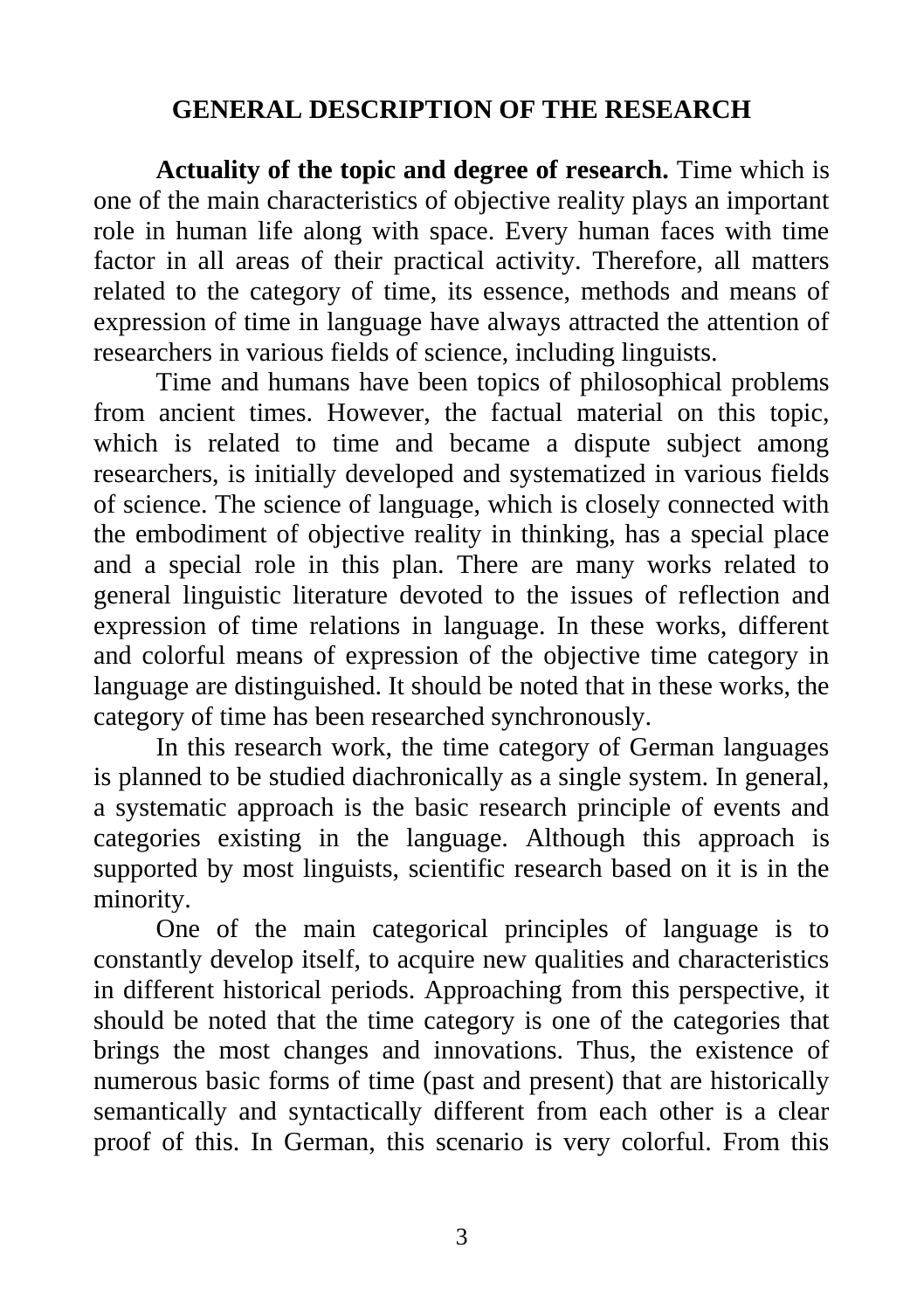## GENERAL DESCRIPTION OF THE RESEARCH

**Actuality of the topic and degree of research.** Time which is one of the main characteristics of objective reality plays an important role in human life along with space. Every human faces with time factor in all areas of their practical activity. Therefore, all matters related to the category of time, its essence, methods and means of expression of time in language have always attracted the attention of researchers in various fields of science, including linguists.

Time and humans have been topics of philosophical problems from ancient times. However, the factual material on this topic, which is related to time and became a dispute subject among researchers, is initially developed and systematized in various fields of science. The science of language, which is closely connected with the embodiment of objective reality in thinking, has a special place and a special role in this plan. There are many works related to general linguistic literature devoted to the issues of reflection and expression of time relations in language. In these works, different and colorful means of expression of the objective time category in language are distinguished. It should be noted that in these works, the category of time has been researched synchronously.

In this research work, the time category of German languages is planned to be studied diachronically as a single system. In general, a systematic approach is the basic research principle of events and categories existing in the language. Although this approach is supported by most linguists, scientific research based on it is in the minority.

One of the main categorical principles of language is to constantly develop itself, to acquire new qualities and characteristics in different historical periods. Approaching from this perspective, it should be noted that the time category is one of the categories that brings the most changes and innovations. Thus, the existence of numerous basic forms of time (past and present) that are historically semantically and syntactically different from each other is a clear proof of this. In German, this scenario is very colorful. From this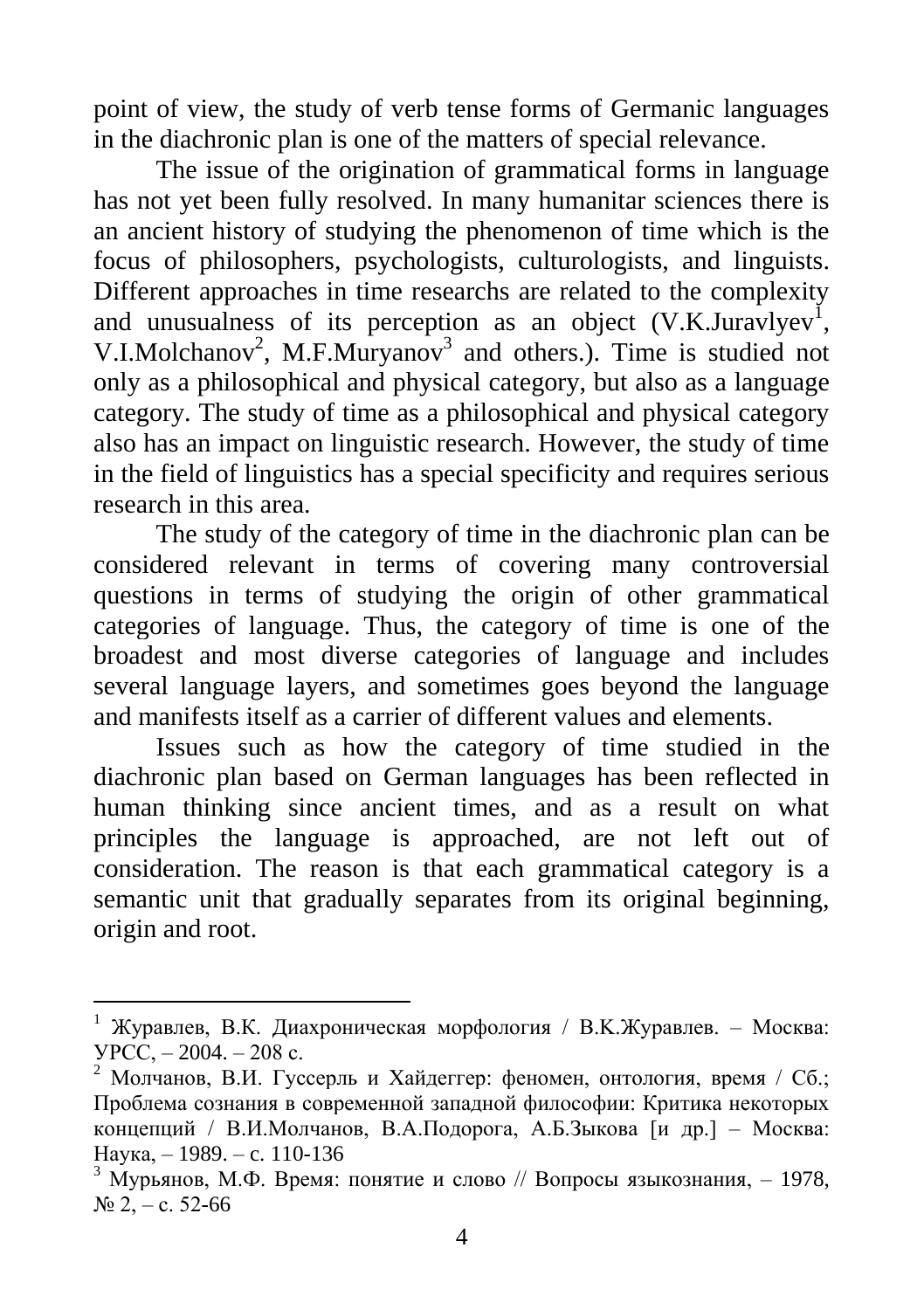point of view, the study of verb tense forms of Germanic languages in the diachronic plan is one of the matters of special relevance.

The issue of the origination of grammatical forms in language has not yet been fully resolved. In many humanitar sciences there is an ancient history of studying the phenomenon of time which is the focus of philosophers, psychologists, culturologists, and linguists. Different approaches in time researchs are related to the complexity and unusualness of its perception as an object (V.K.Juravlyev[1], V.I.Molchanov[2], M.F.Muryanov[3] and others.). Time is studied not only as a philosophical and physical category, but also as a language category. The study of time as a philosophical and physical category also has an impact on linguistic research. However, the study of time in the field of linguistics has a special specificity and requires serious research in this area.

The study of the category of time in the diachronic plan can be considered relevant in terms of covering many controversial questions in terms of studying the origin of other grammatical categories of language. Thus, the category of time is one of the broadest and most diverse categories of language and includes several language layers, and sometimes goes beyond the language and manifests itself as a carrier of different values and elements.

Issues such as how the category of time studied in the diachronic plan based on German languages has been reflected in human thinking since ancient times, and as a result on what principles the language is approached, are not left out of consideration. The reason is that each grammatical category is a semantic unit that gradually separates from its original beginning, origin and root.

---

[1] Журавлев, В.К. Диахроническая морфология / В.К.Журавлев. – Москва: УРСС, – 2004. – 208 с.

[2] Молчанов, В.И. Гуссерль и Хайдеггер: феномен, онтология, время / Сб.; Проблема сознания в современной западной философии: Критика некоторых концепций / В.И.Молчанов, В.А.Подорога, А.Б.Зыкова [и др.] – Москва: Наука, – 1989. – с. 110-136

[3] Мурьянов, М.Ф. Время: понятие и слово // Вопросы языкознания, – 1978, № 2, – с. 52-66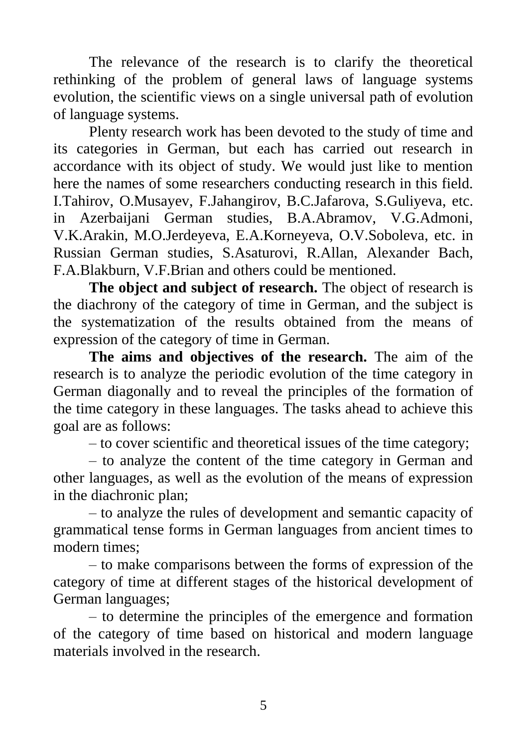The relevance of the research is to clarify the theoretical rethinking of the problem of general laws of language systems evolution, the scientific views on a single universal path of evolution of language systems.

Plenty research work has been devoted to the study of time and its categories in German, but each has carried out research in accordance with its object of study. We would just like to mention here the names of some researchers conducting research in this field. I.Tahirov, O.Musayev, F.Jahangirov, B.C.Jafarova, S.Guliyeva, etc. in Azerbaijani German studies, B.A.Abramov, V.G.Admoni, V.K.Arakin, M.O.Jerdeyeva, E.A.Korneyeva, O.V.Soboleva, etc. in Russian German studies, S.Asaturovi, R.Allan, Alexander Bach, F.A.Blakburn, V.F.Brian and others could be mentioned.

**The object and subject of research.** The object of research is the diachrony of the category of time in German, and the subject is the systematization of the results obtained from the means of expression of the category of time in German.

**The aims and objectives of the research.** The aim of the research is to analyze the periodic evolution of the time category in German diagonally and to reveal the principles of the formation of the time category in these languages. The tasks ahead to achieve this goal are as follows:

– to cover scientific and theoretical issues of the time category;

– to analyze the content of the time category in German and other languages, as well as the evolution of the means of expression in the diachronic plan;

– to analyze the rules of development and semantic capacity of grammatical tense forms in German languages from ancient times to modern times;

– to make comparisons between the forms of expression of the category of time at different stages of the historical development of German languages;

– to determine the principles of the emergence and formation of the category of time based on historical and modern language materials involved in the research.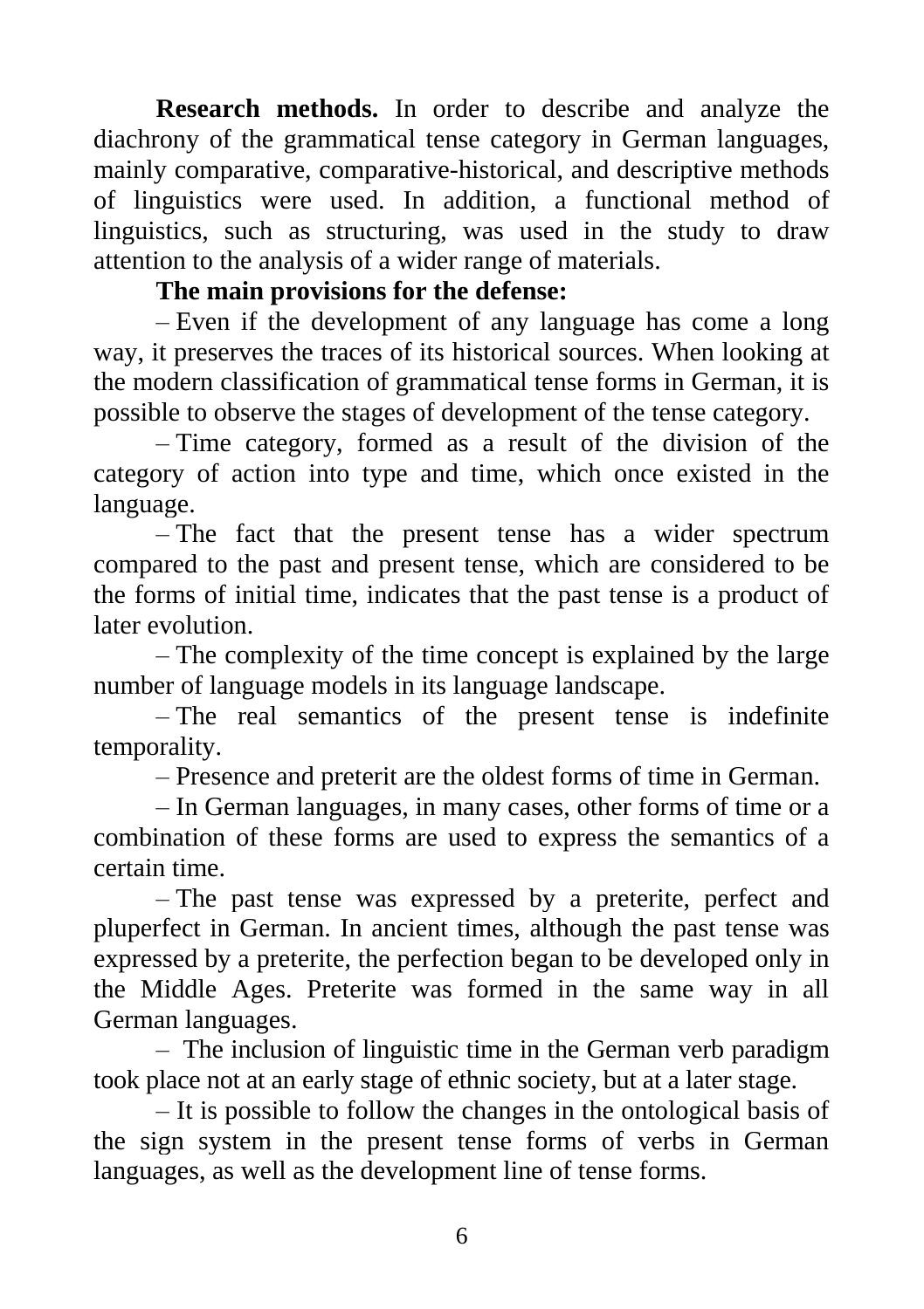**Research methods.** In order to describe and analyze the diachrony of the grammatical tense category in German languages, mainly comparative, comparative-historical, and descriptive methods of linguistics were used. In addition, a functional method of linguistics, such as structuring, was used in the study to draw attention to the analysis of a wider range of materials.

**The main provisions for the defense:**

– Even if the development of any language has come a long way, it preserves the traces of its historical sources. When looking at the modern classification of grammatical tense forms in German, it is possible to observe the stages of development of the tense category.

– Time category, formed as a result of the division of the category of action into type and time, which once existed in the language.

– The fact that the present tense has a wider spectrum compared to the past and present tense, which are considered to be the forms of initial time, indicates that the past tense is a product of later evolution.

– The complexity of the time concept is explained by the large number of language models in its language landscape.

– The real semantics of the present tense is indefinite temporality.

– Presence and preterit are the oldest forms of time in German.

– In German languages, in many cases, other forms of time or a combination of these forms are used to express the semantics of a certain time.

– The past tense was expressed by a preterite, perfect and pluperfect in German. In ancient times, although the past tense was expressed by a preterite, the perfection began to be developed only in the Middle Ages. Preterite was formed in the same way in all German languages.

– The inclusion of linguistic time in the German verb paradigm took place not at an early stage of ethnic society, but at a later stage.

– It is possible to follow the changes in the ontological basis of the sign system in the present tense forms of verbs in German languages, as well as the development line of tense forms.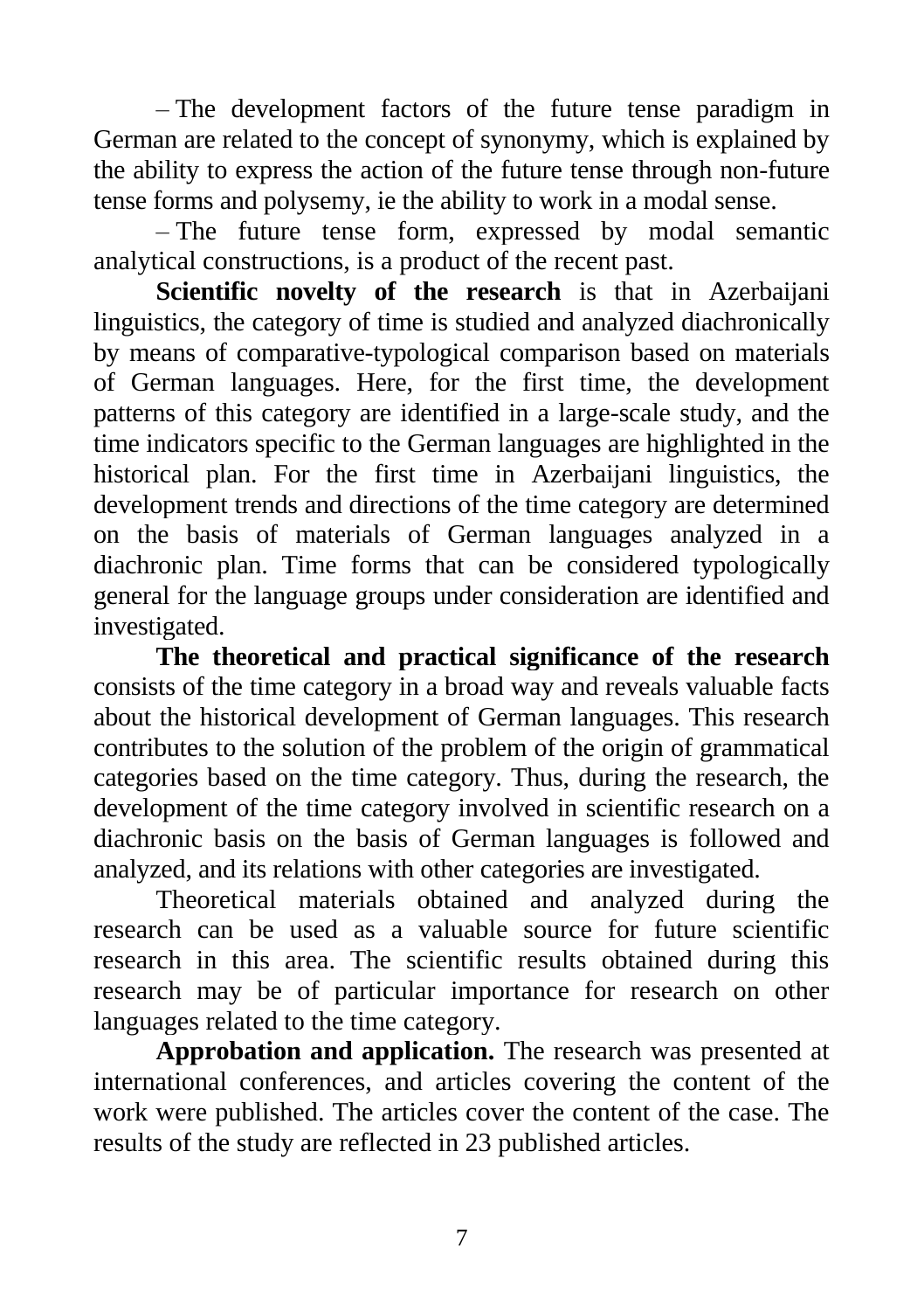– The development factors of the future tense paradigm in German are related to the concept of synonymy, which is explained by the ability to express the action of the future tense through non-future tense forms and polysemy, ie the ability to work in a modal sense.

– The future tense form, expressed by modal semantic analytical constructions, is a product of the recent past.

**Scientific novelty of the research** is that in Azerbaijani linguistics, the category of time is studied and analyzed diachronically by means of comparative-typological comparison based on materials of German languages. Here, for the first time, the development patterns of this category are identified in a large-scale study, and the time indicators specific to the German languages are highlighted in the historical plan. For the first time in Azerbaijani linguistics, the development trends and directions of the time category are determined on the basis of materials of German languages analyzed in a diachronic plan. Time forms that can be considered typologically general for the language groups under consideration are identified and investigated.

**The theoretical and practical significance of the research** consists of the time category in a broad way and reveals valuable facts about the historical development of German languages. This research contributes to the solution of the problem of the origin of grammatical categories based on the time category. Thus, during the research, the development of the time category involved in scientific research on a diachronic basis on the basis of German languages is followed and analyzed, and its relations with other categories are investigated.

Theoretical materials obtained and analyzed during the research can be used as a valuable source for future scientific research in this area. The scientific results obtained during this research may be of particular importance for research on other languages related to the time category.

**Approbation and application.** The research was presented at international conferences, and articles covering the content of the work were published. The articles cover the content of the case. The results of the study are reflected in 23 published articles.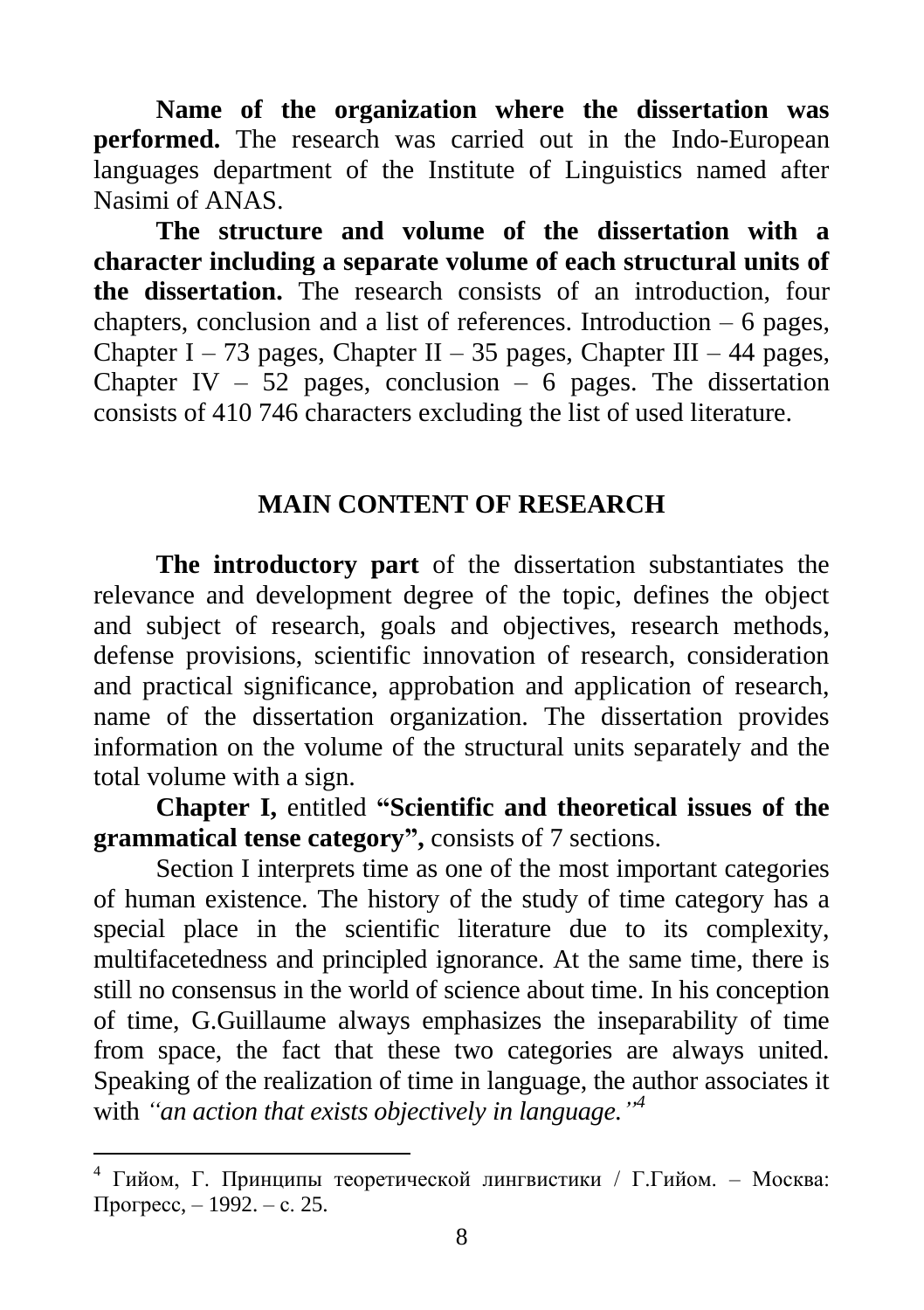**Name of the organization where the dissertation was performed.** The research was carried out in the Indo-European languages department of the Institute of Linguistics named after Nasimi of ANAS.

**The structure and volume of the dissertation with a character including a separate volume of each structural units of the dissertation.** The research consists of an introduction, four chapters, conclusion and a list of references. Introduction – 6 pages, Chapter I – 73 pages, Chapter II – 35 pages, Chapter III – 44 pages, Chapter IV – 52 pages, conclusion – 6 pages. The dissertation consists of 410 746 characters excluding the list of used literature.

## MAIN CONTENT OF RESEARCH

**The introductory part** of the dissertation substantiates the relevance and development degree of the topic, defines the object and subject of research, goals and objectives, research methods, defense provisions, scientific innovation of research, consideration and practical significance, approbation and application of research, name of the dissertation organization. The dissertation provides information on the volume of the structural units separately and the total volume with a sign.

**Chapter I,** entitled **"Scientific and theoretical issues of the grammatical tense category",** consists of 7 sections.

Section I interprets time as one of the most important categories of human existence. The history of the study of time category has a special place in the scientific literature due to its complexity, multifacetedness and principled ignorance. At the same time, there is still no consensus in the world of science about time. In his conception of time, G.Guillaume always emphasizes the inseparability of time from space, the fact that these two categories are always united. Speaking of the realization of time in language, the author associates it with *"an action that exists objectively in language."*[4]

---

[4] Гийом, Г. Принципы теоретической лингвистики / Г.Гийом. – Москва: Прогресс, – 1992. – с. 25.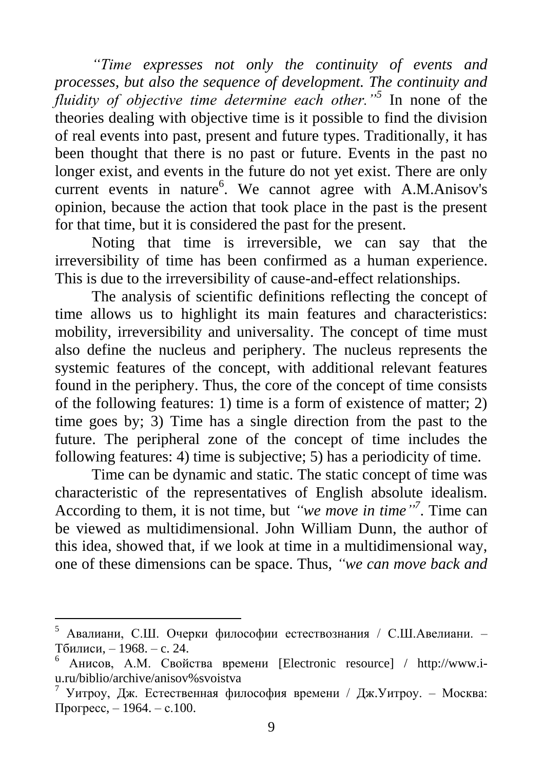*"Time expresses not only the continuity of events and processes, but also the sequence of development. The continuity and fluidity of objective time determine each other."*[5] In none of the theories dealing with objective time is it possible to find the division of real events into past, present and future types. Traditionally, it has been thought that there is no past or future. Events in the past no longer exist, and events in the future do not yet exist. There are only current events in nature[6]. We cannot agree with A.M.Anisov's opinion, because the action that took place in the past is the present for that time, but it is considered the past for the present.

Noting that time is irreversible, we can say that the irreversibility of time has been confirmed as a human experience. This is due to the irreversibility of cause-and-effect relationships.

The analysis of scientific definitions reflecting the concept of time allows us to highlight its main features and characteristics: mobility, irreversibility and universality. The concept of time must also define the nucleus and periphery. The nucleus represents the systemic features of the concept, with additional relevant features found in the periphery. Thus, the core of the concept of time consists of the following features: 1) time is a form of existence of matter; 2) time goes by; 3) Time has a single direction from the past to the future. The peripheral zone of the concept of time includes the following features: 4) time is subjective; 5) has a periodicity of time.

Time can be dynamic and static. The static concept of time was characteristic of the representatives of English absolute idealism. According to them, it is not time, but *"we move in time"*[7]. Time can be viewed as multidimensional. John William Dunn, the author of this idea, showed that, if we look at time in a multidimensional way, one of these dimensions can be space. Thus, *"we can move back and*

---

[5] Авалиани, С.Ш. Очерки философии естествознания / С.Ш.Авелиани. – Тбилиси, – 1968. – с. 24.

[6] Анисов, А.М. Свойства времени [Electronic resource] / http://www.i-u.ru/biblio/archive/anisov%svoistva

[7] Уитроу, Дж. Естественная философия времени / Дж.Уитроу. – Москва: Прогресс, – 1964. – с.100.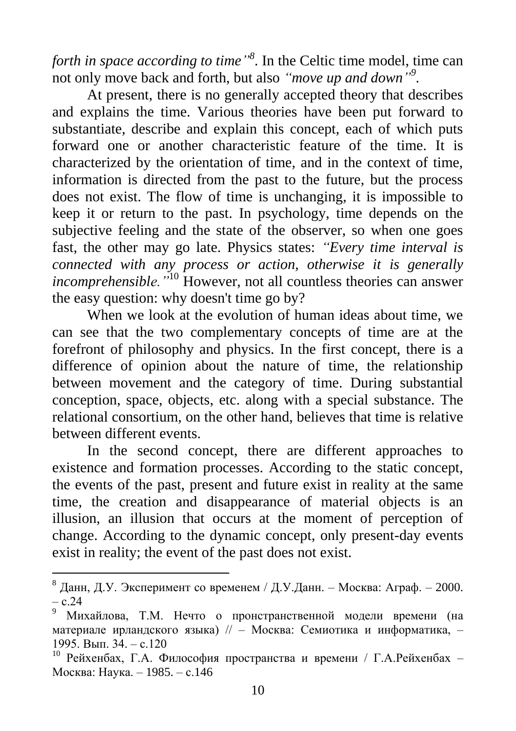*forth in space according to time"*[8]. In the Celtic time model, time can not only move back and forth, but also *"move up and down"*[9].

At present, there is no generally accepted theory that describes and explains the time. Various theories have been put forward to substantiate, describe and explain this concept, each of which puts forward one or another characteristic feature of the time. It is characterized by the orientation of time, and in the context of time, information is directed from the past to the future, but the process does not exist. The flow of time is unchanging, it is impossible to keep it or return to the past. In psychology, time depends on the subjective feeling and the state of the observer, so when one goes fast, the other may go late. Physics states: *"Every time interval is connected with any process or action, otherwise it is generally incomprehensible."*[10] However, not all countless theories can answer the easy question: why doesn't time go by?

When we look at the evolution of human ideas about time, we can see that the two complementary concepts of time are at the forefront of philosophy and physics. In the first concept, there is a difference of opinion about the nature of time, the relationship between movement and the category of time. During substantial conception, space, objects, etc. along with a special substance. The relational consortium, on the other hand, believes that time is relative between different events.

In the second concept, there are different approaches to existence and formation processes. According to the static concept, the events of the past, present and future exist in reality at the same time, the creation and disappearance of material objects is an illusion, an illusion that occurs at the moment of perception of change. According to the dynamic concept, only present-day events exist in reality; the event of the past does not exist.

---

[8] Данн, Д.У. Эксперимент со временем / Д.У.Данн. – Москва: Аграф. – 2000. – с.24

[9] Михайлова, Т.М. Нечто о пронстранственной модели времени (на материале ирландского языка) // – Москва: Семиотика и информатика, – 1995. Вып. 34. – с.120

[10] Рейхенбах, Г.А. Философия пространства и времени / Г.А.Рейхенбах – Москва: Наука. – 1985. – с.146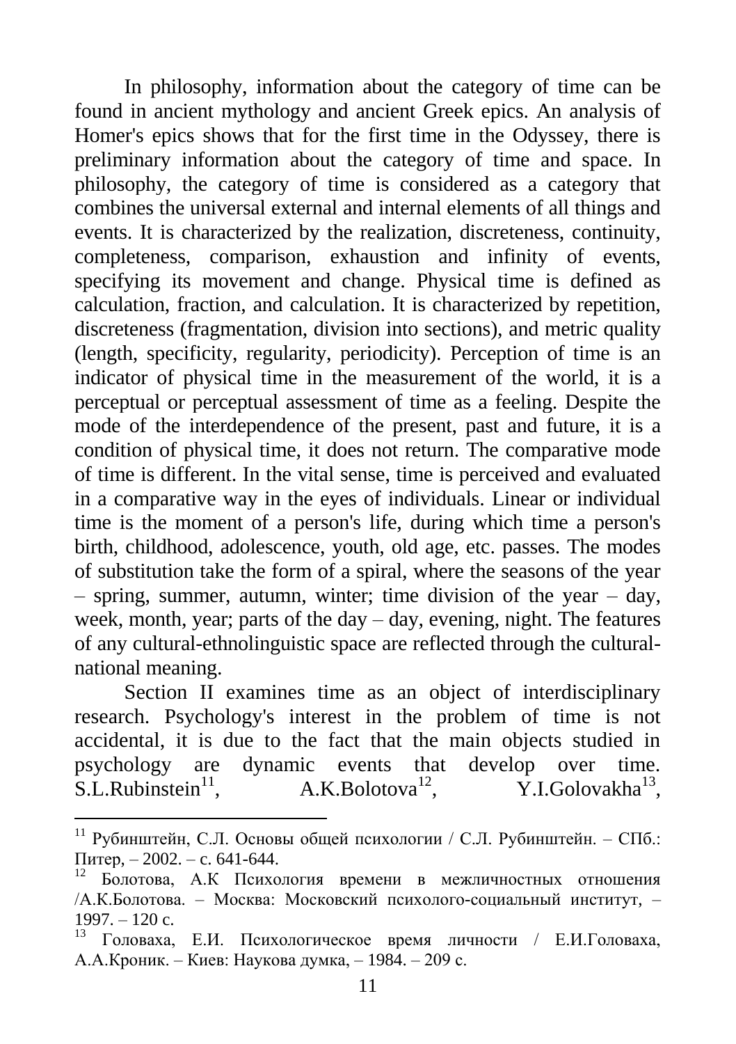In philosophy, information about the category of time can be found in ancient mythology and ancient Greek epics. An analysis of Homer's epics shows that for the first time in the Odyssey, there is preliminary information about the category of time and space. In philosophy, the category of time is considered as a category that combines the universal external and internal elements of all things and events. It is characterized by the realization, discreteness, continuity, completeness, comparison, exhaustion and infinity of events, specifying its movement and change. Physical time is defined as calculation, fraction, and calculation. It is characterized by repetition, discreteness (fragmentation, division into sections), and metric quality (length, specificity, regularity, periodicity). Perception of time is an indicator of physical time in the measurement of the world, it is a perceptual or perceptual assessment of time as a feeling. Despite the mode of the interdependence of the present, past and future, it is a condition of physical time, it does not return. The comparative mode of time is different. In the vital sense, time is perceived and evaluated in a comparative way in the eyes of individuals. Linear or individual time is the moment of a person's life, during which time a person's birth, childhood, adolescence, youth, old age, etc. passes. The modes of substitution take the form of a spiral, where the seasons of the year – spring, summer, autumn, winter; time division of the year – day, week, month, year; parts of the day – day, evening, night. The features of any cultural-ethnolinguistic space are reflected through the cultural-national meaning.

Section II examines time as an object of interdisciplinary research. Psychology's interest in the problem of time is not accidental, it is due to the fact that the main objects studied in psychology are dynamic events that develop over time. S.L.Rubinstein[11], A.K.Bolotova[12], Y.I.Golovakha[13],

---

[11] Рубинштейн, С.Л. Основы общей психологии / С.Л. Рубинштейн. – СПб.: Питер, – 2002. – с. 641-644.

[12] Болотова, А.К Психология времени в межличностных отношения /А.К.Болотова. – Москва: Московский психолого-социальный институт, – 1997. – 120 с.

[13] Головаха, Е.И. Психологическое время личности / Е.И.Головаха, А.А.Кроник. – Киев: Наукова думка, – 1984. – 209 с.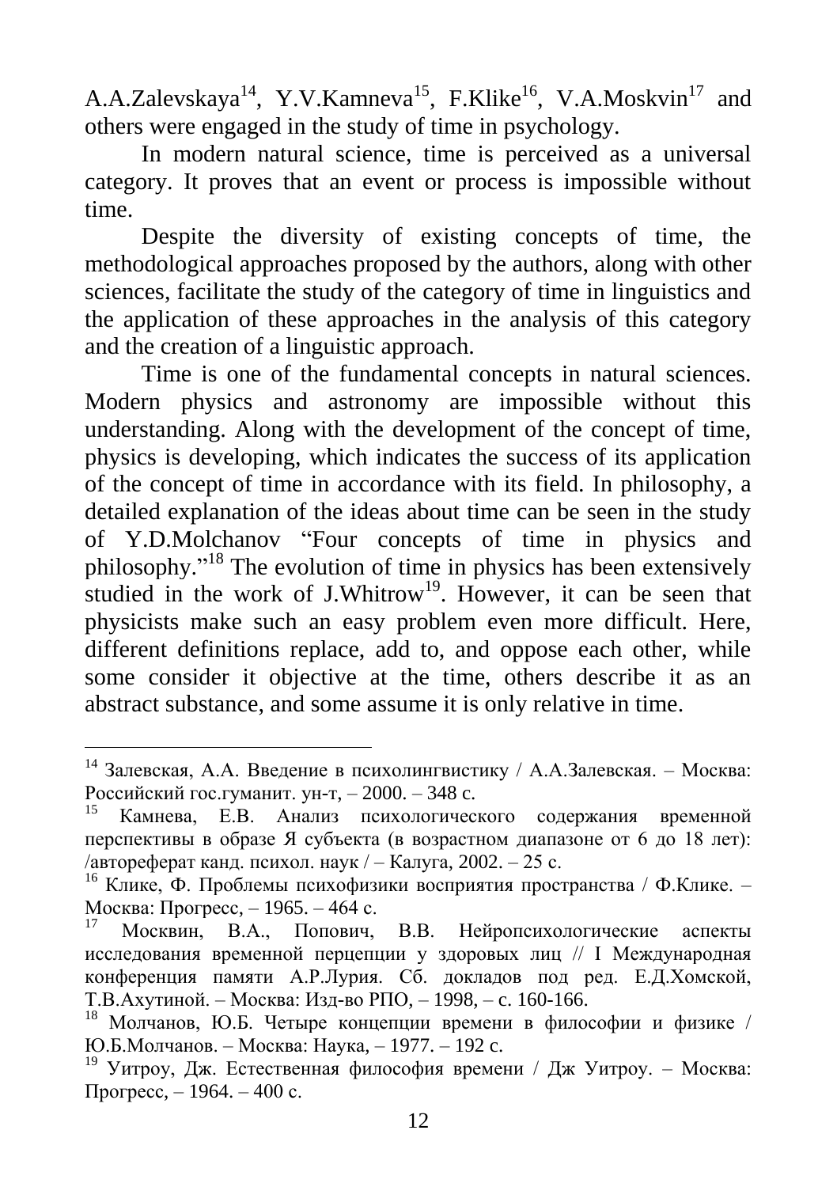A.A.Zalevskaya[14], Y.V.Kamneva[15], F.Klike[16], V.A.Moskvin[17] and others were engaged in the study of time in psychology.

In modern natural science, time is perceived as a universal category. It proves that an event or process is impossible without time.

Despite the diversity of existing concepts of time, the methodological approaches proposed by the authors, along with other sciences, facilitate the study of the category of time in linguistics and the application of these approaches in the analysis of this category and the creation of a linguistic approach.

Time is one of the fundamental concepts in natural sciences. Modern physics and astronomy are impossible without this understanding. Along with the development of the concept of time, physics is developing, which indicates the success of its application of the concept of time in accordance with its field. In philosophy, a detailed explanation of the ideas about time can be seen in the study of Y.D.Molchanov "Four concepts of time in physics and philosophy."[18] The evolution of time in physics has been extensively studied in the work of J.Whitrow[19]. However, it can be seen that physicists make such an easy problem even more difficult. Here, different definitions replace, add to, and oppose each other, while some consider it objective at the time, others describe it as an abstract substance, and some assume it is only relative in time.

---

[14] Залевская, А.А. Введение в психолингвистику / А.А.Залевская. – Москва: Российский гос.гуманит. ун-т, – 2000. – 348 с.

[15] Камнева, Е.В. Анализ психологического содержания временной перспективы в образе Я субъекта (в возрастном диапазоне от 6 до 18 лет): /автореферат канд. психол. наук / – Калуга, 2002. – 25 с.

[16] Клике, Ф. Проблемы психофизики восприятия пространства / Ф.Клике. – Москва: Прогресс, – 1965. – 464 с.

[17] Москвин, В.А., Попович, В.В. Нейропсихологические аспекты исследования временной перцепции у здоровых лиц // I Международная конференция памяти А.Р.Лурия. Сб. докладов под ред. Е.Д.Хомской, Т.В.Ахутиной. – Москва: Изд-во РПО, – 1998, – с. 160-166.

[18] Молчанов, Ю.Б. Четыре концепции времени в философии и физике / Ю.Б.Молчанов. – Москва: Наука, – 1977. – 192 с.

[19] Уитроу, Дж. Естественная философия времени / Дж Уитроу. – Москва: Прогресс, – 1964. – 400 с.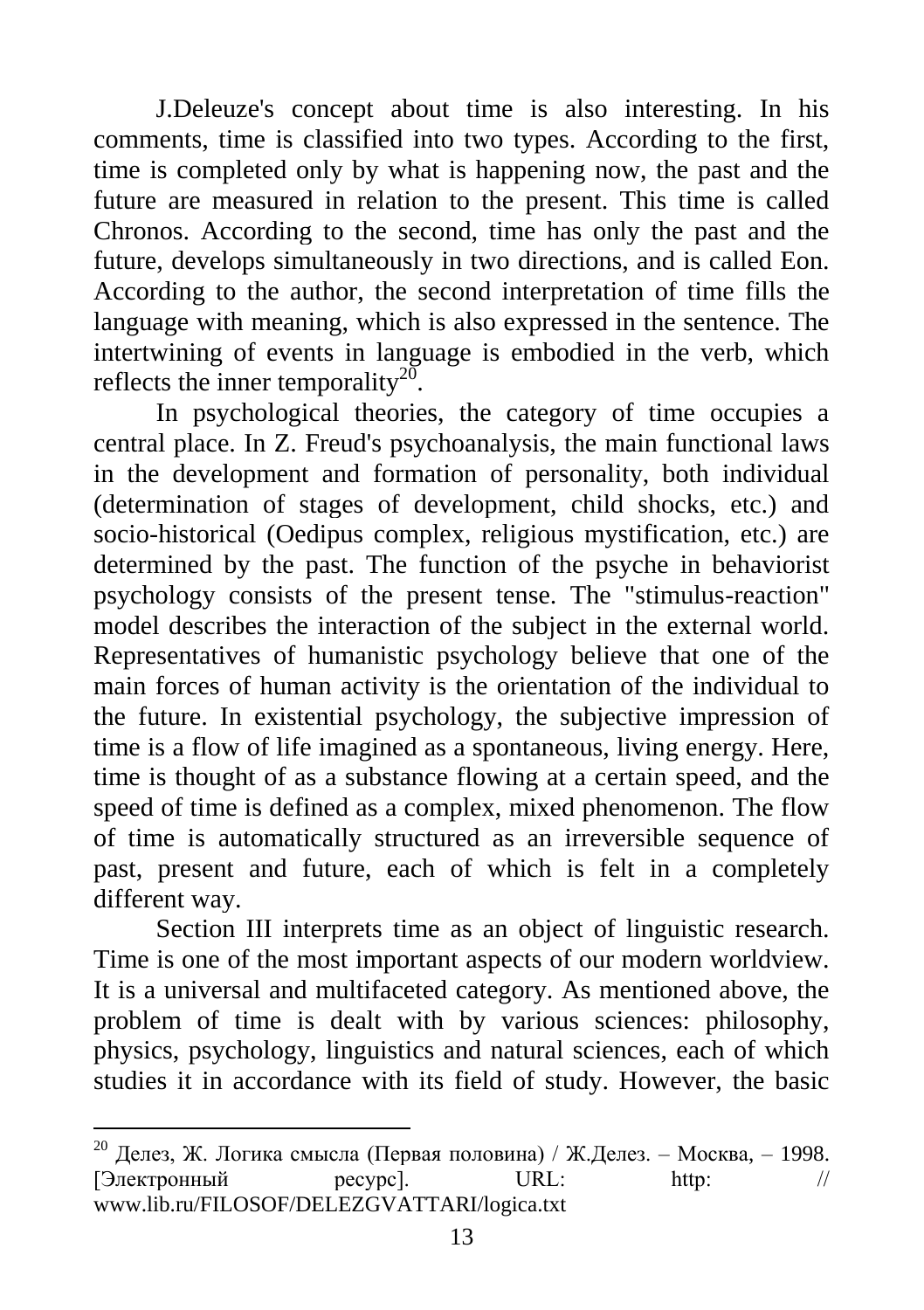J.Deleuze's concept about time is also interesting. In his comments, time is classified into two types. According to the first, time is completed only by what is happening now, the past and the future are measured in relation to the present. This time is called Chronos. According to the second, time has only the past and the future, develops simultaneously in two directions, and is called Eon. According to the author, the second interpretation of time fills the language with meaning, which is also expressed in the sentence. The intertwining of events in language is embodied in the verb, which reflects the inner temporality[20].

In psychological theories, the category of time occupies a central place. In Z. Freud's psychoanalysis, the main functional laws in the development and formation of personality, both individual (determination of stages of development, child shocks, etc.) and socio-historical (Oedipus complex, religious mystification, etc.) are determined by the past. The function of the psyche in behaviorist psychology consists of the present tense. The "stimulus-reaction" model describes the interaction of the subject in the external world. Representatives of humanistic psychology believe that one of the main forces of human activity is the orientation of the individual to the future. In existential psychology, the subjective impression of time is a flow of life imagined as a spontaneous, living energy. Here, time is thought of as a substance flowing at a certain speed, and the speed of time is defined as a complex, mixed phenomenon. The flow of time is automatically structured as an irreversible sequence of past, present and future, each of which is felt in a completely different way.

Section III interprets time as an object of linguistic research. Time is one of the most important aspects of our modern worldview. It is a universal and multifaceted category. As mentioned above, the problem of time is dealt with by various sciences: philosophy, physics, psychology, linguistics and natural sciences, each of which studies it in accordance with its field of study. However, the basic

---

[20] Делез, Ж. Логика смысла (Первая половина) / Ж.Делез. – Москва, – 1998. [Электронный ресурс]. URL: http: // www.lib.ru/FILOSOF/DELEZGVATTARI/logica.txt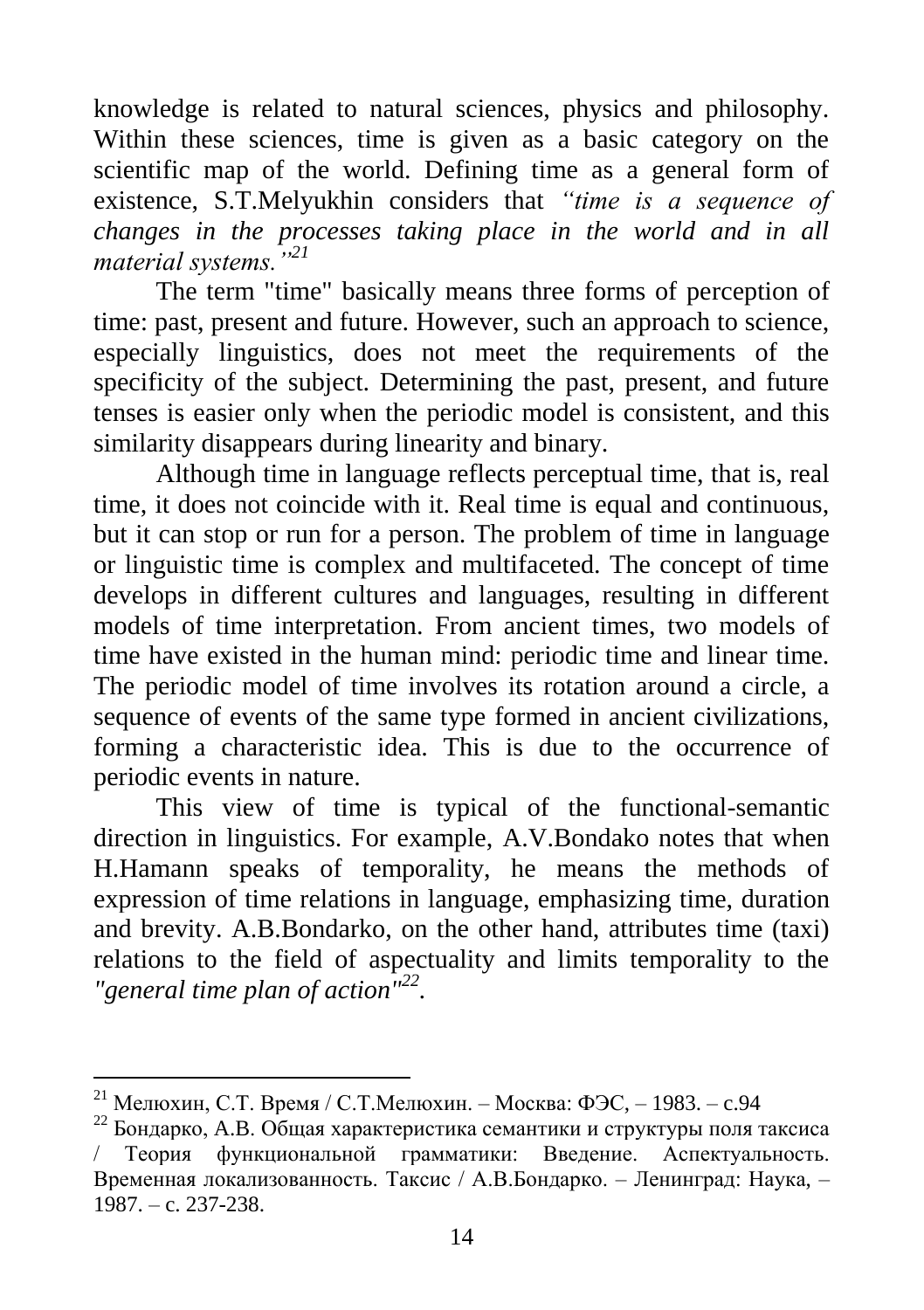knowledge is related to natural sciences, physics and philosophy. Within these sciences, time is given as a basic category on the scientific map of the world. Defining time as a general form of existence, S.T.Melyukhin considers that *"time is a sequence of changes in the processes taking place in the world and in all material systems."*[21]

The term "time" basically means three forms of perception of time: past, present and future. However, such an approach to science, especially linguistics, does not meet the requirements of the specificity of the subject. Determining the past, present, and future tenses is easier only when the periodic model is consistent, and this similarity disappears during linearity and binary.

Although time in language reflects perceptual time, that is, real time, it does not coincide with it. Real time is equal and continuous, but it can stop or run for a person. The problem of time in language or linguistic time is complex and multifaceted. The concept of time develops in different cultures and languages, resulting in different models of time interpretation. From ancient times, two models of time have existed in the human mind: periodic time and linear time. The periodic model of time involves its rotation around a circle, a sequence of events of the same type formed in ancient civilizations, forming a characteristic idea. This is due to the occurrence of periodic events in nature.

This view of time is typical of the functional-semantic direction in linguistics. For example, A.V.Bondako notes that when H.Hamann speaks of temporality, he means the methods of expression of time relations in language, emphasizing time, duration and brevity. A.B.Bondarko, on the other hand, attributes time (taxi) relations to the field of aspectuality and limits temporality to the *"general time plan of action"*[22].

---

[21] Мелюхин, С.Т. Время / С.Т.Мелюхин. – Москва: ФЭС, – 1983. – с.94

[22] Бондарко, А.В. Общая характеристика семантики и структуры поля таксиса / Теория функциональной грамматики: Введение. Аспектуальность. Временная локализованность. Таксис / А.В.Бондарко. – Ленинград: Наука, – 1987. – с. 237-238.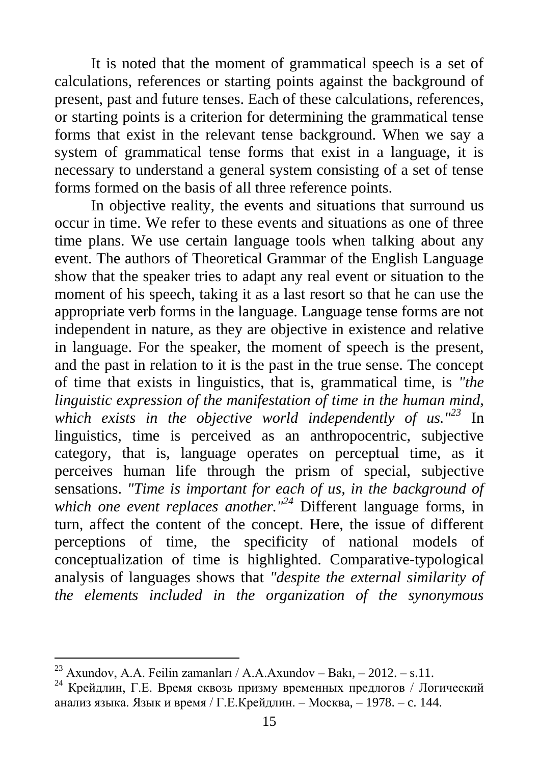It is noted that the moment of grammatical speech is a set of calculations, references or starting points against the background of present, past and future tenses. Each of these calculations, references, or starting points is a criterion for determining the grammatical tense forms that exist in the relevant tense background. When we say a system of grammatical tense forms that exist in a language, it is necessary to understand a general system consisting of a set of tense forms formed on the basis of all three reference points.

In objective reality, the events and situations that surround us occur in time. We refer to these events and situations as one of three time plans. We use certain language tools when talking about any event. The authors of Theoretical Grammar of the English Language show that the speaker tries to adapt any real event or situation to the moment of his speech, taking it as a last resort so that he can use the appropriate verb forms in the language. Language tense forms are not independent in nature, as they are objective in existence and relative in language. For the speaker, the moment of speech is the present, and the past in relation to it is the past in the true sense. The concept of time that exists in linguistics, that is, grammatical time, is *"the linguistic expression of the manifestation of time in the human mind, which exists in the objective world independently of us."*[23] In linguistics, time is perceived as an anthropocentric, subjective category, that is, language operates on perceptual time, as it perceives human life through the prism of special, subjective sensations. *"Time is important for each of us, in the background of which one event replaces another."*[24] Different language forms, in turn, affect the content of the concept. Here, the issue of different perceptions of time, the specificity of national models of conceptualization of time is highlighted. Comparative-typological analysis of languages shows that *"despite the external similarity of the elements included in the organization of the synonymous*

---

[23] Axundov, A.A. Feilin zamanları / A.A.Axundov – Bakı, – 2012. – s.11.

[24] Крейдлин, Г.Е. Время сквозь призму временных предлогов / Логический анализ языка. Язык и время / Г.Е.Крейдлин. – Москва, – 1978. – с. 144.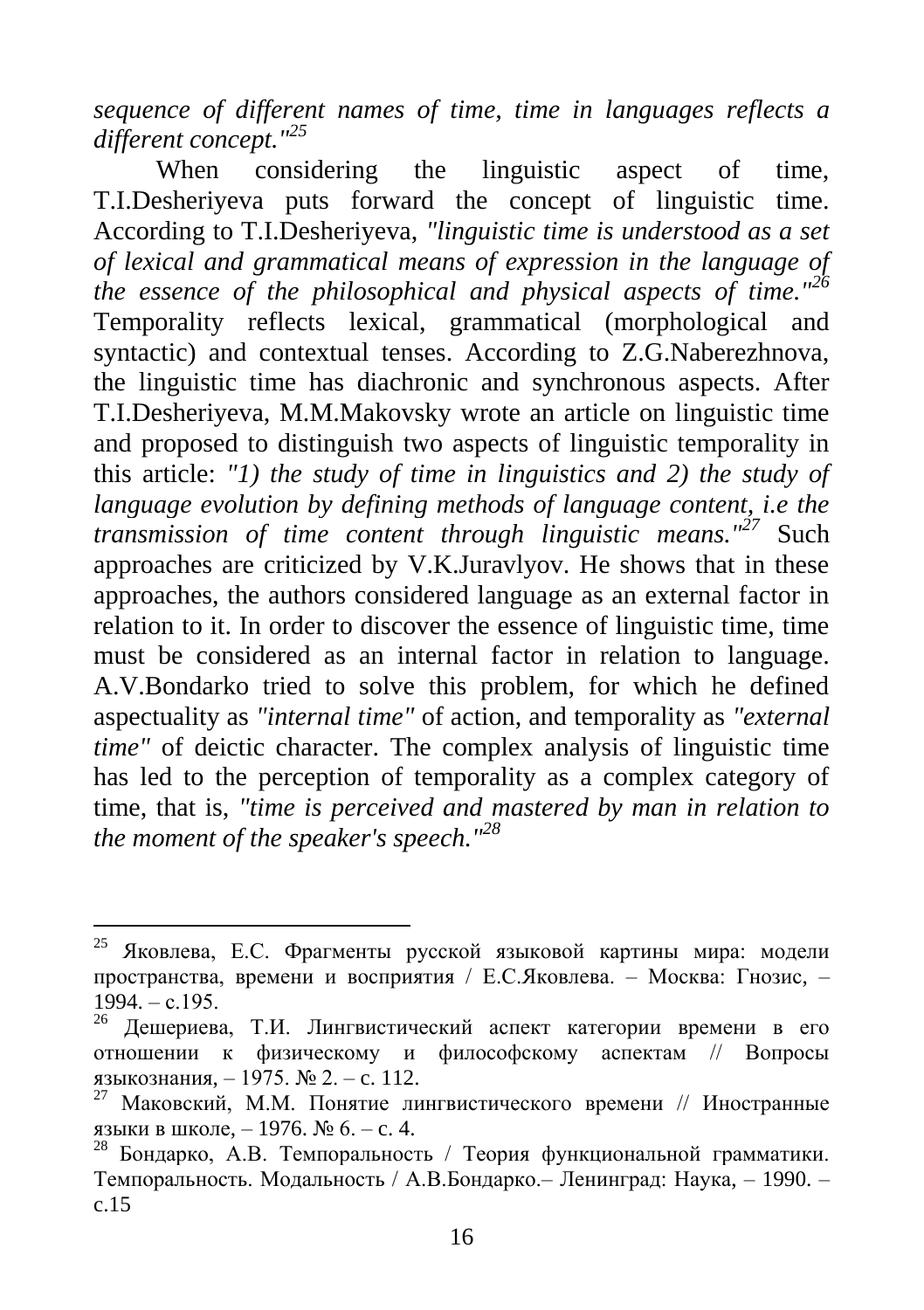*sequence of different names of time, time in languages reflects a different concept."*[25]

When considering the linguistic aspect of time, T.I.Desheriyeva puts forward the concept of linguistic time. According to T.I.Desheriyeva, *"linguistic time is understood as a set of lexical and grammatical means of expression in the language of the essence of the philosophical and physical aspects of time."*[26] Temporality reflects lexical, grammatical (morphological and syntactic) and contextual tenses. According to Z.G.Naberezhnova, the linguistic time has diachronic and synchronous aspects. After T.I.Desheriyeva, M.M.Makovsky wrote an article on linguistic time and proposed to distinguish two aspects of linguistic temporality in this article: *"1) the study of time in linguistics and 2) the study of language evolution by defining methods of language content, i.e the transmission of time content through linguistic means."*[27] Such approaches are criticized by V.K.Juravlyov. He shows that in these approaches, the authors considered language as an external factor in relation to it. In order to discover the essence of linguistic time, time must be considered as an internal factor in relation to language. A.V.Bondarko tried to solve this problem, for which he defined aspectuality as *"internal time"* of action, and temporality as *"external time"* of deictic character. The complex analysis of linguistic time has led to the perception of temporality as a complex category of time, that is, *"time is perceived and mastered by man in relation to the moment of the speaker's speech."*[28]

---

[25] Яковлева, Е.С. Фрагменты русской языковой картины мира: модели пространства, времени и восприятия / Е.С.Яковлева. – Москва: Гнозис, – 1994. – с.195.

[26] Дешериева, Т.И. Лингвистический аспект категории времени в его отношении к физическому и философскому аспектам // Вопросы языкознания, – 1975. № 2. – с. 112.

[27] Маковский, М.М. Понятие лингвистического времени // Иностранные языки в школе, – 1976. № 6. – с. 4.

[28] Бондарко, А.В. Темпоральность / Теория функциональной грамматики. Темпоральность. Модальность / А.В.Бондарко.– Ленинград: Наука, – 1990. – с.15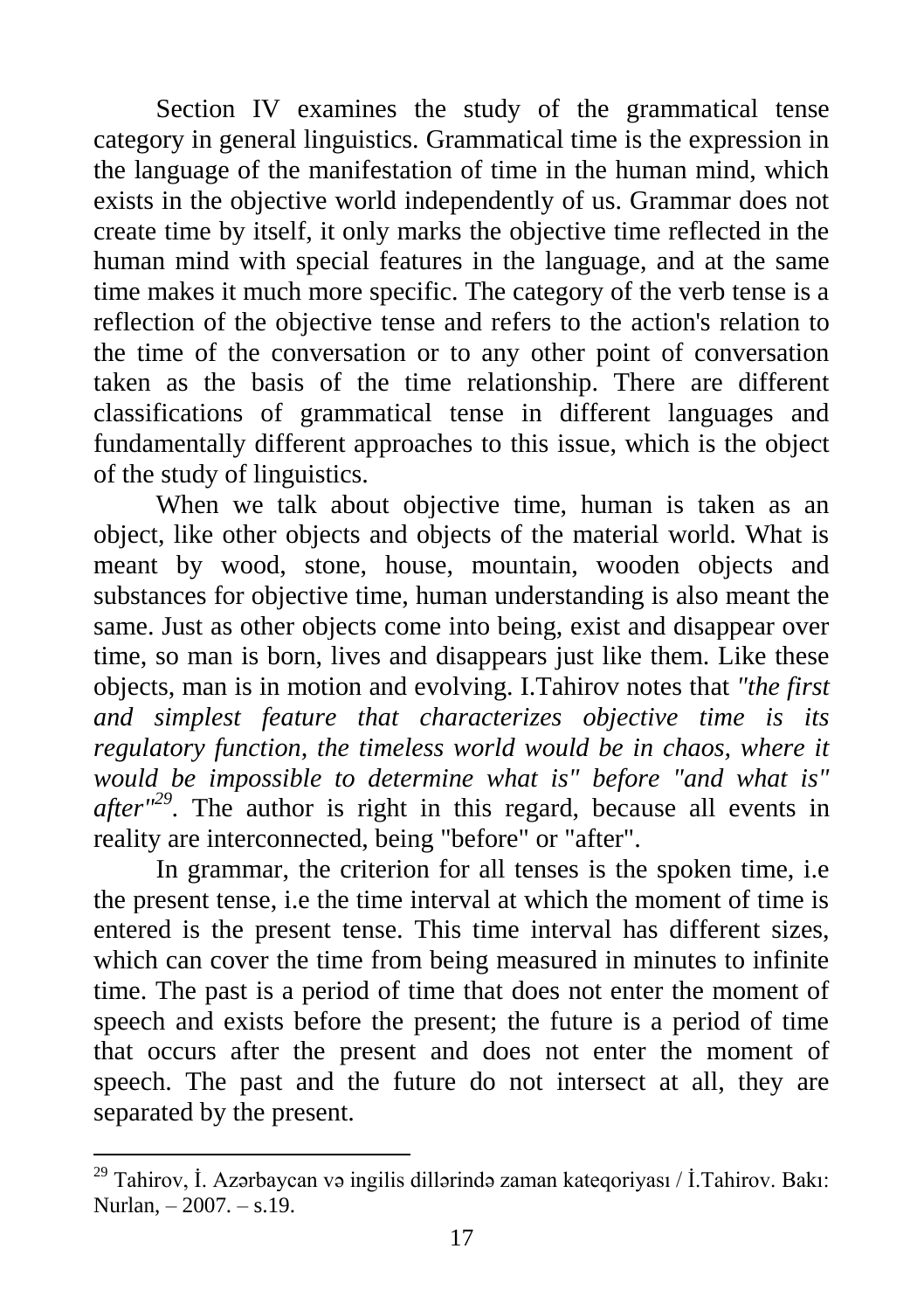Section IV examines the study of the grammatical tense category in general linguistics. Grammatical time is the expression in the language of the manifestation of time in the human mind, which exists in the objective world independently of us. Grammar does not create time by itself, it only marks the objective time reflected in the human mind with special features in the language, and at the same time makes it much more specific. The category of the verb tense is a reflection of the objective tense and refers to the action's relation to the time of the conversation or to any other point of conversation taken as the basis of the time relationship. There are different classifications of grammatical tense in different languages and fundamentally different approaches to this issue, which is the object of the study of linguistics.

When we talk about objective time, human is taken as an object, like other objects and objects of the material world. What is meant by wood, stone, house, mountain, wooden objects and substances for objective time, human understanding is also meant the same. Just as other objects come into being, exist and disappear over time, so man is born, lives and disappears just like them. Like these objects, man is in motion and evolving. I.Tahirov notes that *"the first and simplest feature that characterizes objective time is its regulatory function, the timeless world would be in chaos, where it would be impossible to determine what is" before "and what is" after"*[29]. The author is right in this regard, because all events in reality are interconnected, being "before" or "after".

In grammar, the criterion for all tenses is the spoken time, i.e the present tense, i.e the time interval at which the moment of time is entered is the present tense. This time interval has different sizes, which can cover the time from being measured in minutes to infinite time. The past is a period of time that does not enter the moment of speech and exists before the present; the future is a period of time that occurs after the present and does not enter the moment of speech. The past and the future do not intersect at all, they are separated by the present.

---

[29] Tahirov, İ. Azərbaycan və ingilis dillərində zaman kateqoriyası / İ.Tahirov. Bakı: Nurlan, – 2007. – s.19.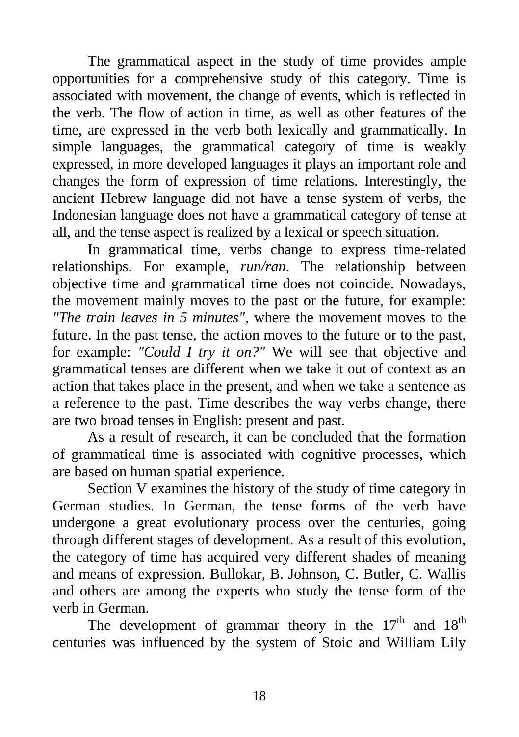The grammatical aspect in the study of time provides ample opportunities for a comprehensive study of this category. Time is associated with movement, the change of events, which is reflected in the verb. The flow of action in time, as well as other features of the time, are expressed in the verb both lexically and grammatically. In simple languages, the grammatical category of time is weakly expressed, in more developed languages it plays an important role and changes the form of expression of time relations. Interestingly, the ancient Hebrew language did not have a tense system of verbs, the Indonesian language does not have a grammatical category of tense at all, and the tense aspect is realized by a lexical or speech situation.

In grammatical time, verbs change to express time-related relationships. For example, *run/ran*. The relationship between objective time and grammatical time does not coincide. Nowadays, the movement mainly moves to the past or the future, for example: *"The train leaves in 5 minutes"*, where the movement moves to the future. In the past tense, the action moves to the future or to the past, for example: *"Could I try it on?"* We will see that objective and grammatical tenses are different when we take it out of context as an action that takes place in the present, and when we take a sentence as a reference to the past. Time describes the way verbs change, there are two broad tenses in English: present and past.

As a result of research, it can be concluded that the formation of grammatical time is associated with cognitive processes, which are based on human spatial experience.

Section V examines the history of the study of time category in German studies. In German, the tense forms of the verb have undergone a great evolutionary process over the centuries, going through different stages of development. As a result of this evolution, the category of time has acquired very different shades of meaning and means of expression. Bullokar, B. Johnson, C. Butler, C. Wallis and others are among the experts who study the tense form of the verb in German.

The development of grammar theory in the 17th and 18th centuries was influenced by the system of Stoic and William Lily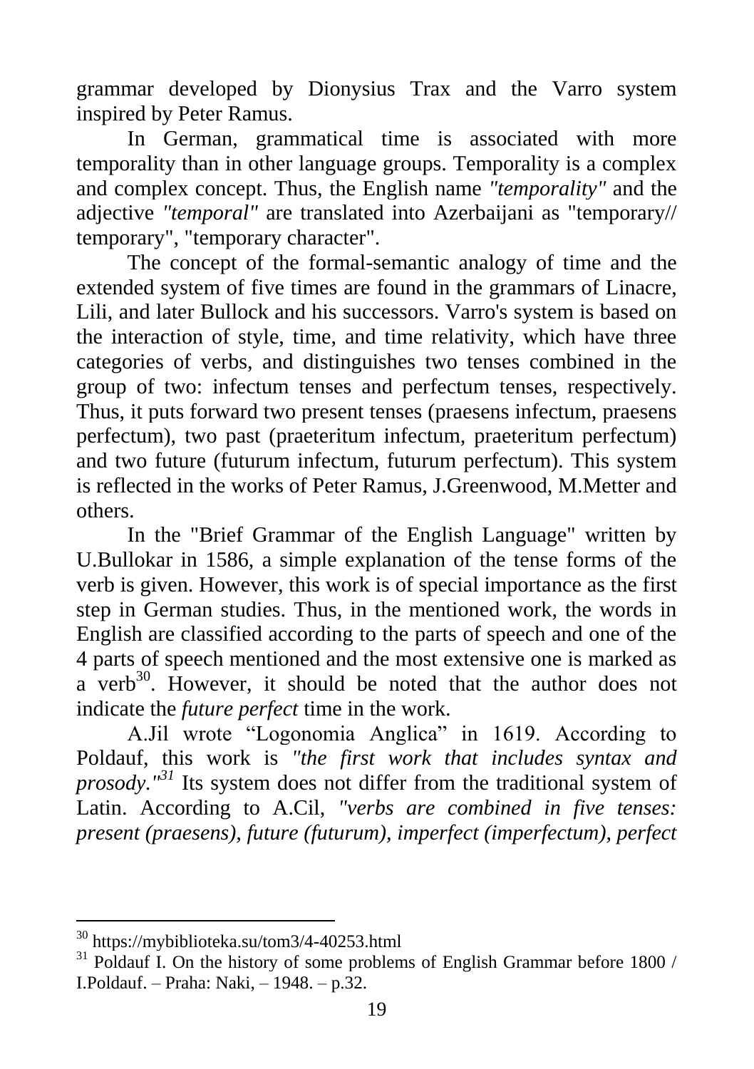grammar developed by Dionysius Trax and the Varro system inspired by Peter Ramus.

In German, grammatical time is associated with more temporality than in other language groups. Temporality is a complex and complex concept. Thus, the English name *"temporality"* and the adjective *"temporal"* are translated into Azerbaijani as "temporary// temporary", "temporary character".

The concept of the formal-semantic analogy of time and the extended system of five times are found in the grammars of Linacre, Lili, and later Bullock and his successors. Varro's system is based on the interaction of style, time, and time relativity, which have three categories of verbs, and distinguishes two tenses combined in the group of two: infectum tenses and perfectum tenses, respectively. Thus, it puts forward two present tenses (praesens infectum, praesens perfectum), two past (praeteritum infectum, praeteritum perfectum) and two future (futurum infectum, futurum perfectum). This system is reflected in the works of Peter Ramus, J.Greenwood, M.Metter and others.

In the "Brief Grammar of the English Language" written by U.Bullokar in 1586, a simple explanation of the tense forms of the verb is given. However, this work is of special importance as the first step in German studies. Thus, in the mentioned work, the words in English are classified according to the parts of speech and one of the 4 parts of speech mentioned and the most extensive one is marked as a verb[30]. However, it should be noted that the author does not indicate the *future perfect* time in the work.

A.Jil wrote "Logonomia Anglica" in 1619. According to Poldauf, this work is *"the first work that includes syntax and prosody."*[31] Its system does not differ from the traditional system of Latin. According to A.Cil, *"verbs are combined in five tenses: present (praesens), future (futurum), imperfect (imperfectum), perfect*

---

[30] https://mybiblioteka.su/tom3/4-40253.html

[31] Poldauf I. On the history of some problems of English Grammar before 1800 / I.Poldauf. – Praha: Naki, – 1948. – p.32.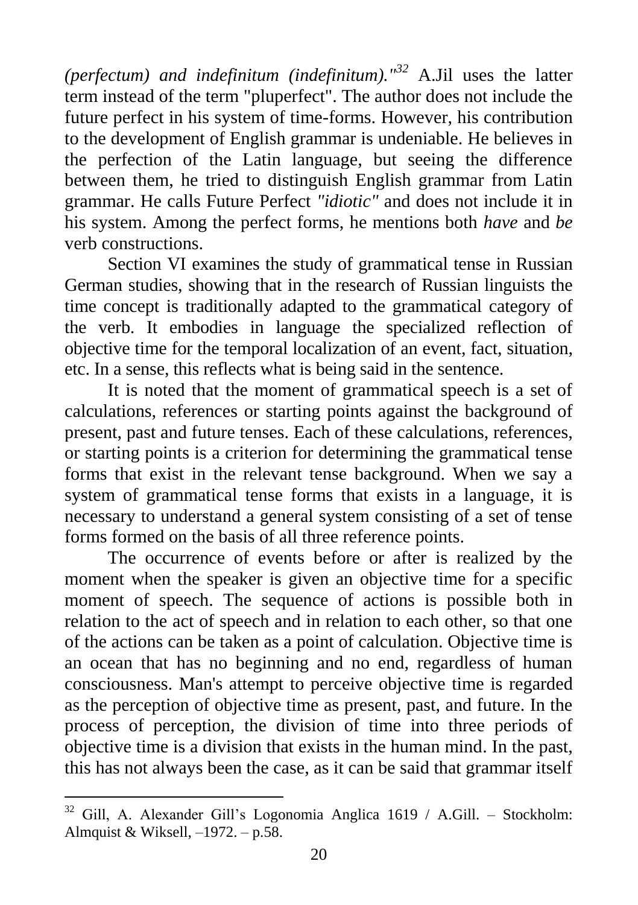*(perfectum) and indefinitum (indefinitum)."*[32] A.Jil uses the latter term instead of the term "pluperfect". The author does not include the future perfect in his system of time-forms. However, his contribution to the development of English grammar is undeniable. He believes in the perfection of the Latin language, but seeing the difference between them, he tried to distinguish English grammar from Latin grammar. He calls Future Perfect *"idiotic"* and does not include it in his system. Among the perfect forms, he mentions both *have* and *be* verb constructions.

Section VI examines the study of grammatical tense in Russian German studies, showing that in the research of Russian linguists the time concept is traditionally adapted to the grammatical category of the verb. It embodies in language the specialized reflection of objective time for the temporal localization of an event, fact, situation, etc. In a sense, this reflects what is being said in the sentence.

It is noted that the moment of grammatical speech is a set of calculations, references or starting points against the background of present, past and future tenses. Each of these calculations, references, or starting points is a criterion for determining the grammatical tense forms that exist in the relevant tense background. When we say a system of grammatical tense forms that exists in a language, it is necessary to understand a general system consisting of a set of tense forms formed on the basis of all three reference points.

The occurrence of events before or after is realized by the moment when the speaker is given an objective time for a specific moment of speech. The sequence of actions is possible both in relation to the act of speech and in relation to each other, so that one of the actions can be taken as a point of calculation. Objective time is an ocean that has no beginning and no end, regardless of human consciousness. Man's attempt to perceive objective time is regarded as the perception of objective time as present, past, and future. In the process of perception, the division of time into three periods of objective time is a division that exists in the human mind. In the past, this has not always been the case, as it can be said that grammar itself

---

[32] Gill, A. Alexander Gill's Logonomia Anglica 1619 / A.Gill. – Stockholm: Almquist & Wiksell, –1972. – p.58.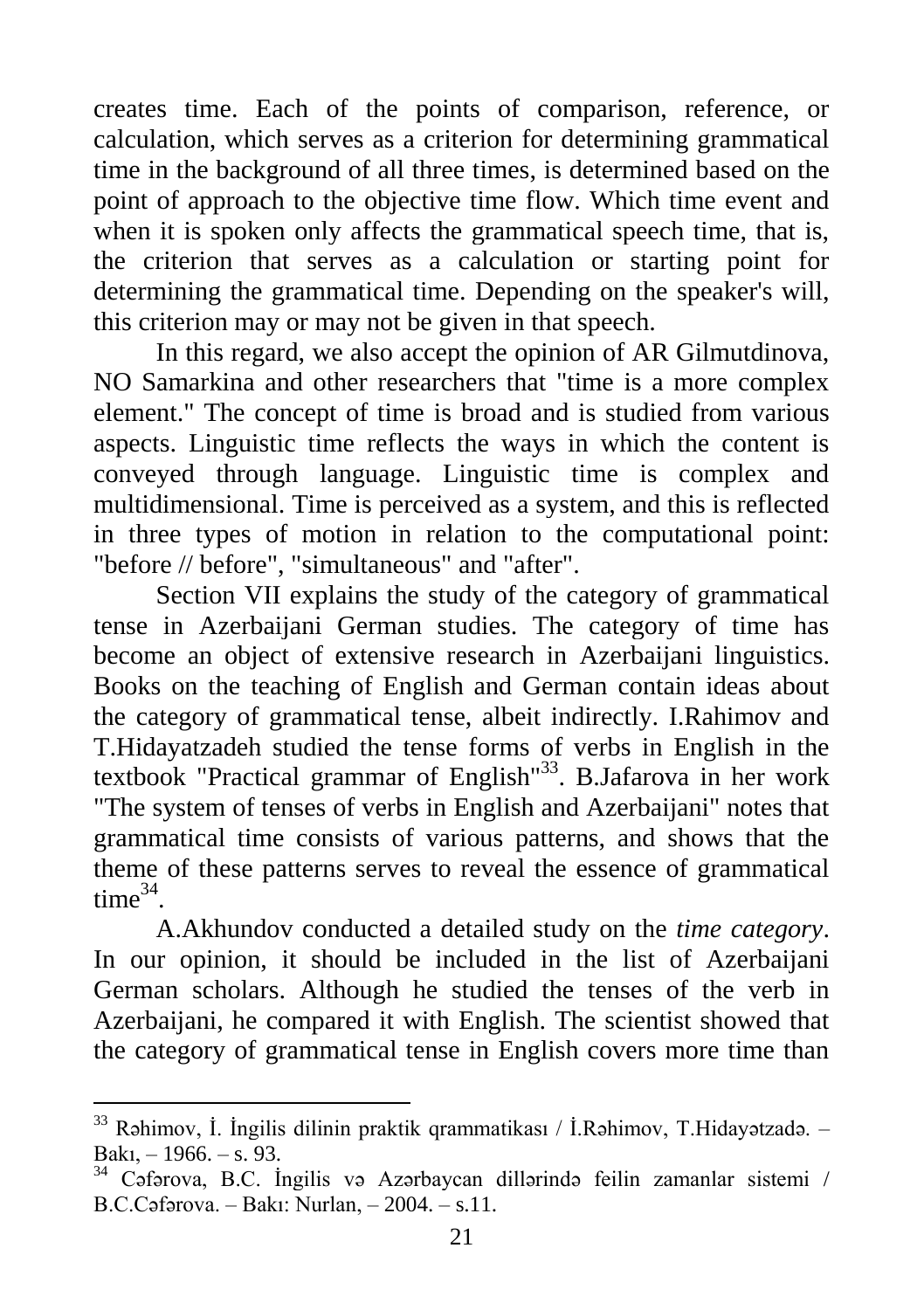creates time. Each of the points of comparison, reference, or calculation, which serves as a criterion for determining grammatical time in the background of all three times, is determined based on the point of approach to the objective time flow. Which time event and when it is spoken only affects the grammatical speech time, that is, the criterion that serves as a calculation or starting point for determining the grammatical time. Depending on the speaker's will, this criterion may or may not be given in that speech.

In this regard, we also accept the opinion of AR Gilmutdinova, NO Samarkina and other researchers that "time is a more complex element." The concept of time is broad and is studied from various aspects. Linguistic time reflects the ways in which the content is conveyed through language. Linguistic time is complex and multidimensional. Time is perceived as a system, and this is reflected in three types of motion in relation to the computational point: "before // before", "simultaneous" and "after".

Section VII explains the study of the category of grammatical tense in Azerbaijani German studies. The category of time has become an object of extensive research in Azerbaijani linguistics. Books on the teaching of English and German contain ideas about the category of grammatical tense, albeit indirectly. I.Rahimov and T.Hidayatzadeh studied the tense forms of verbs in English in the textbook "Practical grammar of English"[33]. B.Jafarova in her work "The system of tenses of verbs in English and Azerbaijani" notes that grammatical time consists of various patterns, and shows that the theme of these patterns serves to reveal the essence of grammatical time[34].

A.Akhundov conducted a detailed study on the *time category*. In our opinion, it should be included in the list of Azerbaijani German scholars. Although he studied the tenses of the verb in Azerbaijani, he compared it with English. The scientist showed that the category of grammatical tense in English covers more time than

---

[33] Rəhimov, İ. İngilis dilinin praktik qrammatikası / İ.Rəhimov, T.Hidayətzadə. – Bakı, – 1966. – s. 93.

[34] Cəfərova, B.C. İngilis və Azərbaycan dillərində feilin zamanlar sistemi / B.C.Cəfərova. – Bakı: Nurlan, – 2004. – s.11.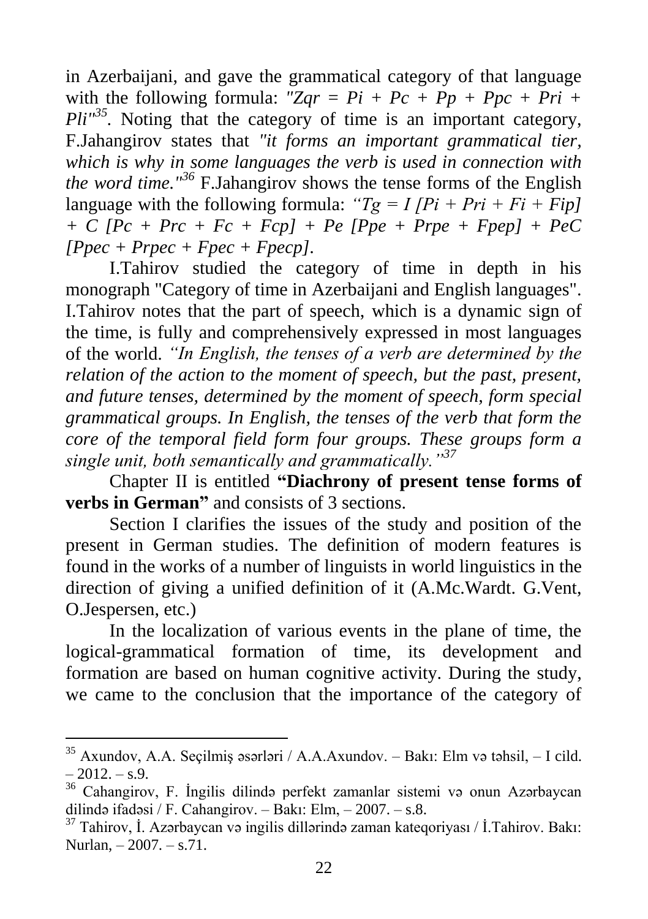in Azerbaijani, and gave the grammatical category of that language with the following formula: *"Zqr = Pi + Pc + Pp + Ppc + Pri + Pli"*[35]. Noting that the category of time is an important category, F.Jahangirov states that *"it forms an important grammatical tier, which is why in some languages the verb is used in connection with the word time."*[36] F.Jahangirov shows the tense forms of the English language with the following formula: *"Tg = I [Pi + Pri + Fi + Fip] + C [Pc + Prc + Fc + Fcp] + Pe [Ppe + Prpe + Fpep] + PeC [Ppec + Prpec + Fpec + Fpecp].*

I.Tahirov studied the category of time in depth in his monograph "Category of time in Azerbaijani and English languages". I.Tahirov notes that the part of speech, which is a dynamic sign of the time, is fully and comprehensively expressed in most languages of the world. *"In English, the tenses of a verb are determined by the relation of the action to the moment of speech, but the past, present, and future tenses, determined by the moment of speech, form special grammatical groups. In English, the tenses of the verb that form the core of the temporal field form four groups. These groups form a single unit, both semantically and grammatically."*[37]

Chapter II is entitled **"Diachrony of present tense forms of verbs in German"** and consists of 3 sections.

Section I clarifies the issues of the study and position of the present in German studies. The definition of modern features is found in the works of a number of linguists in world linguistics in the direction of giving a unified definition of it (A.Mc.Wardt. G.Vent, O.Jespersen, etc.)

In the localization of various events in the plane of time, the logical-grammatical formation of time, its development and formation are based on human cognitive activity. During the study, we came to the conclusion that the importance of the category of

---

[35] Axundov, A.A. Seçilmiş əsərləri / A.A.Axundov. – Bakı: Elm və təhsil, – I cild. – 2012. – s.9.

[36] Cahangirov, F. İngilis dilində perfekt zamanlar sistemi və onun Azərbaycan dilində ifadəsi / F. Cahangirov. – Bakı: Elm, – 2007. – s.8.

[37] Tahirov, İ. Azərbaycan və ingilis dillərində zaman kateqoriyası / İ.Tahirov. Bakı: Nurlan, – 2007. – s.71.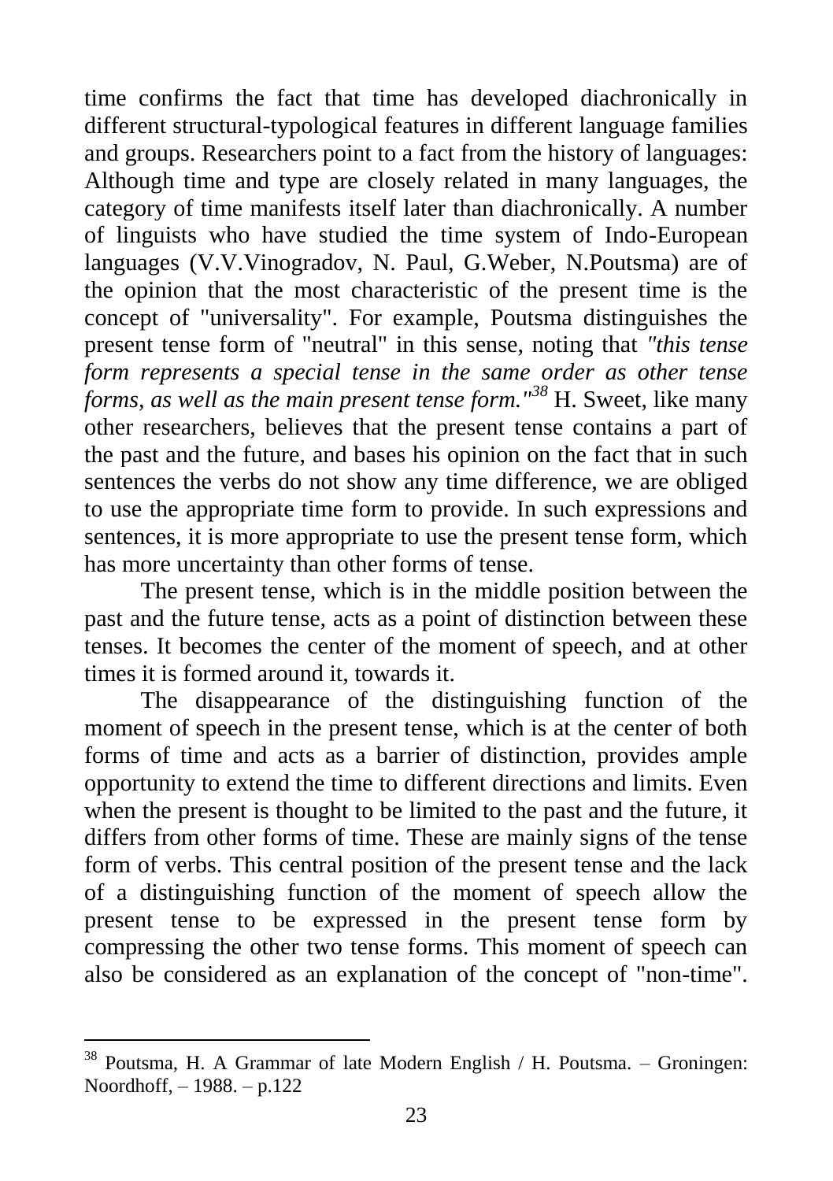time confirms the fact that time has developed diachronically in different structural-typological features in different language families and groups. Researchers point to a fact from the history of languages: Although time and type are closely related in many languages, the category of time manifests itself later than diachronically. A number of linguists who have studied the time system of Indo-European languages (V.V.Vinogradov, N. Paul, G.Weber, N.Poutsma) are of the opinion that the most characteristic of the present time is the concept of "universality". For example, Poutsma distinguishes the present tense form of "neutral" in this sense, noting that *"this tense form represents a special tense in the same order as other tense forms, as well as the main present tense form."*[38] H. Sweet, like many other researchers, believes that the present tense contains a part of the past and the future, and bases his opinion on the fact that in such sentences the verbs do not show any time difference, we are obliged to use the appropriate time form to provide. In such expressions and sentences, it is more appropriate to use the present tense form, which has more uncertainty than other forms of tense.

The present tense, which is in the middle position between the past and the future tense, acts as a point of distinction between these tenses. It becomes the center of the moment of speech, and at other times it is formed around it, towards it.

The disappearance of the distinguishing function of the moment of speech in the present tense, which is at the center of both forms of time and acts as a barrier of distinction, provides ample opportunity to extend the time to different directions and limits. Even when the present is thought to be limited to the past and the future, it differs from other forms of time. These are mainly signs of the tense form of verbs. This central position of the present tense and the lack of a distinguishing function of the moment of speech allow the present tense to be expressed in the present tense form by compressing the other two tense forms. This moment of speech can also be considered as an explanation of the concept of "non-time".

---

[38] Poutsma, H. A Grammar of late Modern English / H. Poutsma. – Groningen: Noordhoff, – 1988. – p.122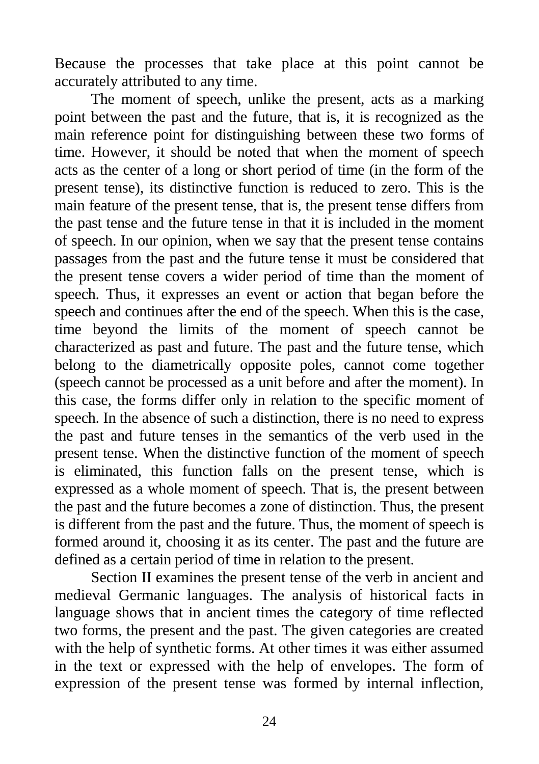Because the processes that take place at this point cannot be accurately attributed to any time.

The moment of speech, unlike the present, acts as a marking point between the past and the future, that is, it is recognized as the main reference point for distinguishing between these two forms of time. However, it should be noted that when the moment of speech acts as the center of a long or short period of time (in the form of the present tense), its distinctive function is reduced to zero. This is the main feature of the present tense, that is, the present tense differs from the past tense and the future tense in that it is included in the moment of speech. In our opinion, when we say that the present tense contains passages from the past and the future tense it must be considered that the present tense covers a wider period of time than the moment of speech. Thus, it expresses an event or action that began before the speech and continues after the end of the speech. When this is the case, time beyond the limits of the moment of speech cannot be characterized as past and future. The past and the future tense, which belong to the diametrically opposite poles, cannot come together (speech cannot be processed as a unit before and after the moment). In this case, the forms differ only in relation to the specific moment of speech. In the absence of such a distinction, there is no need to express the past and future tenses in the semantics of the verb used in the present tense. When the distinctive function of the moment of speech is eliminated, this function falls on the present tense, which is expressed as a whole moment of speech. That is, the present between the past and the future becomes a zone of distinction. Thus, the present is different from the past and the future. Thus, the moment of speech is formed around it, choosing it as its center. The past and the future are defined as a certain period of time in relation to the present.

Section II examines the present tense of the verb in ancient and medieval Germanic languages. The analysis of historical facts in language shows that in ancient times the category of time reflected two forms, the present and the past. The given categories are created with the help of synthetic forms. At other times it was either assumed in the text or expressed with the help of envelopes. The form of expression of the present tense was formed by internal inflection,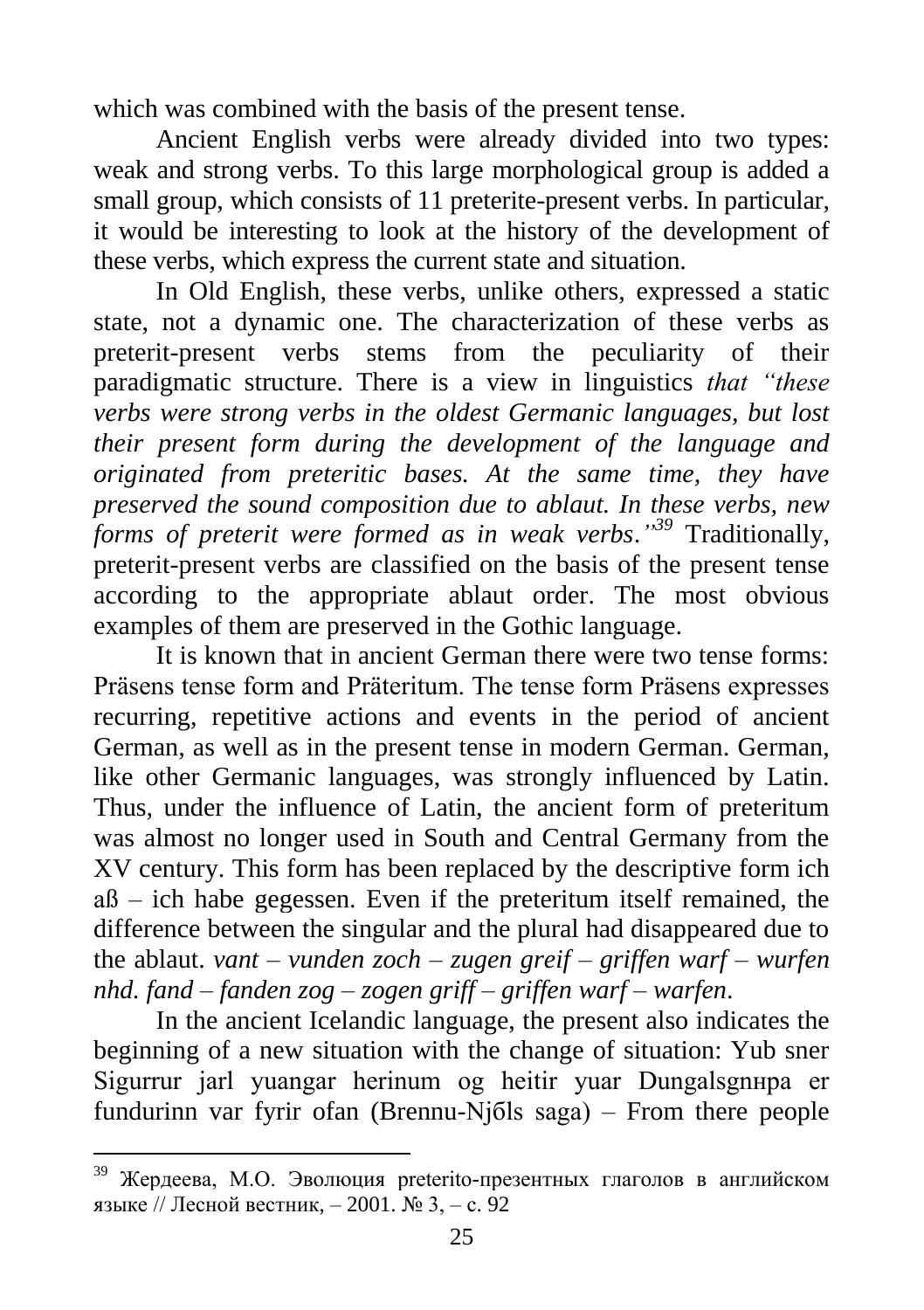which was combined with the basis of the present tense.

Ancient English verbs were already divided into two types: weak and strong verbs. To this large morphological group is added a small group, which consists of 11 preterite-present verbs. In particular, it would be interesting to look at the history of the development of these verbs, which express the current state and situation.

In Old English, these verbs, unlike others, expressed a static state, not a dynamic one. The characterization of these verbs as preterit-present verbs stems from the peculiarity of their paradigmatic structure. There is a view in linguistics *that "these verbs were strong verbs in the oldest Germanic languages, but lost their present form during the development of the language and originated from preteritic bases. At the same time, they have preserved the sound composition due to ablaut. In these verbs, new forms of preterit were formed as in weak verbs."*[39] Traditionally, preterit-present verbs are classified on the basis of the present tense according to the appropriate ablaut order. The most obvious examples of them are preserved in the Gothic language.

It is known that in ancient German there were two tense forms: Präsens tense form and Präteritum. The tense form Präsens expresses recurring, repetitive actions and events in the period of ancient German, as well as in the present tense in modern German. German, like other Germanic languages, was strongly influenced by Latin. Thus, under the influence of Latin, the ancient form of preteritum was almost no longer used in South and Central Germany from the XV century. This form has been replaced by the descriptive form ich aß – ich habe gegessen. Even if the preteritum itself remained, the difference between the singular and the plural had disappeared due to the ablaut. *vant – vunden zoch – zugen greif – griffen warf – wurfen nhd. fand – fanden zog – zogen griff – griffen warf – warfen*.

In the ancient Icelandic language, the present also indicates the beginning of a new situation with the change of situation: Yub sner Sigurrur jarl yuangar herinum og heitir yuar Dungalsgnнpa er fundurinn var fyrir ofan (Brennu-Njбls saga) – From there people

---

[39] Жердеева, М.О. Эволюция preterito-презентных глаголов в английском языке // Лесной вестник, – 2001. № 3, – с. 92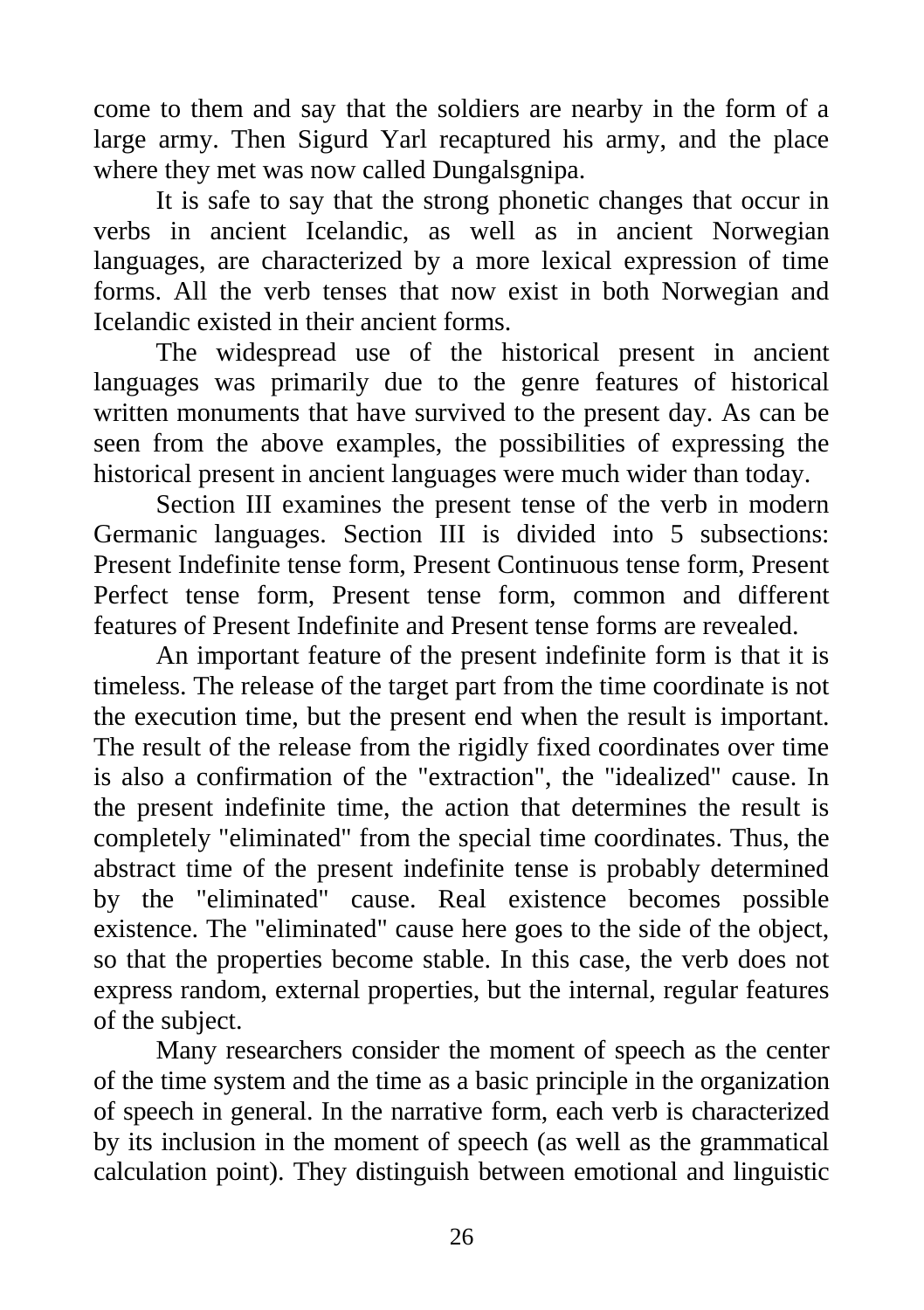come to them and say that the soldiers are nearby in the form of a large army. Then Sigurd Yarl recaptured his army, and the place where they met was now called Dungalsgnipa.

It is safe to say that the strong phonetic changes that occur in verbs in ancient Icelandic, as well as in ancient Norwegian languages, are characterized by a more lexical expression of time forms. All the verb tenses that now exist in both Norwegian and Icelandic existed in their ancient forms.

The widespread use of the historical present in ancient languages was primarily due to the genre features of historical written monuments that have survived to the present day. As can be seen from the above examples, the possibilities of expressing the historical present in ancient languages were much wider than today.

Section III examines the present tense of the verb in modern Germanic languages. Section III is divided into 5 subsections: Present Indefinite tense form, Present Continuous tense form, Present Perfect tense form, Present tense form, common and different features of Present Indefinite and Present tense forms are revealed.

An important feature of the present indefinite form is that it is timeless. The release of the target part from the time coordinate is not the execution time, but the present end when the result is important. The result of the release from the rigidly fixed coordinates over time is also a confirmation of the "extraction", the "idealized" cause. In the present indefinite time, the action that determines the result is completely "eliminated" from the special time coordinates. Thus, the abstract time of the present indefinite tense is probably determined by the "eliminated" cause. Real existence becomes possible existence. The "eliminated" cause here goes to the side of the object, so that the properties become stable. In this case, the verb does not express random, external properties, but the internal, regular features of the subject.

Many researchers consider the moment of speech as the center of the time system and the time as a basic principle in the organization of speech in general. In the narrative form, each verb is characterized by its inclusion in the moment of speech (as well as the grammatical calculation point). They distinguish between emotional and linguistic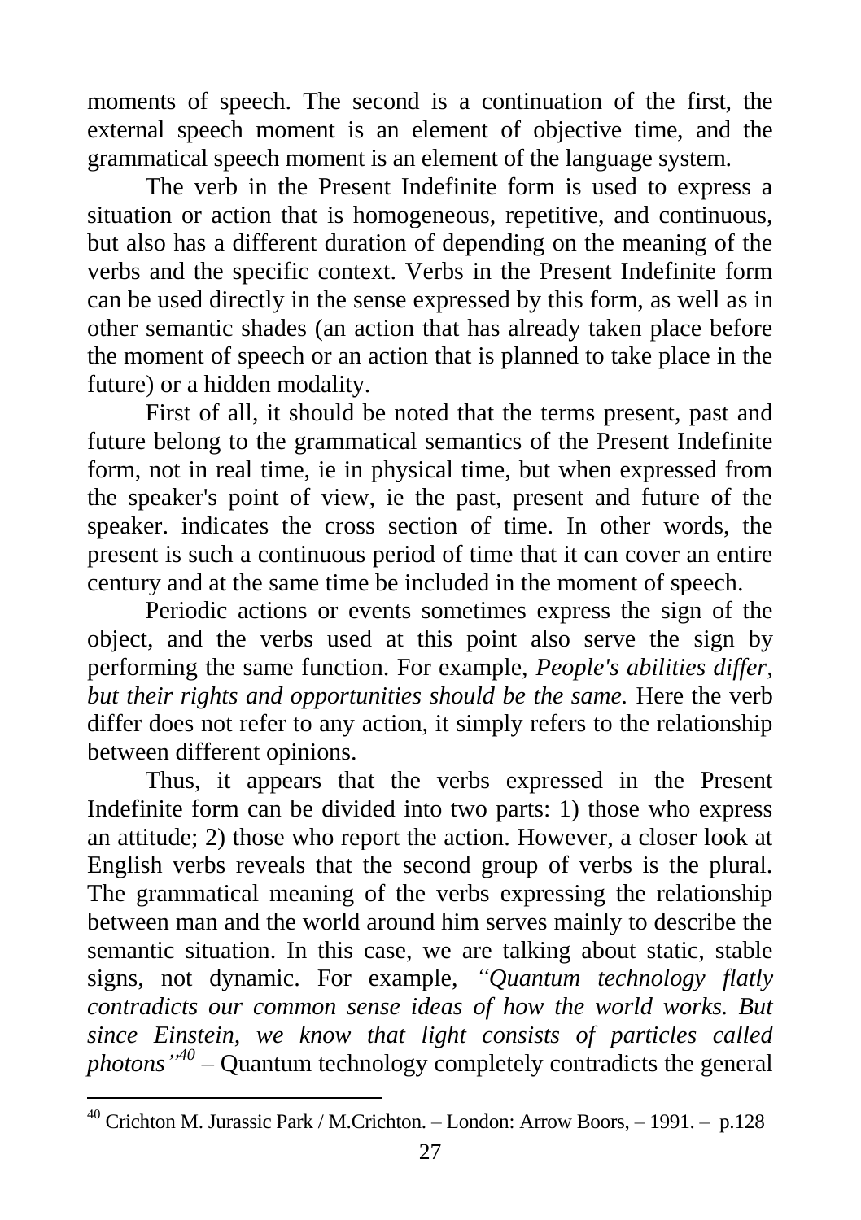moments of speech. The second is a continuation of the first, the external speech moment is an element of objective time, and the grammatical speech moment is an element of the language system.

The verb in the Present Indefinite form is used to express a situation or action that is homogeneous, repetitive, and continuous, but also has a different duration of depending on the meaning of the verbs and the specific context. Verbs in the Present Indefinite form can be used directly in the sense expressed by this form, as well as in other semantic shades (an action that has already taken place before the moment of speech or an action that is planned to take place in the future) or a hidden modality.

First of all, it should be noted that the terms present, past and future belong to the grammatical semantics of the Present Indefinite form, not in real time, ie in physical time, but when expressed from the speaker's point of view, ie the past, present and future of the speaker. indicates the cross section of time. In other words, the present is such a continuous period of time that it can cover an entire century and at the same time be included in the moment of speech.

Periodic actions or events sometimes express the sign of the object, and the verbs used at this point also serve the sign by performing the same function. For example, *People's abilities differ, but their rights and opportunities should be the same.* Here the verb differ does not refer to any action, it simply refers to the relationship between different opinions.

Thus, it appears that the verbs expressed in the Present Indefinite form can be divided into two parts: 1) those who express an attitude; 2) those who report the action. However, a closer look at English verbs reveals that the second group of verbs is the plural. The grammatical meaning of the verbs expressing the relationship between man and the world around him serves mainly to describe the semantic situation. In this case, we are talking about static, stable signs, not dynamic. For example, *"Quantum technology flatly contradicts our common sense ideas of how the world works. But since Einstein, we know that light consists of particles called photons"*[40] – Quantum technology completely contradicts the general

---

[40] Crichton M. Jurassic Park / M.Crichton. – London: Arrow Boors, – 1991. – p.128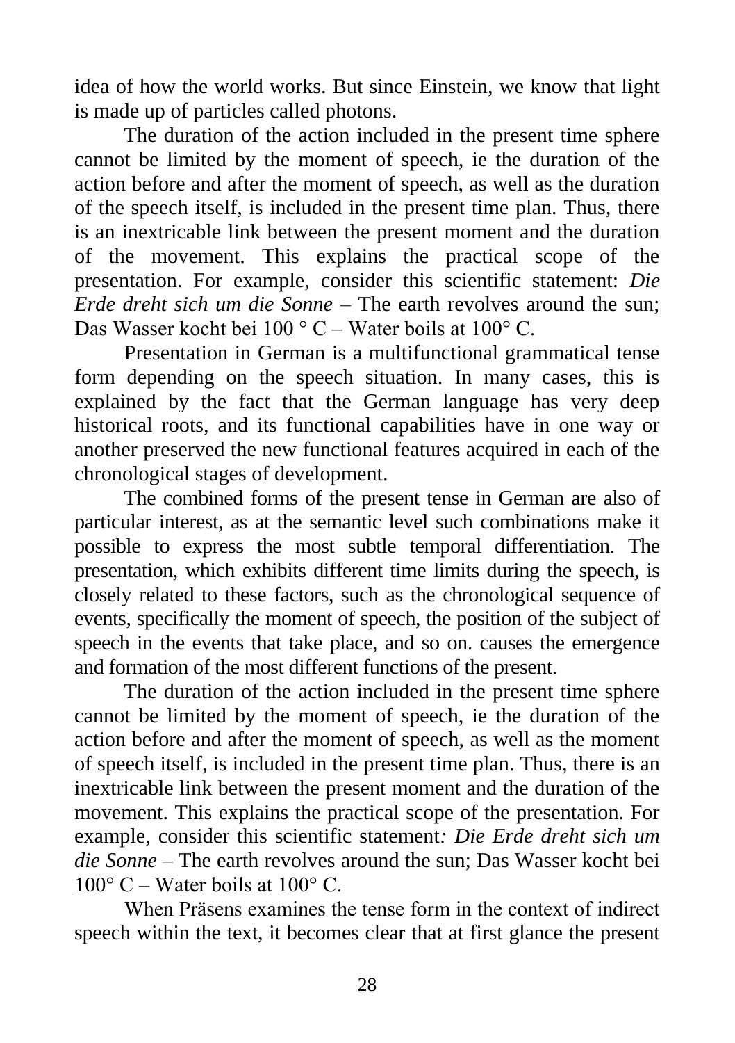idea of how the world works. But since Einstein, we know that light is made up of particles called photons.

The duration of the action included in the present time sphere cannot be limited by the moment of speech, ie the duration of the action before and after the moment of speech, as well as the duration of the speech itself, is included in the present time plan. Thus, there is an inextricable link between the present moment and the duration of the movement. This explains the practical scope of the presentation. For example, consider this scientific statement: *Die Erde dreht sich um die Sonne* – The earth revolves around the sun; Das Wasser kocht bei 100 ° C – Water boils at 100° C.

Presentation in German is a multifunctional grammatical tense form depending on the speech situation. In many cases, this is explained by the fact that the German language has very deep historical roots, and its functional capabilities have in one way or another preserved the new functional features acquired in each of the chronological stages of development.

The combined forms of the present tense in German are also of particular interest, as at the semantic level such combinations make it possible to express the most subtle temporal differentiation. The presentation, which exhibits different time limits during the speech, is closely related to these factors, such as the chronological sequence of events, specifically the moment of speech, the position of the subject of speech in the events that take place, and so on. causes the emergence and formation of the most different functions of the present.

The duration of the action included in the present time sphere cannot be limited by the moment of speech, ie the duration of the action before and after the moment of speech, as well as the moment of speech itself, is included in the present time plan. Thus, there is an inextricable link between the present moment and the duration of the movement. This explains the practical scope of the presentation. For example, consider this scientific statement*: Die Erde dreht sich um die Sonne* – The earth revolves around the sun; Das Wasser kocht bei 100° C – Water boils at 100° C.

When Präsens examines the tense form in the context of indirect speech within the text, it becomes clear that at first glance the present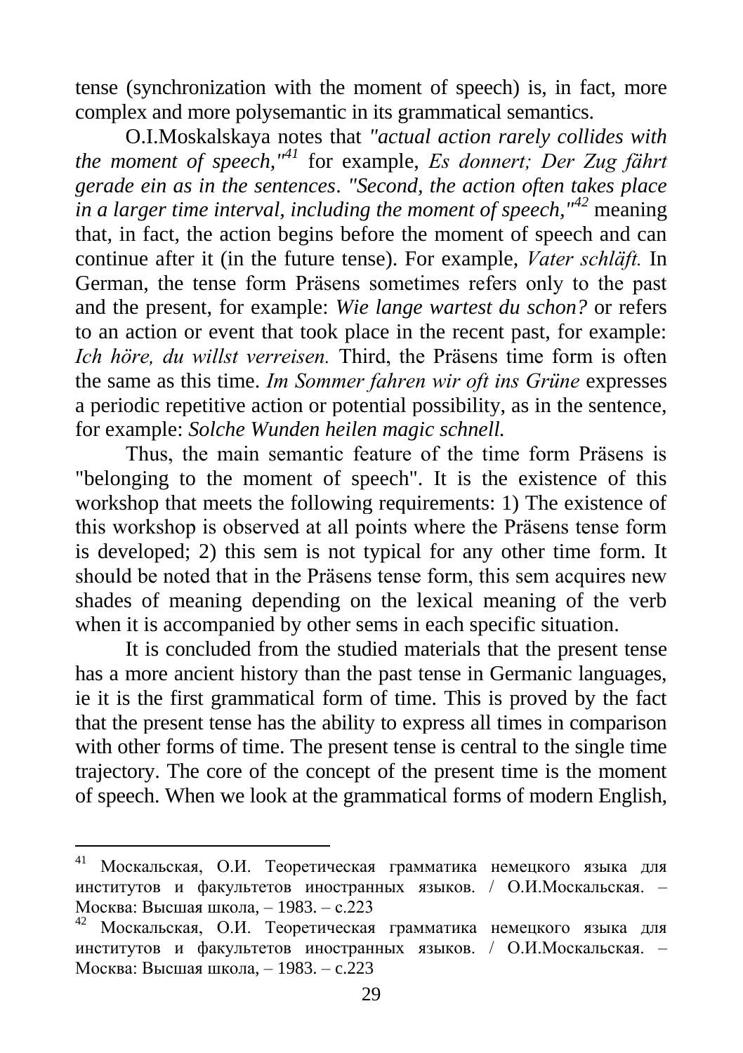tense (synchronization with the moment of speech) is, in fact, more complex and more polysemantic in its grammatical semantics.

O.I.Moskalskaya notes that *"actual action rarely collides with the moment of speech,"*[41] for example, *Es donnert; Der Zug fährt gerade ein as in the sentences*. *"Second, the action often takes place in a larger time interval, including the moment of speech,"*[42] meaning that, in fact, the action begins before the moment of speech and can continue after it (in the future tense). For example, *Vater schläft.* In German, the tense form Präsens sometimes refers only to the past and the present, for example: *Wie lange wartest du schon?* or refers to an action or event that took place in the recent past, for example: *Ich höre, du willst verreisen.* Third, the Präsens time form is often the same as this time. *Im Sommer fahren wir oft ins Grüne* expresses a periodic repetitive action or potential possibility, as in the sentence, for example: *Solche Wunden heilen magic schnell.*

Thus, the main semantic feature of the time form Präsens is "belonging to the moment of speech". It is the existence of this workshop that meets the following requirements: 1) The existence of this workshop is observed at all points where the Präsens tense form is developed; 2) this sem is not typical for any other time form. It should be noted that in the Präsens tense form, this sem acquires new shades of meaning depending on the lexical meaning of the verb when it is accompanied by other sems in each specific situation.

It is concluded from the studied materials that the present tense has a more ancient history than the past tense in Germanic languages, ie it is the first grammatical form of time. This is proved by the fact that the present tense has the ability to express all times in comparison with other forms of time. The present tense is central to the single time trajectory. The core of the concept of the present time is the moment of speech. When we look at the grammatical forms of modern English,

---

[41] Москальская, О.И. Теоретическая грамматика немецкого языка для институтов и факультетов иностранных языков. / О.И.Москальская. – Москва: Высшая школа, – 1983. – с.223

[42] Москальская, О.И. Теоретическая грамматика немецкого языка для институтов и факультетов иностранных языков. / О.И.Москальская. – Москва: Высшая школа, – 1983. – с.223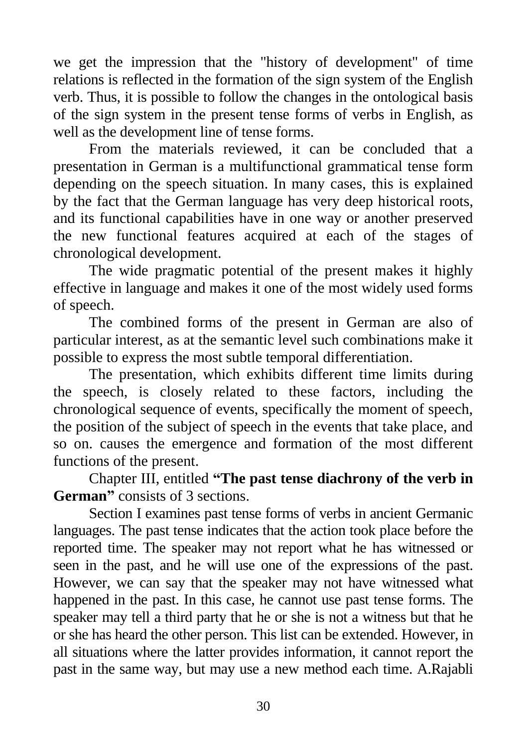we get the impression that the "history of development" of time relations is reflected in the formation of the sign system of the English verb. Thus, it is possible to follow the changes in the ontological basis of the sign system in the present tense forms of verbs in English, as well as the development line of tense forms.

From the materials reviewed, it can be concluded that a presentation in German is a multifunctional grammatical tense form depending on the speech situation. In many cases, this is explained by the fact that the German language has very deep historical roots, and its functional capabilities have in one way or another preserved the new functional features acquired at each of the stages of chronological development.

The wide pragmatic potential of the present makes it highly effective in language and makes it one of the most widely used forms of speech.

The combined forms of the present in German are also of particular interest, as at the semantic level such combinations make it possible to express the most subtle temporal differentiation.

The presentation, which exhibits different time limits during the speech, is closely related to these factors, including the chronological sequence of events, specifically the moment of speech, the position of the subject of speech in the events that take place, and so on. causes the emergence and formation of the most different functions of the present.

Chapter III, entitled **"The past tense diachrony of the verb in German"** consists of 3 sections.

Section I examines past tense forms of verbs in ancient Germanic languages. The past tense indicates that the action took place before the reported time. The speaker may not report what he has witnessed or seen in the past, and he will use one of the expressions of the past. However, we can say that the speaker may not have witnessed what happened in the past. In this case, he cannot use past tense forms. The speaker may tell a third party that he or she is not a witness but that he or she has heard the other person. This list can be extended. However, in all situations where the latter provides information, it cannot report the past in the same way, but may use a new method each time. A.Rajabli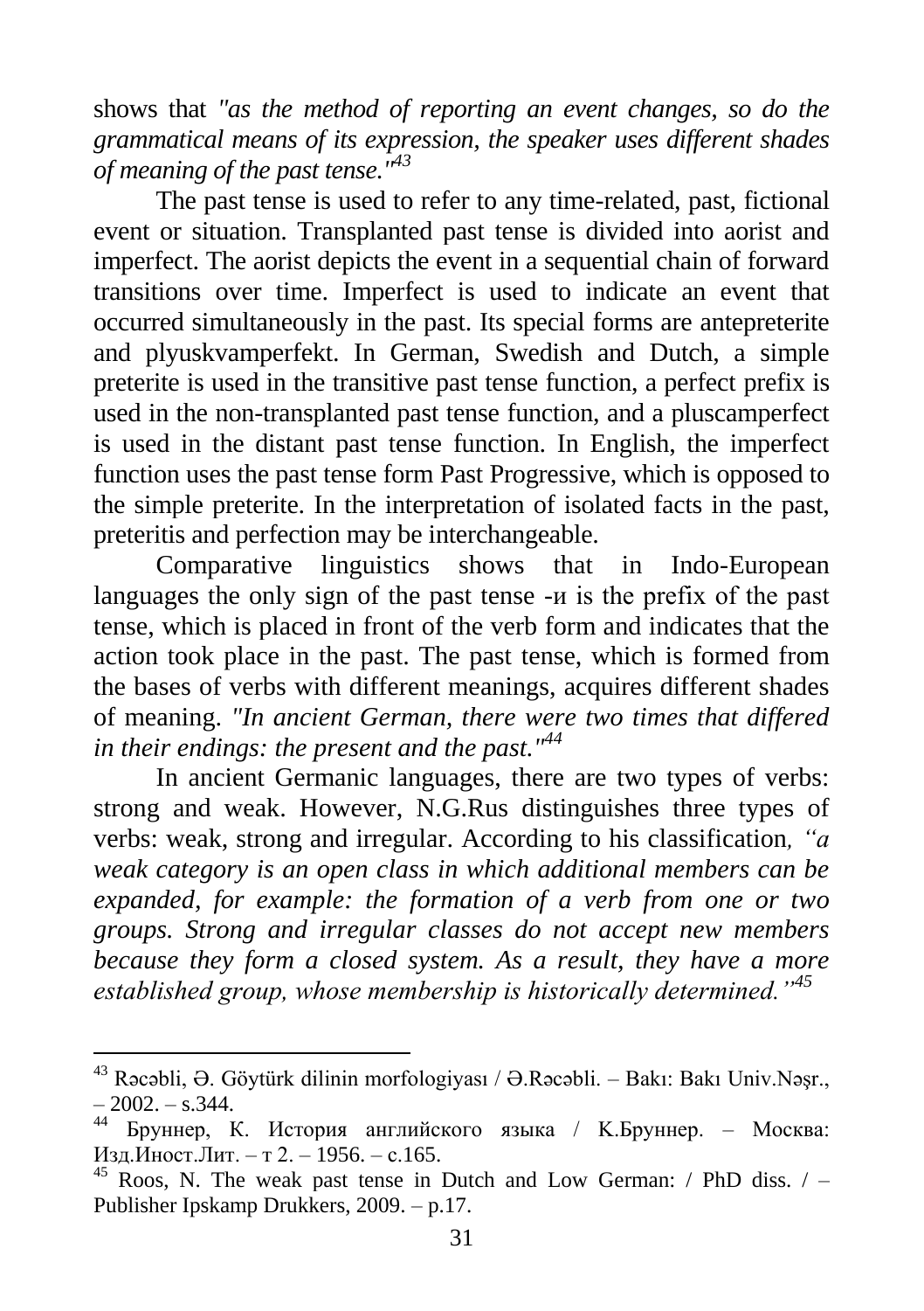shows that *"as the method of reporting an event changes, so do the grammatical means of its expression, the speaker uses different shades of meaning of the past tense."*[43]

The past tense is used to refer to any time-related, past, fictional event or situation. Transplanted past tense is divided into aorist and imperfect. The aorist depicts the event in a sequential chain of forward transitions over time. Imperfect is used to indicate an event that occurred simultaneously in the past. Its special forms are antepreterite and plyuskvamperfekt. In German, Swedish and Dutch, a simple preterite is used in the transitive past tense function, a perfect prefix is used in the non-transplanted past tense function, and a pluscamperfect is used in the distant past tense function. In English, the imperfect function uses the past tense form Past Progressive, which is opposed to the simple preterite. In the interpretation of isolated facts in the past, preteritis and perfection may be interchangeable.

Comparative linguistics shows that in Indo-European languages the only sign of the past tense -и is the prefix of the past tense, which is placed in front of the verb form and indicates that the action took place in the past. The past tense, which is formed from the bases of verbs with different meanings, acquires different shades of meaning. *"In ancient German, there were two times that differed in their endings: the present and the past."*[44]

In ancient Germanic languages, there are two types of verbs: strong and weak. However, N.G.Rus distinguishes three types of verbs: weak, strong and irregular. According to his classification*, "a weak category is an open class in which additional members can be expanded, for example: the formation of a verb from one or two groups. Strong and irregular classes do not accept new members because they form a closed system. As a result, they have a more established group, whose membership is historically determined."*[45]

---

[43] Rəcəbli, Ə. Göytürk dilinin morfologiyası / Ə.Rəcəbli. – Bakı: Bakı Univ.Nəşr., – 2002. – s.344.

[44] Бруннер, К. История английского языка / К.Бруннер. – Москва: Изд.Иност.Лит. – т 2. – 1956. – с.165.

[45] Roos, N. The weak past tense in Dutch and Low German: / PhD diss. / – Publisher Ipskamp Drukkers, 2009. – p.17.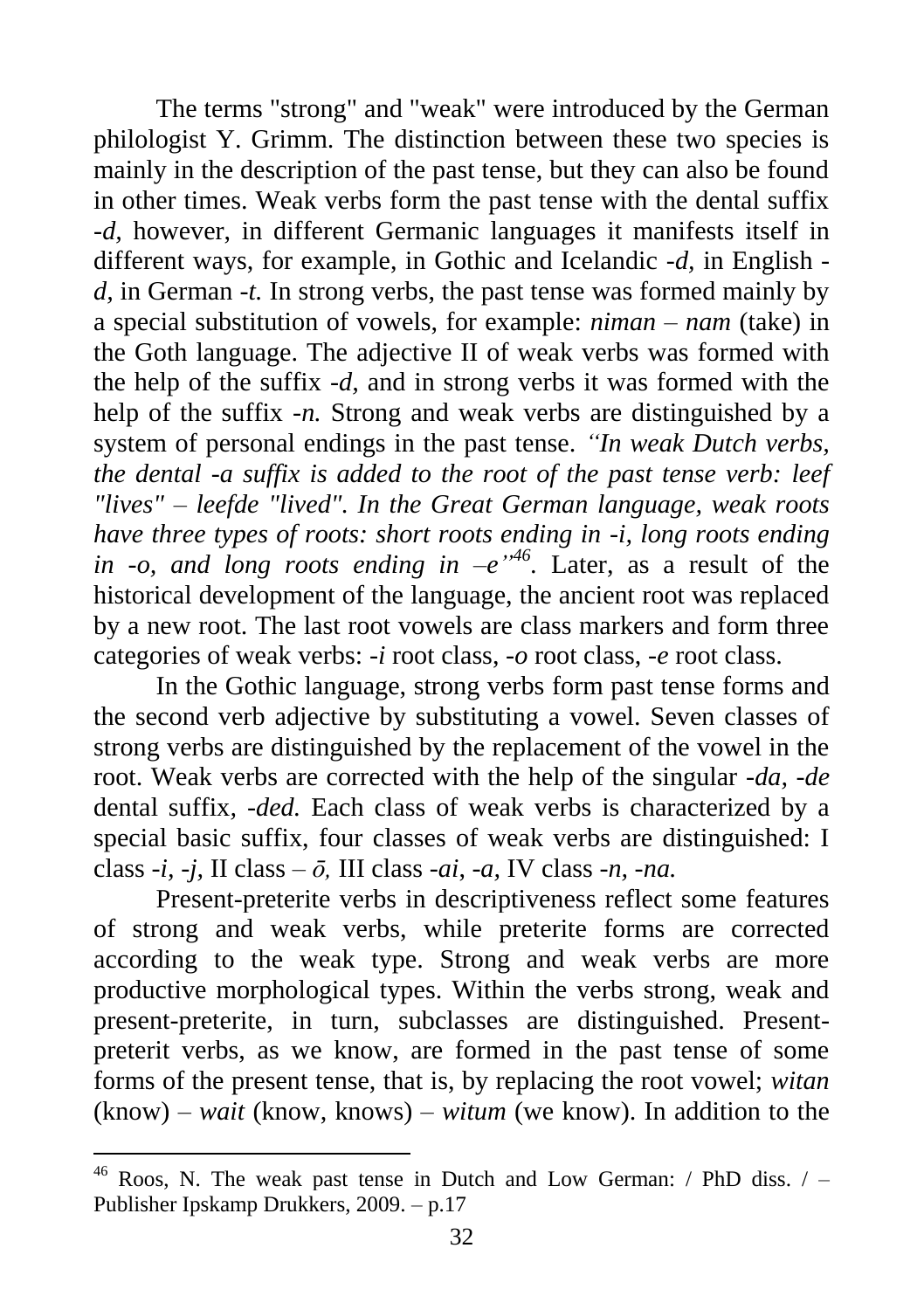The terms "strong" and "weak" were introduced by the German philologist Y. Grimm. The distinction between these two species is mainly in the description of the past tense, but they can also be found in other times. Weak verbs form the past tense with the dental suffix *-d,* however, in different Germanic languages it manifests itself in different ways, for example, in Gothic and Icelandic *-d,* in English *-d,* in German *-t.* In strong verbs, the past tense was formed mainly by a special substitution of vowels, for example: *niman – nam* (take) in the Goth language. The adjective II of weak verbs was formed with the help of the suffix *-d,* and in strong verbs it was formed with the help of the suffix *-n.* Strong and weak verbs are distinguished by a system of personal endings in the past tense. *"In weak Dutch verbs, the dental -a suffix is added to the root of the past tense verb: leef "lives" – leefde "lived". In the Great German language, weak roots have three types of roots: short roots ending in -i, long roots ending in -o, and long roots ending in –e"*[46]. Later, as a result of the historical development of the language, the ancient root was replaced by a new root. The last root vowels are class markers and form three categories of weak verbs: *-i* root class, *-o* root class, *-e* root class.

In the Gothic language, strong verbs form past tense forms and the second verb adjective by substituting a vowel. Seven classes of strong verbs are distinguished by the replacement of the vowel in the root. Weak verbs are corrected with the help of the singular *-da, -de* dental suffix, *-ded.* Each class of weak verbs is characterized by a special basic suffix, four classes of weak verbs are distinguished: I class *-i, -j,* II class – *ō,* III class *-ai, -a,* IV class *-n, -na.*

Present-preterite verbs in descriptiveness reflect some features of strong and weak verbs, while preterite forms are corrected according to the weak type. Strong and weak verbs are more productive morphological types. Within the verbs strong, weak and present-preterite, in turn, subclasses are distinguished. Present-preterit verbs, as we know, are formed in the past tense of some forms of the present tense, that is, by replacing the root vowel; *witan* (know) – *wait* (know, knows) – *witum* (we know). In addition to the

---

[46] Roos, N. The weak past tense in Dutch and Low German: / PhD diss. / – Publisher Ipskamp Drukkers, 2009. – p.17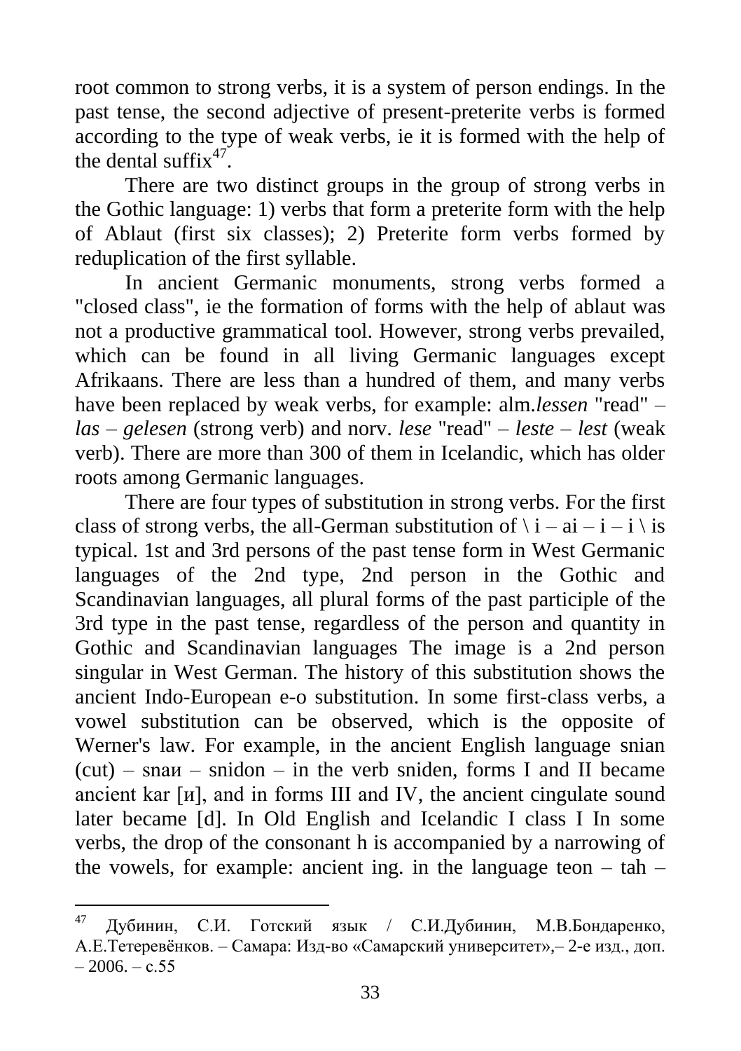root common to strong verbs, it is a system of person endings. In the past tense, the second adjective of present-preterite verbs is formed according to the type of weak verbs, ie it is formed with the help of the dental suffix[47].

There are two distinct groups in the group of strong verbs in the Gothic language: 1) verbs that form a preterite form with the help of Ablaut (first six classes); 2) Preterite form verbs formed by reduplication of the first syllable.

In ancient Germanic monuments, strong verbs formed a "closed class", ie the formation of forms with the help of ablaut was not a productive grammatical tool. However, strong verbs prevailed, which can be found in all living Germanic languages except Afrikaans. There are less than a hundred of them, and many verbs have been replaced by weak verbs, for example: alm.*lessen* "read" – *las* – *gelesen* (strong verb) and norv. *lese* "read" – *leste* – *lest* (weak verb). There are more than 300 of them in Icelandic, which has older roots among Germanic languages.

There are four types of substitution in strong verbs. For the first class of strong verbs, the all-German substitution of \ i – ai – i – i \ is typical. 1st and 3rd persons of the past tense form in West Germanic languages of the 2nd type, 2nd person in the Gothic and Scandinavian languages, all plural forms of the past participle of the 3rd type in the past tense, regardless of the person and quantity in Gothic and Scandinavian languages The image is a 2nd person singular in West German. The history of this substitution shows the ancient Indo-European e-o substitution. In some first-class verbs, a vowel substitution can be observed, which is the opposite of Werner's law. For example, in the ancient English language snian (cut) – snaи – snidon – in the verb sniden, forms I and II became ancient kar [и], and in forms III and IV, the ancient cingulate sound later became [d]. In Old English and Icelandic I class I In some verbs, the drop of the consonant h is accompanied by a narrowing of the vowels, for example: ancient ing. in the language teon – tah –

---

[47] Дубинин, С.И. Готский язык / С.И.Дубинин, М.В.Бондаренко, А.Е.Тетеревёнков. – Самара: Изд-во «Самарский университет»,– 2-е изд., доп. – 2006. – с.55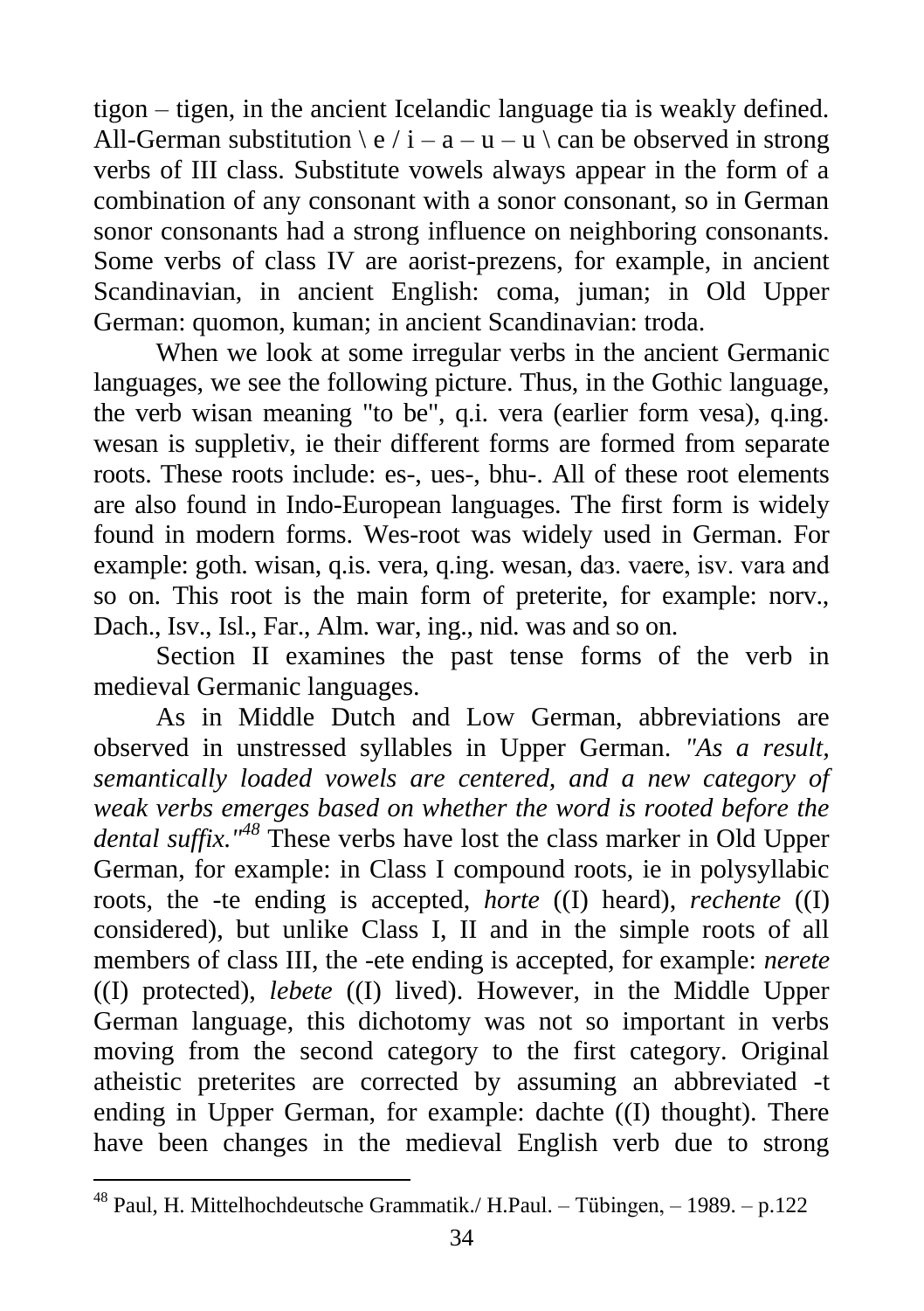tigon – tigen, in the ancient Icelandic language tia is weakly defined. All-German substitution \ e / i – a – u – u \ can be observed in strong verbs of III class. Substitute vowels always appear in the form of a combination of any consonant with a sonor consonant, so in German sonor consonants had a strong influence on neighboring consonants. Some verbs of class IV are aorist-prezens, for example, in ancient Scandinavian, in ancient English: coma, juman; in Old Upper German: quomon, kuman; in ancient Scandinavian: troda.

When we look at some irregular verbs in the ancient Germanic languages, we see the following picture. Thus, in the Gothic language, the verb wisan meaning "to be", q.i. vera (earlier form vesa), q.ing. wesan is suppletiv, ie their different forms are formed from separate roots. These roots include: es-, ues-, bhu-. All of these root elements are also found in Indo-European languages. The first form is widely found in modern forms. Wes-root was widely used in German. For example: goth. wisan, q.is. vera, q.ing. wesan, daз. vaere, isv. vara and so on. This root is the main form of preterite, for example: norv., Dach., Isv., Isl., Far., Alm. war, ing., nid. was and so on.

Section II examines the past tense forms of the verb in medieval Germanic languages.

As in Middle Dutch and Low German, abbreviations are observed in unstressed syllables in Upper German. *"As a result, semantically loaded vowels are centered, and a new category of weak verbs emerges based on whether the word is rooted before the dental suffix."*[48] These verbs have lost the class marker in Old Upper German, for example: in Class I compound roots, ie in polysyllabic roots, the -te ending is accepted, *horte* ((I) heard), *rechente* ((I) considered), but unlike Class I, II and in the simple roots of all members of class III, the -ete ending is accepted, for example: *nerete* ((I) protected), *lebete* ((I) lived). However, in the Middle Upper German language, this dichotomy was not so important in verbs moving from the second category to the first category. Original atheistic preterites are corrected by assuming an abbreviated -t ending in Upper German, for example: dachte ((I) thought). There have been changes in the medieval English verb due to strong

[48] Paul, H. Mittelhochdeutsche Grammatik./ H.Paul. – Tübingen, – 1989. – p.122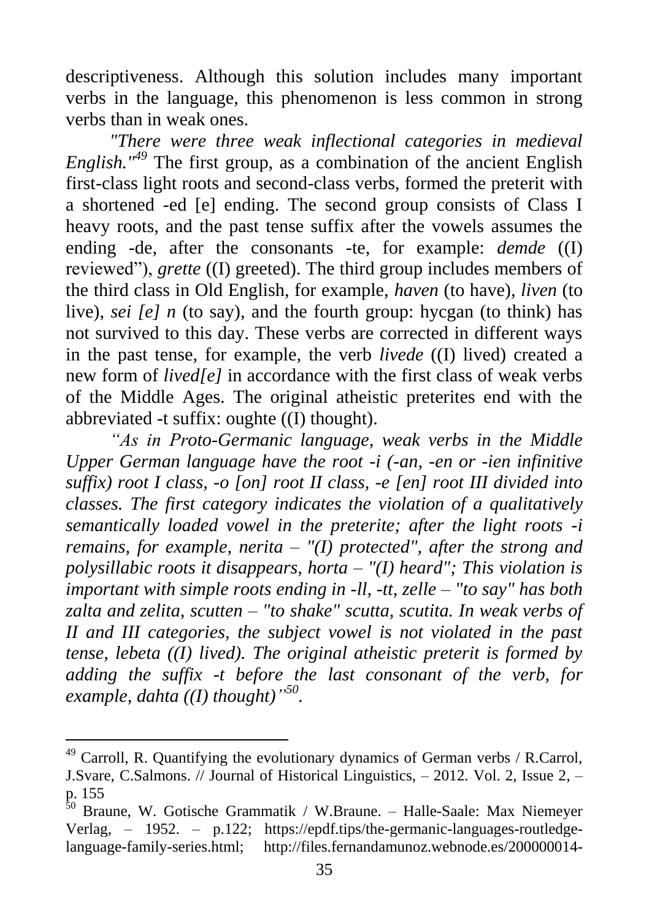descriptiveness. Although this solution includes many important verbs in the language, this phenomenon is less common in strong verbs than in weak ones.

*"There were three weak inflectional categories in medieval English."*[49] The first group, as a combination of the ancient English first-class light roots and second-class verbs, formed the preterit with a shortened -ed [e] ending. The second group consists of Class I heavy roots, and the past tense suffix after the vowels assumes the ending -de, after the consonants -te, for example: *demde* ((I) reviewed"), *grette* ((I) greeted). The third group includes members of the third class in Old English, for example, *haven* (to have), *liven* (to live), *sei [e] n* (to say), and the fourth group: hycgan (to think) has not survived to this day. These verbs are corrected in different ways in the past tense, for example, the verb *livede* ((I) lived) created a new form of *lived[e]* in accordance with the first class of weak verbs of the Middle Ages. The original atheistic preterites end with the abbreviated -t suffix: oughte ((I) thought).

*"As in Proto-Germanic language, weak verbs in the Middle Upper German language have the root -i (-an, -en or -ien infinitive suffix) root I class, -o [on] root II class, -e [en] root III divided into classes. The first category indicates the violation of a qualitatively semantically loaded vowel in the preterite; after the light roots -i remains, for example, nerita – "(I) protected", after the strong and polysillabic roots it disappears, horta – "(I) heard"; This violation is important with simple roots ending in -ll, -tt, zelle – "to say" has both zalta and zelita, scutten – "to shake" scutta, scutita. In weak verbs of II and III categories, the subject vowel is not violated in the past tense, lebeta ((I) lived). The original atheistic preterit is formed by adding the suffix -t before the last consonant of the verb, for example, dahta ((I) thought)"*[50].

---

[49] Carroll, R. Quantifying the evolutionary dynamics of German verbs / R.Carrol, J.Svare, C.Salmons. // Journal of Historical Linguistics, – 2012. Vol. 2, Issue 2, – p. 155

[50] Braune, W. Gotische Grammatik / W.Braune. – Halle-Saale: Max Niemeyer Verlag, – 1952. – p.122; https://epdf.tips/the-germanic-languages-routledge-language-family-series.html; http://files.fernandamunoz.webnode.es/200000014-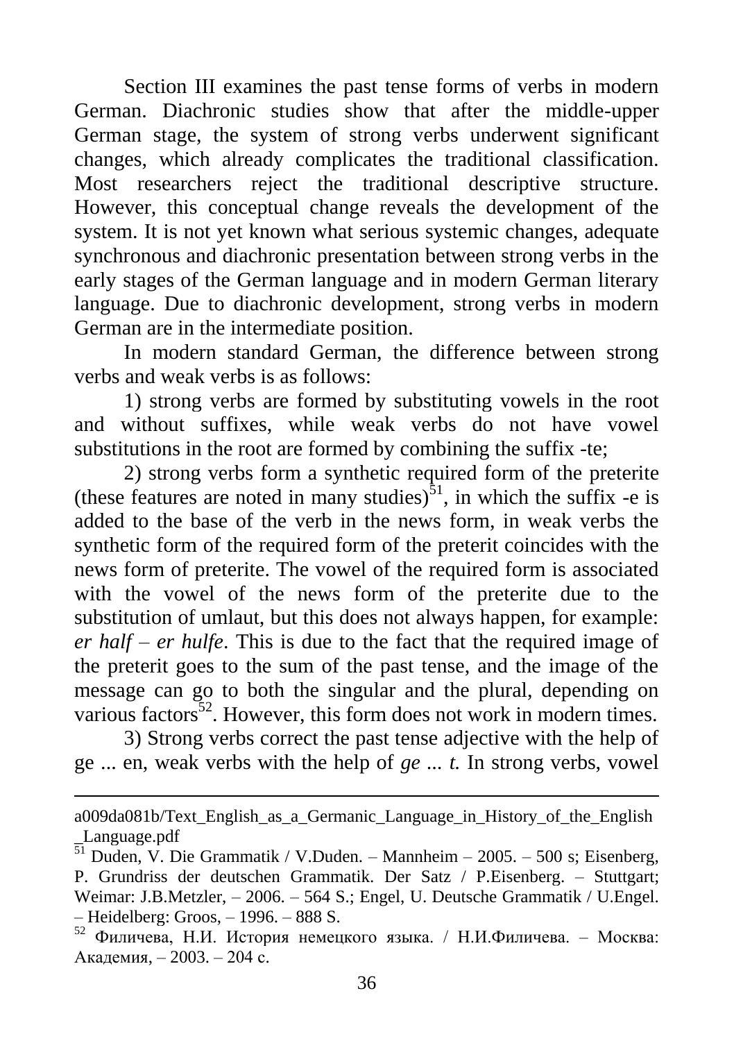Section III examines the past tense forms of verbs in modern German. Diachronic studies show that after the middle-upper German stage, the system of strong verbs underwent significant changes, which already complicates the traditional classification. Most researchers reject the traditional descriptive structure. However, this conceptual change reveals the development of the system. It is not yet known what serious systemic changes, adequate synchronous and diachronic presentation between strong verbs in the early stages of the German language and in modern German literary language. Due to diachronic development, strong verbs in modern German are in the intermediate position.

In modern standard German, the difference between strong verbs and weak verbs is as follows:

1) strong verbs are formed by substituting vowels in the root and without suffixes, while weak verbs do not have vowel substitutions in the root are formed by combining the suffix -te;

2) strong verbs form a synthetic required form of the preterite (these features are noted in many studies)[51], in which the suffix -e is added to the base of the verb in the news form, in weak verbs the synthetic form of the required form of the preterit coincides with the news form of preterite. The vowel of the required form is associated with the vowel of the news form of the preterite due to the substitution of umlaut, but this does not always happen, for example: *er half – er hulfe*. This is due to the fact that the required image of the preterit goes to the sum of the past tense, and the image of the message can go to both the singular and the plural, depending on various factors[52]. However, this form does not work in modern times.

3) Strong verbs correct the past tense adjective with the help of ge ... en, weak verbs with the help of *ge ... t.* In strong verbs, vowel

---

a009da081b/Text_English_as_a_Germanic_Language_in_History_of_the_English_Language.pdf

[51] Duden, V. Die Grammatik / V.Duden. – Mannheim – 2005. – 500 s; Eisenberg, P. Grundriss der deutschen Grammatik. Der Satz / P.Eisenberg. – Stuttgart; Weimar: J.B.Metzler, – 2006. – 564 S.; Engel, U. Deutsche Grammatik / U.Engel. – Heidelberg: Groos, – 1996. – 888 S.

[52] Филичева, Н.И. История немецкого языка. / Н.И.Филичева. – Москва: Академия, – 2003. – 204 с.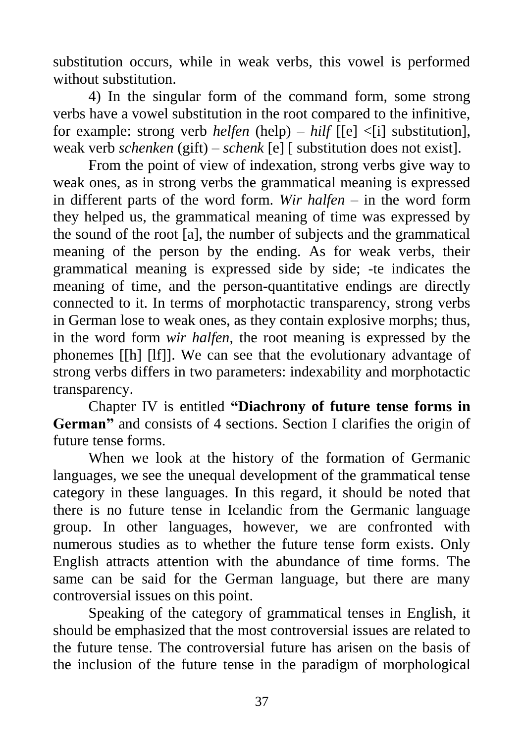substitution occurs, while in weak verbs, this vowel is performed without substitution.

4) In the singular form of the command form, some strong verbs have a vowel substitution in the root compared to the infinitive, for example: strong verb *helfen* (help) – *hilf* [[e] <[i] substitution], weak verb *schenken* (gift) – *schenk* [e] [ substitution does not exist].

From the point of view of indexation, strong verbs give way to weak ones, as in strong verbs the grammatical meaning is expressed in different parts of the word form. *Wir halfen* – in the word form they helped us, the grammatical meaning of time was expressed by the sound of the root [a], the number of subjects and the grammatical meaning of the person by the ending. As for weak verbs, their grammatical meaning is expressed side by side; -te indicates the meaning of time, and the person-quantitative endings are directly connected to it. In terms of morphotactic transparency, strong verbs in German lose to weak ones, as they contain explosive morphs; thus, in the word form *wir halfen*, the root meaning is expressed by the phonemes [[h] [lf]]. We can see that the evolutionary advantage of strong verbs differs in two parameters: indexability and morphotactic transparency.

Chapter IV is entitled **"Diachrony of future tense forms in German"** and consists of 4 sections. Section I clarifies the origin of future tense forms.

When we look at the history of the formation of Germanic languages, we see the unequal development of the grammatical tense category in these languages. In this regard, it should be noted that there is no future tense in Icelandic from the Germanic language group. In other languages, however, we are confronted with numerous studies as to whether the future tense form exists. Only English attracts attention with the abundance of time forms. The same can be said for the German language, but there are many controversial issues on this point.

Speaking of the category of grammatical tenses in English, it should be emphasized that the most controversial issues are related to the future tense. The controversial future has arisen on the basis of the inclusion of the future tense in the paradigm of morphological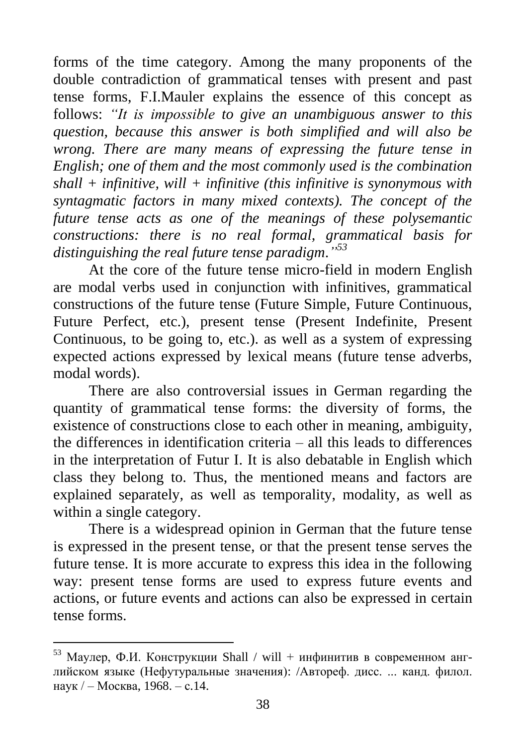forms of the time category. Among the many proponents of the double contradiction of grammatical tenses with present and past tense forms, F.I.Mauler explains the essence of this concept as follows: *"It is impossible to give an unambiguous answer to this question, because this answer is both simplified and will also be wrong. There are many means of expressing the future tense in English; one of them and the most commonly used is the combination shall + infinitive, will + infinitive (this infinitive is synonymous with syntagmatic factors in many mixed contexts). The concept of the future tense acts as one of the meanings of these polysemantic constructions: there is no real formal, grammatical basis for distinguishing the real future tense paradigm."*[53]

At the core of the future tense micro-field in modern English are modal verbs used in conjunction with infinitives, grammatical constructions of the future tense (Future Simple, Future Continuous, Future Perfect, etc.), present tense (Present Indefinite, Present Continuous, to be going to, etc.). as well as a system of expressing expected actions expressed by lexical means (future tense adverbs, modal words).

There are also controversial issues in German regarding the quantity of grammatical tense forms: the diversity of forms, the existence of constructions close to each other in meaning, ambiguity, the differences in identification criteria – all this leads to differences in the interpretation of Futur I. It is also debatable in English which class they belong to. Thus, the mentioned means and factors are explained separately, as well as temporality, modality, as well as within a single category.

There is a widespread opinion in German that the future tense is expressed in the present tense, or that the present tense serves the future tense. It is more accurate to express this idea in the following way: present tense forms are used to express future events and actions, or future events and actions can also be expressed in certain tense forms.

---

[53] Маулер, Ф.И. Конструкции Shall / will + инфинитив в современном английском языке (Нефутуральные значения): /Автореф. дисс. ... канд. филол. наук / – Москва, 1968. – с.14.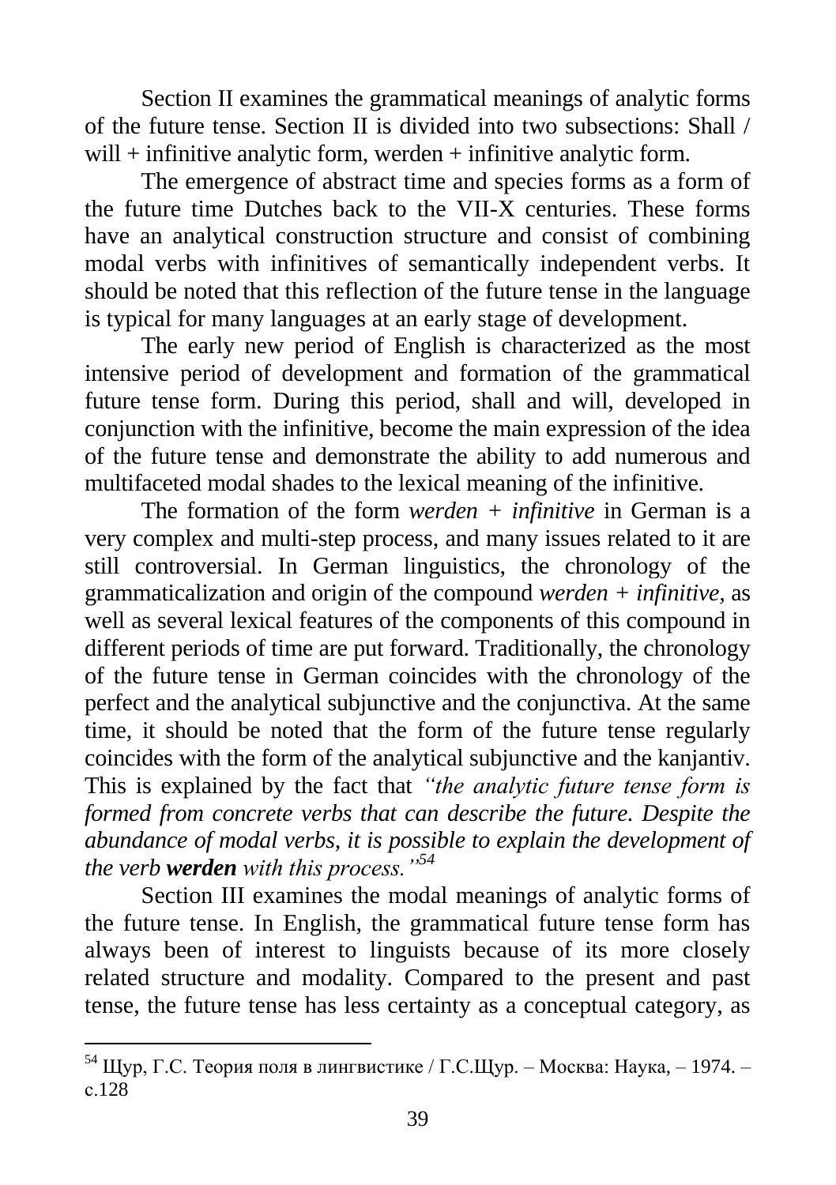Section II examines the grammatical meanings of analytic forms of the future tense. Section II is divided into two subsections: Shall / will + infinitive analytic form, werden + infinitive analytic form.

The emergence of abstract time and species forms as a form of the future time Dutches back to the VII-X centuries. These forms have an analytical construction structure and consist of combining modal verbs with infinitives of semantically independent verbs. It should be noted that this reflection of the future tense in the language is typical for many languages at an early stage of development.

The early new period of English is characterized as the most intensive period of development and formation of the grammatical future tense form. During this period, shall and will, developed in conjunction with the infinitive, become the main expression of the idea of the future tense and demonstrate the ability to add numerous and multifaceted modal shades to the lexical meaning of the infinitive.

The formation of the form *werden + infinitive* in German is a very complex and multi-step process, and many issues related to it are still controversial. In German linguistics, the chronology of the grammaticalization and origin of the compound *werden + infinitive*, as well as several lexical features of the components of this compound in different periods of time are put forward. Traditionally, the chronology of the future tense in German coincides with the chronology of the perfect and the analytical subjunctive and the conjunctiva. At the same time, it should be noted that the form of the future tense regularly coincides with the form of the analytical subjunctive and the kanjantiv. This is explained by the fact that *"the analytic future tense form is formed from concrete verbs that can describe the future. Despite the abundance of modal verbs, it is possible to explain the development of the verb **werden** with this process."*[54]

Section III examines the modal meanings of analytic forms of the future tense. In English, the grammatical future tense form has always been of interest to linguists because of its more closely related structure and modality. Compared to the present and past tense, the future tense has less certainty as a conceptual category, as

---

[54] Щур, Г.С. Теория поля в лингвистике / Г.С.Щур. – Москва: Наука, – 1974. – с.128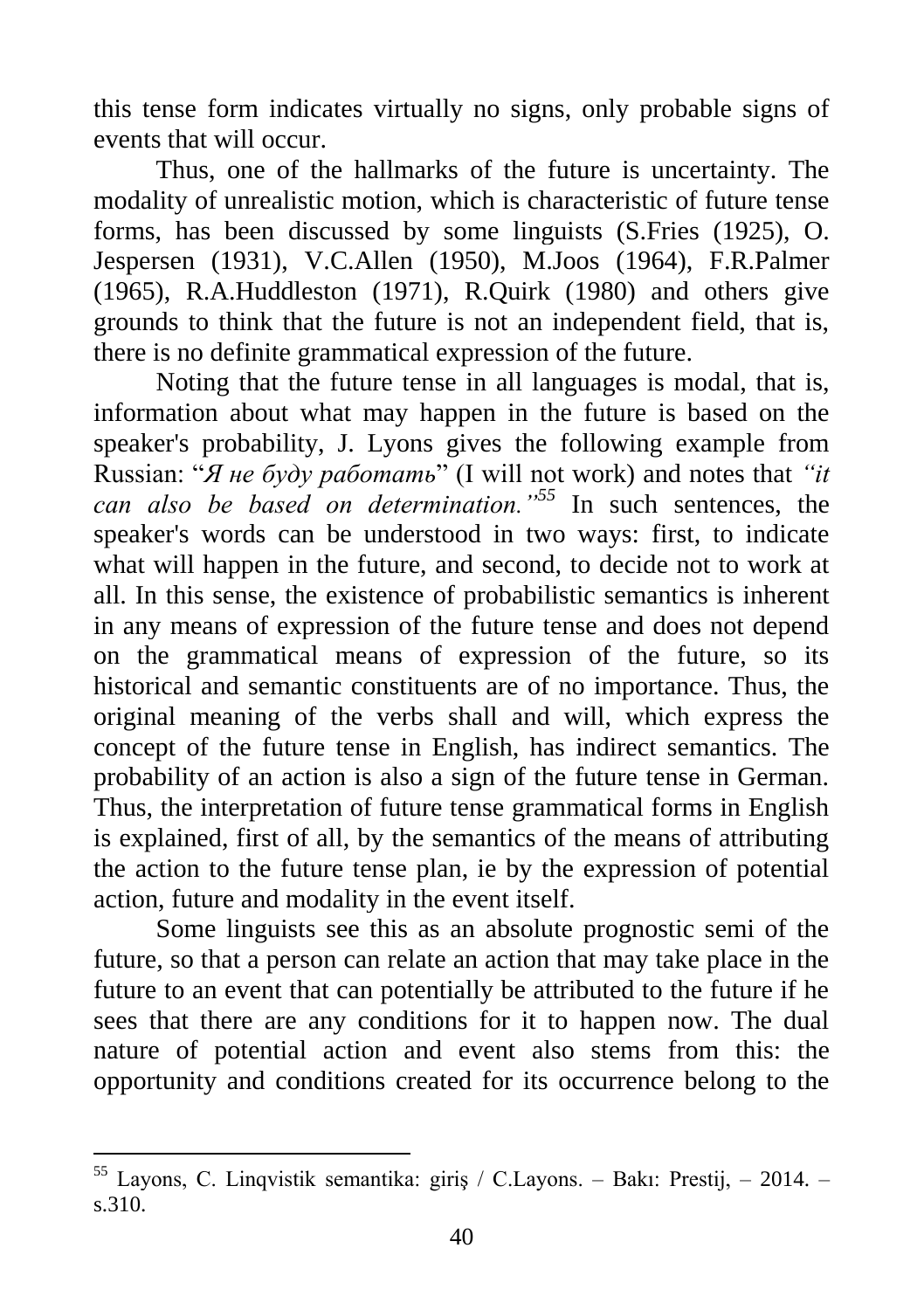this tense form indicates virtually no signs, only probable signs of events that will occur.

Thus, one of the hallmarks of the future is uncertainty. The modality of unrealistic motion, which is characteristic of future tense forms, has been discussed by some linguists (S.Fries (1925), O. Jespersen (1931), V.C.Allen (1950), M.Joos (1964), F.R.Palmer (1965), R.A.Huddleston (1971), R.Quirk (1980) and others give grounds to think that the future is not an independent field, that is, there is no definite grammatical expression of the future.

Noting that the future tense in all languages is modal, that is, information about what may happen in the future is based on the speaker's probability, J. Lyons gives the following example from Russian: "*Я не буду работать*" (I will not work) and notes that *"it can also be based on determination."*[55] In such sentences, the speaker's words can be understood in two ways: first, to indicate what will happen in the future, and second, to decide not to work at all. In this sense, the existence of probabilistic semantics is inherent in any means of expression of the future tense and does not depend on the grammatical means of expression of the future, so its historical and semantic constituents are of no importance. Thus, the original meaning of the verbs shall and will, which express the concept of the future tense in English, has indirect semantics. The probability of an action is also a sign of the future tense in German. Thus, the interpretation of future tense grammatical forms in English is explained, first of all, by the semantics of the means of attributing the action to the future tense plan, ie by the expression of potential action, future and modality in the event itself.

Some linguists see this as an absolute prognostic semi of the future, so that a person can relate an action that may take place in the future to an event that can potentially be attributed to the future if he sees that there are any conditions for it to happen now. The dual nature of potential action and event also stems from this: the opportunity and conditions created for its occurrence belong to the

---

[55] Layons, C. Linqvistik semantika: giriş / C.Layons. – Bakı: Prestij, – 2014. – s.310.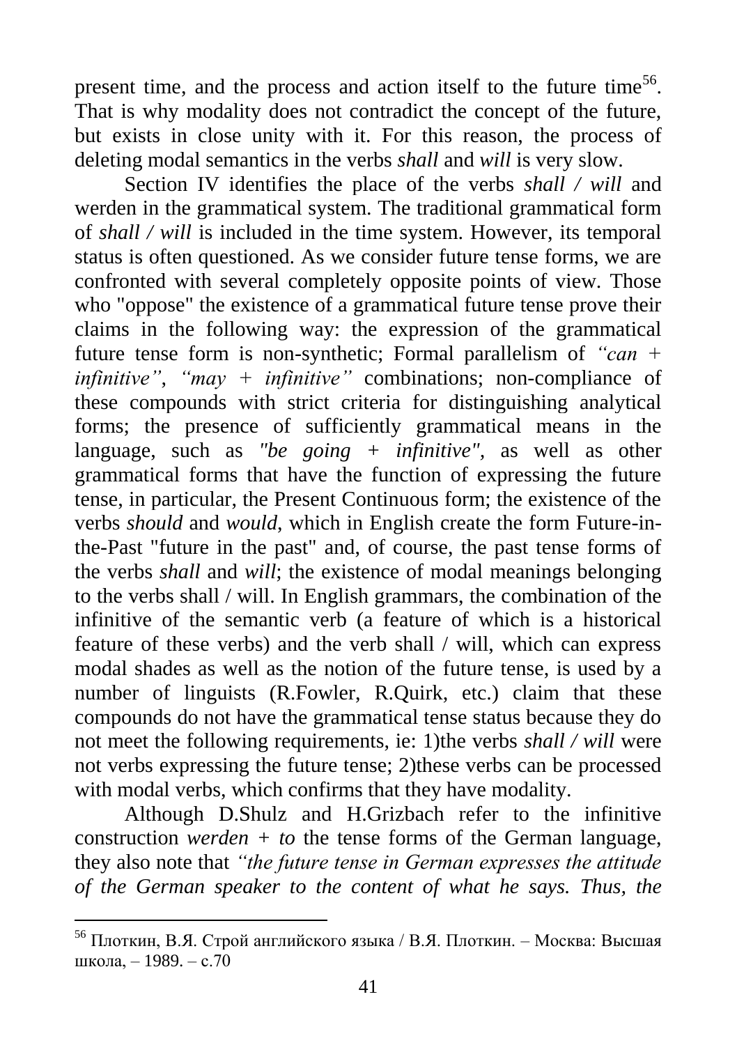present time, and the process and action itself to the future time[56]. That is why modality does not contradict the concept of the future, but exists in close unity with it. For this reason, the process of deleting modal semantics in the verbs *shall* and *will* is very slow.

Section IV identifies the place of the verbs *shall / will* and werden in the grammatical system. The traditional grammatical form of *shall / will* is included in the time system. However, its temporal status is often questioned. As we consider future tense forms, we are confronted with several completely opposite points of view. Those who "oppose" the existence of a grammatical future tense prove their claims in the following way: the expression of the grammatical future tense form is non-synthetic; Formal parallelism of *"can + infinitive"*, *"may + infinitive"* combinations; non-compliance of these compounds with strict criteria for distinguishing analytical forms; the presence of sufficiently grammatical means in the language, such as *"be going + infinitive"*, as well as other grammatical forms that have the function of expressing the future tense, in particular, the Present Continuous form; the existence of the verbs *should* and *would*, which in English create the form Future-in-the-Past "future in the past" and, of course, the past tense forms of the verbs *shall* and *will*; the existence of modal meanings belonging to the verbs shall / will. In English grammars, the combination of the infinitive of the semantic verb (a feature of which is a historical feature of these verbs) and the verb shall / will, which can express modal shades as well as the notion of the future tense, is used by a number of linguists (R.Fowler, R.Quirk, etc.) claim that these compounds do not have the grammatical tense status because they do not meet the following requirements, ie: 1)the verbs *shall / will* were not verbs expressing the future tense; 2)these verbs can be processed with modal verbs, which confirms that they have modality.

Although D.Shulz and H.Grizbach refer to the infinitive construction *werden + to* the tense forms of the German language, they also note that *"the future tense in German expresses the attitude of the German speaker to the content of what he says. Thus, the*

---

[56] Плоткин, В.Я. Строй английского языка / В.Я. Плоткин. – Москва: Высшая школа, – 1989. – с.70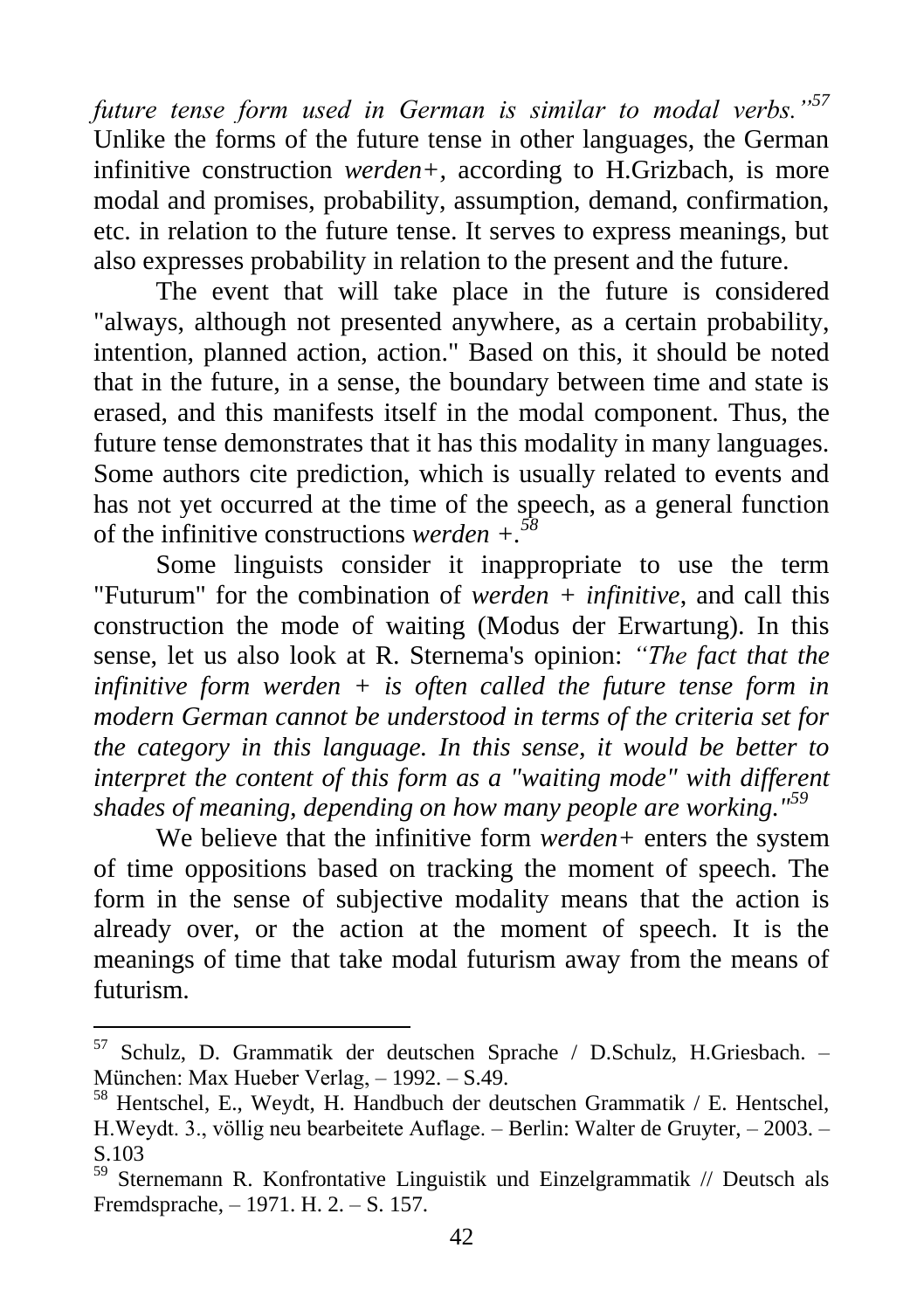*future tense form used in German is similar to modal verbs."*[57] Unlike the forms of the future tense in other languages, the German infinitive construction *werden+*, according to H.Grizbach, is more modal and promises, probability, assumption, demand, confirmation, etc. in relation to the future tense. It serves to express meanings, but also expresses probability in relation to the present and the future.

The event that will take place in the future is considered "always, although not presented anywhere, as a certain probability, intention, planned action, action." Based on this, it should be noted that in the future, in a sense, the boundary between time and state is erased, and this manifests itself in the modal component. Thus, the future tense demonstrates that it has this modality in many languages. Some authors cite prediction, which is usually related to events and has not yet occurred at the time of the speech, as a general function of the infinitive constructions *werden +*.[58]

Some linguists consider it inappropriate to use the term "Futurum" for the combination of *werden + infinitive*, and call this construction the mode of waiting (Modus der Erwartung). In this sense, let us also look at R. Sternema's opinion: *"The fact that the infinitive form werden + is often called the future tense form in modern German cannot be understood in terms of the criteria set for the category in this language. In this sense, it would be better to interpret the content of this form as a "waiting mode" with different shades of meaning, depending on how many people are working."*[59]

We believe that the infinitive form *werden+* enters the system of time oppositions based on tracking the moment of speech. The form in the sense of subjective modality means that the action is already over, or the action at the moment of speech. It is the meanings of time that take modal futurism away from the means of futurism.

---

[57] Schulz, D. Grammatik der deutschen Sprache / D.Schulz, H.Griesbach. – München: Max Hueber Verlag, – 1992. – S.49.

[58] Hentschel, E., Weydt, H. Handbuch der deutschen Grammatik / E. Hentschel, H.Weydt. 3., völlig neu bearbeitete Auflage. – Berlin: Walter de Gruyter, – 2003. – S.103

[59] Sternemann R. Konfrontative Linguistik und Einzelgrammatik // Deutsch als Fremdsprache, – 1971. H. 2. – S. 157.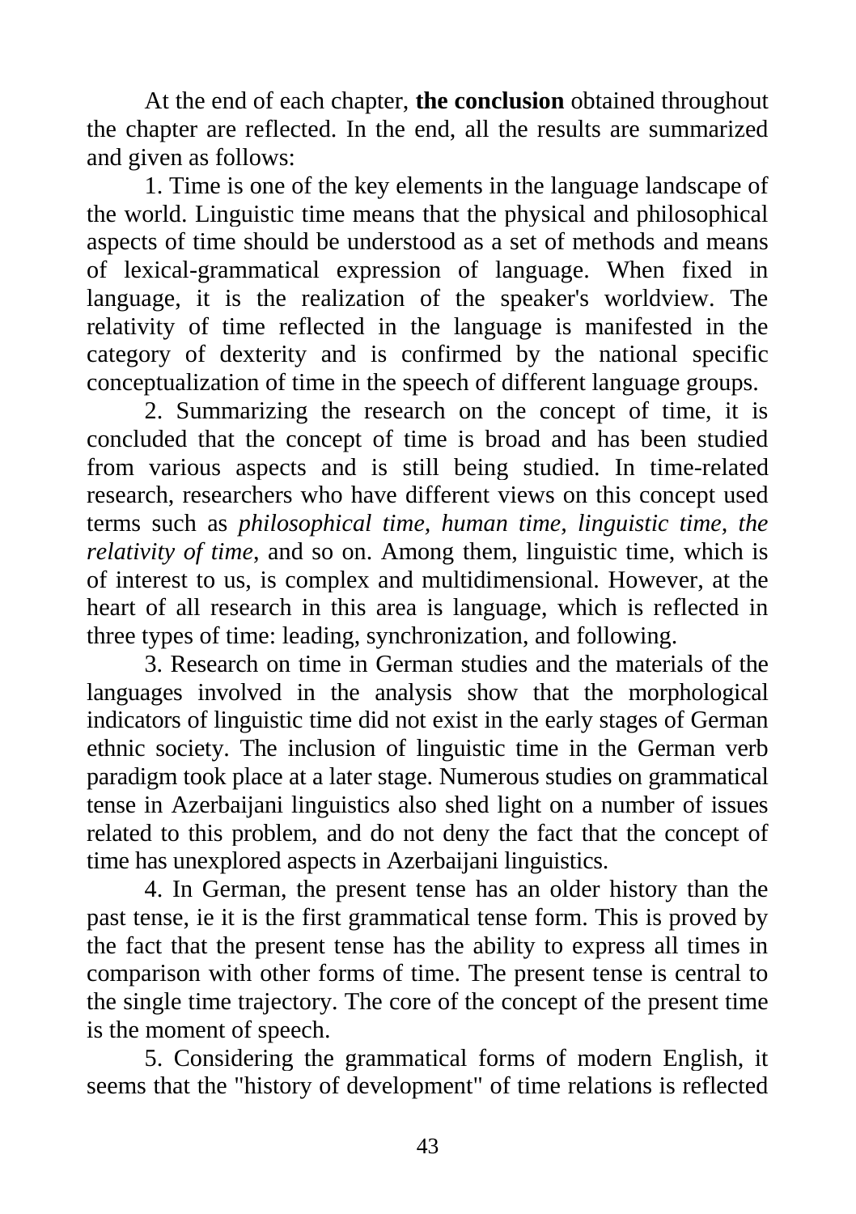At the end of each chapter, **the conclusion** obtained throughout the chapter are reflected. In the end, all the results are summarized and given as follows:

1. Time is one of the key elements in the language landscape of the world. Linguistic time means that the physical and philosophical aspects of time should be understood as a set of methods and means of lexical-grammatical expression of language. When fixed in language, it is the realization of the speaker's worldview. The relativity of time reflected in the language is manifested in the category of dexterity and is confirmed by the national specific conceptualization of time in the speech of different language groups.

2. Summarizing the research on the concept of time, it is concluded that the concept of time is broad and has been studied from various aspects and is still being studied. In time-related research, researchers who have different views on this concept used terms such as *philosophical time, human time, linguistic time, the relativity of time*, and so on. Among them, linguistic time, which is of interest to us, is complex and multidimensional. However, at the heart of all research in this area is language, which is reflected in three types of time: leading, synchronization, and following.

3. Research on time in German studies and the materials of the languages involved in the analysis show that the morphological indicators of linguistic time did not exist in the early stages of German ethnic society. The inclusion of linguistic time in the German verb paradigm took place at a later stage. Numerous studies on grammatical tense in Azerbaijani linguistics also shed light on a number of issues related to this problem, and do not deny the fact that the concept of time has unexplored aspects in Azerbaijani linguistics.

4. In German, the present tense has an older history than the past tense, ie it is the first grammatical tense form. This is proved by the fact that the present tense has the ability to express all times in comparison with other forms of time. The present tense is central to the single time trajectory. The core of the concept of the present time is the moment of speech.

5. Considering the grammatical forms of modern English, it seems that the "history of development" of time relations is reflected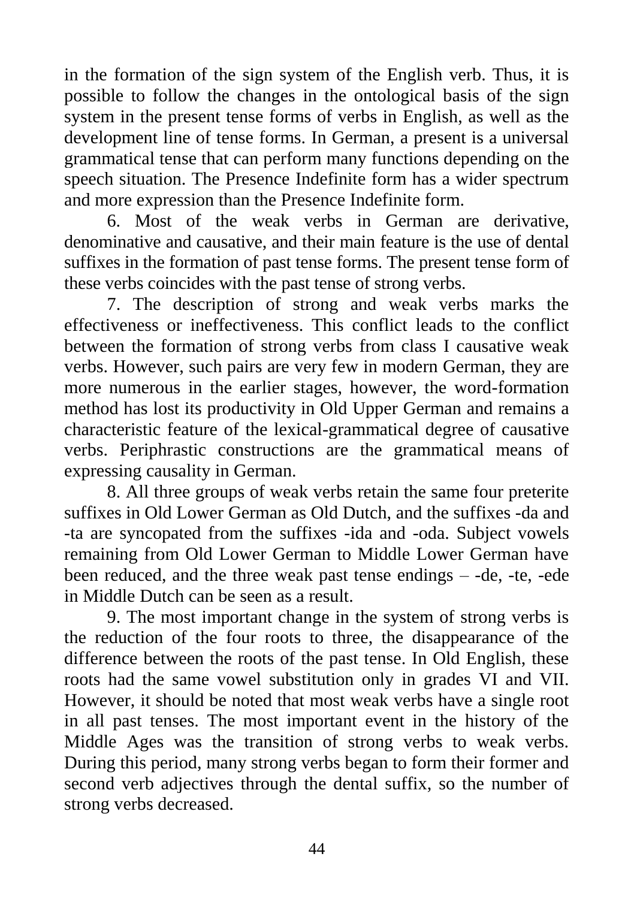in the formation of the sign system of the English verb. Thus, it is possible to follow the changes in the ontological basis of the sign system in the present tense forms of verbs in English, as well as the development line of tense forms. In German, a present is a universal grammatical tense that can perform many functions depending on the speech situation. The Presence Indefinite form has a wider spectrum and more expression than the Presence Indefinite form.

6. Most of the weak verbs in German are derivative, denominative and causative, and their main feature is the use of dental suffixes in the formation of past tense forms. The present tense form of these verbs coincides with the past tense of strong verbs.

7. The description of strong and weak verbs marks the effectiveness or ineffectiveness. This conflict leads to the conflict between the formation of strong verbs from class I causative weak verbs. However, such pairs are very few in modern German, they are more numerous in the earlier stages, however, the word-formation method has lost its productivity in Old Upper German and remains a characteristic feature of the lexical-grammatical degree of causative verbs. Periphrastic constructions are the grammatical means of expressing causality in German.

8. All three groups of weak verbs retain the same four preterite suffixes in Old Lower German as Old Dutch, and the suffixes -da and -ta are syncopated from the suffixes -ida and -oda. Subject vowels remaining from Old Lower German to Middle Lower German have been reduced, and the three weak past tense endings – -de, -te, -ede in Middle Dutch can be seen as a result.

9. The most important change in the system of strong verbs is the reduction of the four roots to three, the disappearance of the difference between the roots of the past tense. In Old English, these roots had the same vowel substitution only in grades VI and VII. However, it should be noted that most weak verbs have a single root in all past tenses. The most important event in the history of the Middle Ages was the transition of strong verbs to weak verbs. During this period, many strong verbs began to form their former and second verb adjectives through the dental suffix, so the number of strong verbs decreased.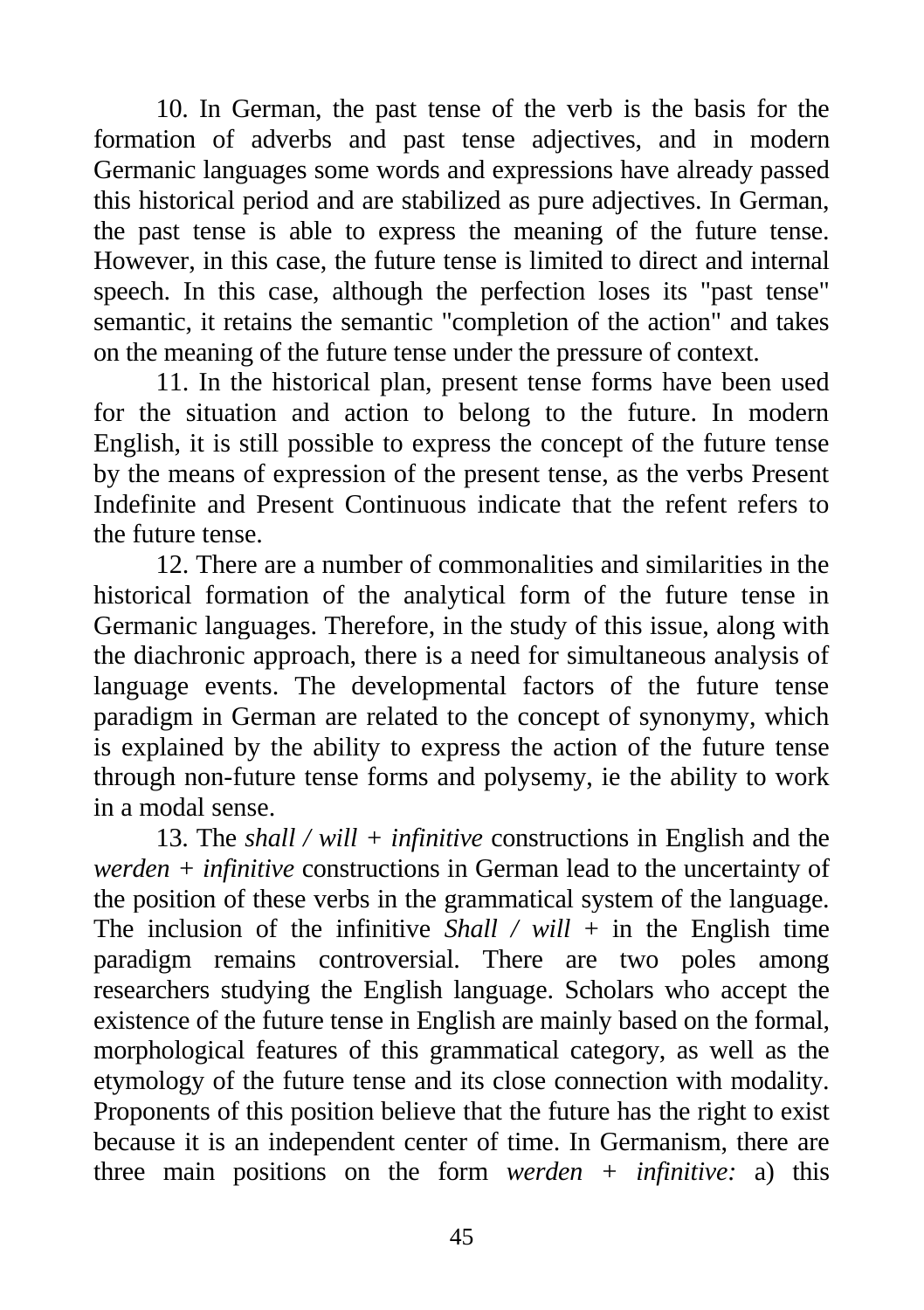10. In German, the past tense of the verb is the basis for the formation of adverbs and past tense adjectives, and in modern Germanic languages some words and expressions have already passed this historical period and are stabilized as pure adjectives. In German, the past tense is able to express the meaning of the future tense. However, in this case, the future tense is limited to direct and internal speech. In this case, although the perfection loses its "past tense" semantic, it retains the semantic "completion of the action" and takes on the meaning of the future tense under the pressure of context.

11. In the historical plan, present tense forms have been used for the situation and action to belong to the future. In modern English, it is still possible to express the concept of the future tense by the means of expression of the present tense, as the verbs Present Indefinite and Present Continuous indicate that the refent refers to the future tense.

12. There are a number of commonalities and similarities in the historical formation of the analytical form of the future tense in Germanic languages. Therefore, in the study of this issue, along with the diachronic approach, there is a need for simultaneous analysis of language events. The developmental factors of the future tense paradigm in German are related to the concept of synonymy, which is explained by the ability to express the action of the future tense through non-future tense forms and polysemy, ie the ability to work in a modal sense.

13. The *shall / will + infinitive* constructions in English and the *werden + infinitive* constructions in German lead to the uncertainty of the position of these verbs in the grammatical system of the language. The inclusion of the infinitive *Shall / will* + in the English time paradigm remains controversial. There are two poles among researchers studying the English language. Scholars who accept the existence of the future tense in English are mainly based on the formal, morphological features of this grammatical category, as well as the etymology of the future tense and its close connection with modality. Proponents of this position believe that the future has the right to exist because it is an independent center of time. In Germanism, there are three main positions on the form *werden + infinitive:* a) this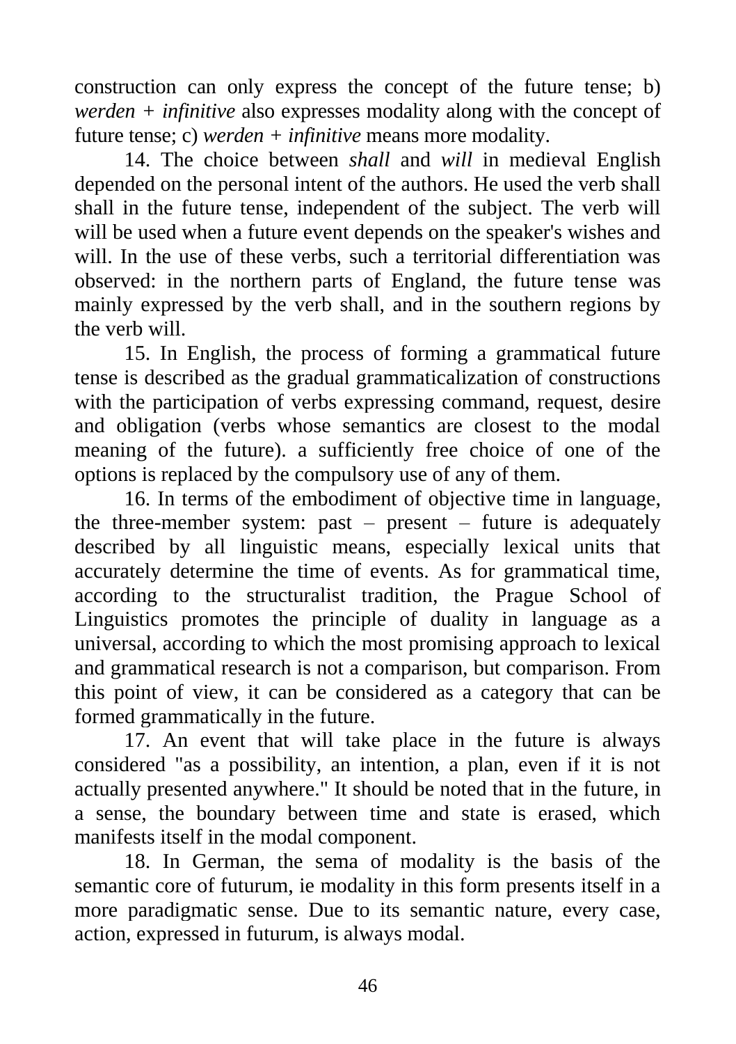construction can only express the concept of the future tense; b) *werden + infinitive* also expresses modality along with the concept of future tense; c) *werden + infinitive* means more modality.

14. The choice between *shall* and *will* in medieval English depended on the personal intent of the authors. He used the verb shall shall in the future tense, independent of the subject. The verb will will be used when a future event depends on the speaker's wishes and will. In the use of these verbs, such a territorial differentiation was observed: in the northern parts of England, the future tense was mainly expressed by the verb shall, and in the southern regions by the verb will.

15. In English, the process of forming a grammatical future tense is described as the gradual grammaticalization of constructions with the participation of verbs expressing command, request, desire and obligation (verbs whose semantics are closest to the modal meaning of the future). a sufficiently free choice of one of the options is replaced by the compulsory use of any of them.

16. In terms of the embodiment of objective time in language, the three-member system: past – present – future is adequately described by all linguistic means, especially lexical units that accurately determine the time of events. As for grammatical time, according to the structuralist tradition, the Prague School of Linguistics promotes the principle of duality in language as a universal, according to which the most promising approach to lexical and grammatical research is not a comparison, but comparison. From this point of view, it can be considered as a category that can be formed grammatically in the future.

17. An event that will take place in the future is always considered "as a possibility, an intention, a plan, even if it is not actually presented anywhere." It should be noted that in the future, in a sense, the boundary between time and state is erased, which manifests itself in the modal component.

18. In German, the sema of modality is the basis of the semantic core of futurum, ie modality in this form presents itself in a more paradigmatic sense. Due to its semantic nature, every case, action, expressed in futurum, is always modal.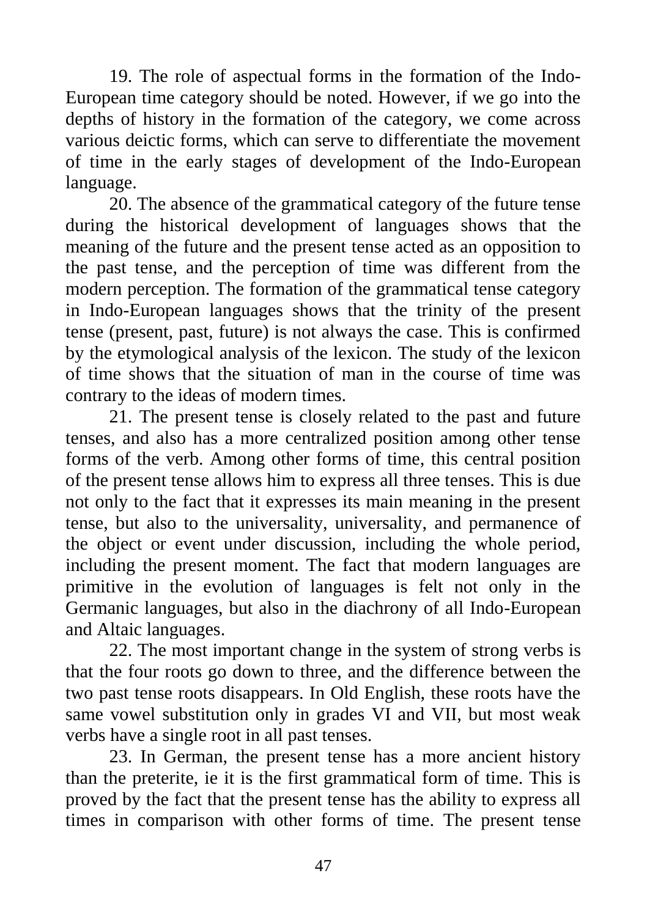19. The role of aspectual forms in the formation of the Indo-European time category should be noted. However, if we go into the depths of history in the formation of the category, we come across various deictic forms, which can serve to differentiate the movement of time in the early stages of development of the Indo-European language.

20. The absence of the grammatical category of the future tense during the historical development of languages shows that the meaning of the future and the present tense acted as an opposition to the past tense, and the perception of time was different from the modern perception. The formation of the grammatical tense category in Indo-European languages shows that the trinity of the present tense (present, past, future) is not always the case. This is confirmed by the etymological analysis of the lexicon. The study of the lexicon of time shows that the situation of man in the course of time was contrary to the ideas of modern times.

21. The present tense is closely related to the past and future tenses, and also has a more centralized position among other tense forms of the verb. Among other forms of time, this central position of the present tense allows him to express all three tenses. This is due not only to the fact that it expresses its main meaning in the present tense, but also to the universality, universality, and permanence of the object or event under discussion, including the whole period, including the present moment. The fact that modern languages are primitive in the evolution of languages is felt not only in the Germanic languages, but also in the diachrony of all Indo-European and Altaic languages.

22. The most important change in the system of strong verbs is that the four roots go down to three, and the difference between the two past tense roots disappears. In Old English, these roots have the same vowel substitution only in grades VI and VII, but most weak verbs have a single root in all past tenses.

23. In German, the present tense has a more ancient history than the preterite, ie it is the first grammatical form of time. This is proved by the fact that the present tense has the ability to express all times in comparison with other forms of time. The present tense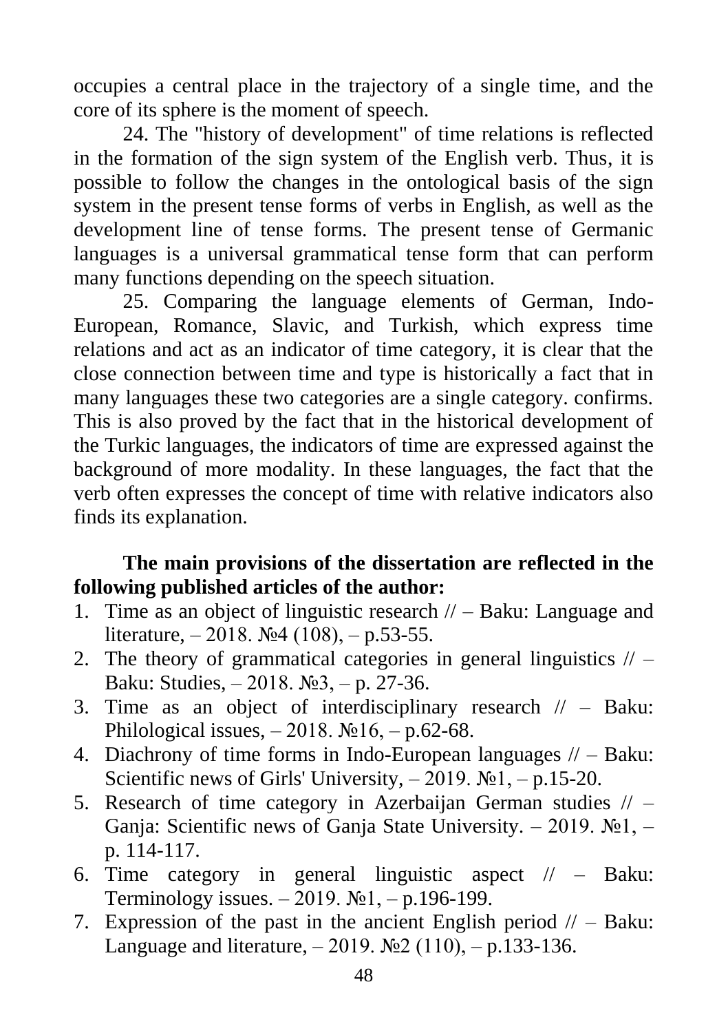occupies a central place in the trajectory of a single time, and the core of its sphere is the moment of speech.

24. The "history of development" of time relations is reflected in the formation of the sign system of the English verb. Thus, it is possible to follow the changes in the ontological basis of the sign system in the present tense forms of verbs in English, as well as the development line of tense forms. The present tense of Germanic languages is a universal grammatical tense form that can perform many functions depending on the speech situation.

25. Comparing the language elements of German, Indo-European, Romance, Slavic, and Turkish, which express time relations and act as an indicator of time category, it is clear that the close connection between time and type is historically a fact that in many languages these two categories are a single category. confirms. This is also proved by the fact that in the historical development of the Turkic languages, the indicators of time are expressed against the background of more modality. In these languages, the fact that the verb often expresses the concept of time with relative indicators also finds its explanation.

**The main provisions of the dissertation are reflected in the following published articles of the author:**

1. Time as an object of linguistic research // – Baku: Language and literature, – 2018. №4 (108), – p.53-55.
2. The theory of grammatical categories in general linguistics // – Baku: Studies, – 2018. №3, – p. 27-36.
3. Time as an object of interdisciplinary research // – Baku: Philological issues, – 2018. №16, – p.62-68.
4. Diachrony of time forms in Indo-European languages // – Baku: Scientific news of Girls' University, – 2019. №1, – p.15-20.
5. Research of time category in Azerbaijan German studies // – Ganja: Scientific news of Ganja State University. – 2019. №1, – p. 114-117.
6. Time category in general linguistic aspect // – Baku: Terminology issues. – 2019. №1, – p.196-199.
7. Expression of the past in the ancient English period // – Baku: Language and literature, – 2019. №2 (110), – p.133-136.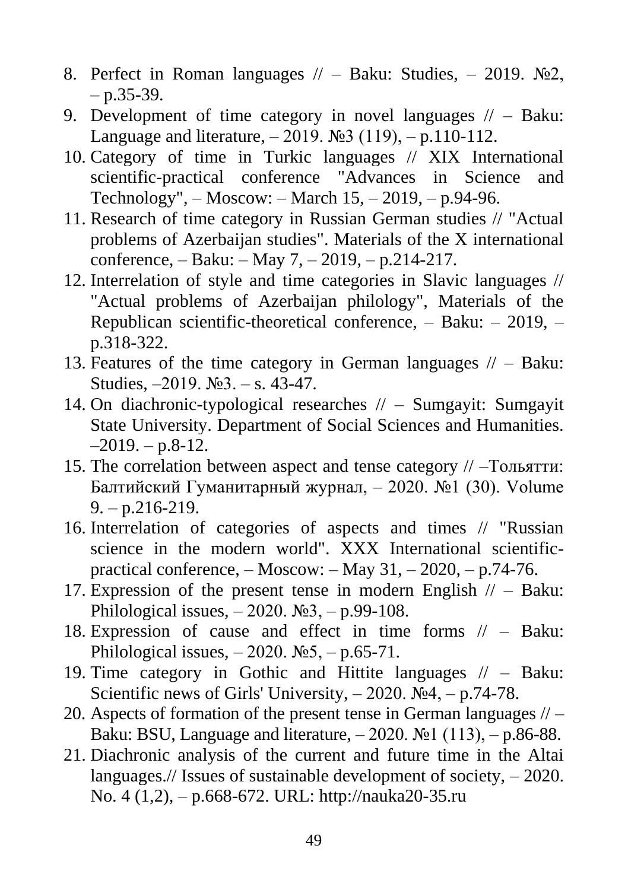8. Perfect in Roman languages // – Baku: Studies, – 2019. №2, – p.35-39.
9. Development of time category in novel languages // – Baku: Language and literature, – 2019. №3 (119), – p.110-112.
10. Category of time in Turkic languages // XIX International scientific-practical conference "Advances in Science and Technology", – Moscow: – March 15, – 2019, – p.94-96.
11. Research of time category in Russian German studies // "Actual problems of Azerbaijan studies". Materials of the X international conference, – Baku: – May 7, – 2019, – p.214-217.
12. Interrelation of style and time categories in Slavic languages // "Actual problems of Azerbaijan philology", Materials of the Republican scientific-theoretical conference, – Baku: – 2019, – p.318-322.
13. Features of the time category in German languages // – Baku: Studies, –2019. №3. – s. 43-47.
14. On diachronic-typological researches // – Sumgayit: Sumgayit State University. Department of Social Sciences and Humanities. –2019. – p.8-12.
15. The correlation between aspect and tense category // –Тольятти: Балтийский Гуманитарный журнал, – 2020. №1 (30). Volume 9. – p.216-219.
16. Interrelation of categories of aspects and times // "Russian science in the modern world". XXX International scientific-practical conference, – Moscow: – May 31, – 2020, – p.74-76.
17. Expression of the present tense in modern English // – Baku: Philological issues, – 2020. №3, – p.99-108.
18. Expression of cause and effect in time forms // – Baku: Philological issues, – 2020. №5, – p.65-71.
19. Time category in Gothic and Hittite languages // – Baku: Scientific news of Girls' University, – 2020. №4, – p.74-78.
20. Aspects of formation of the present tense in German languages // – Baku: BSU, Language and literature, – 2020. №1 (113), – p.86-88.
21. Diachronic analysis of the current and future time in the Altai languages.// Issues of sustainable development of society, – 2020. No. 4 (1,2), – p.668-672. URL: http://nauka20-35.ru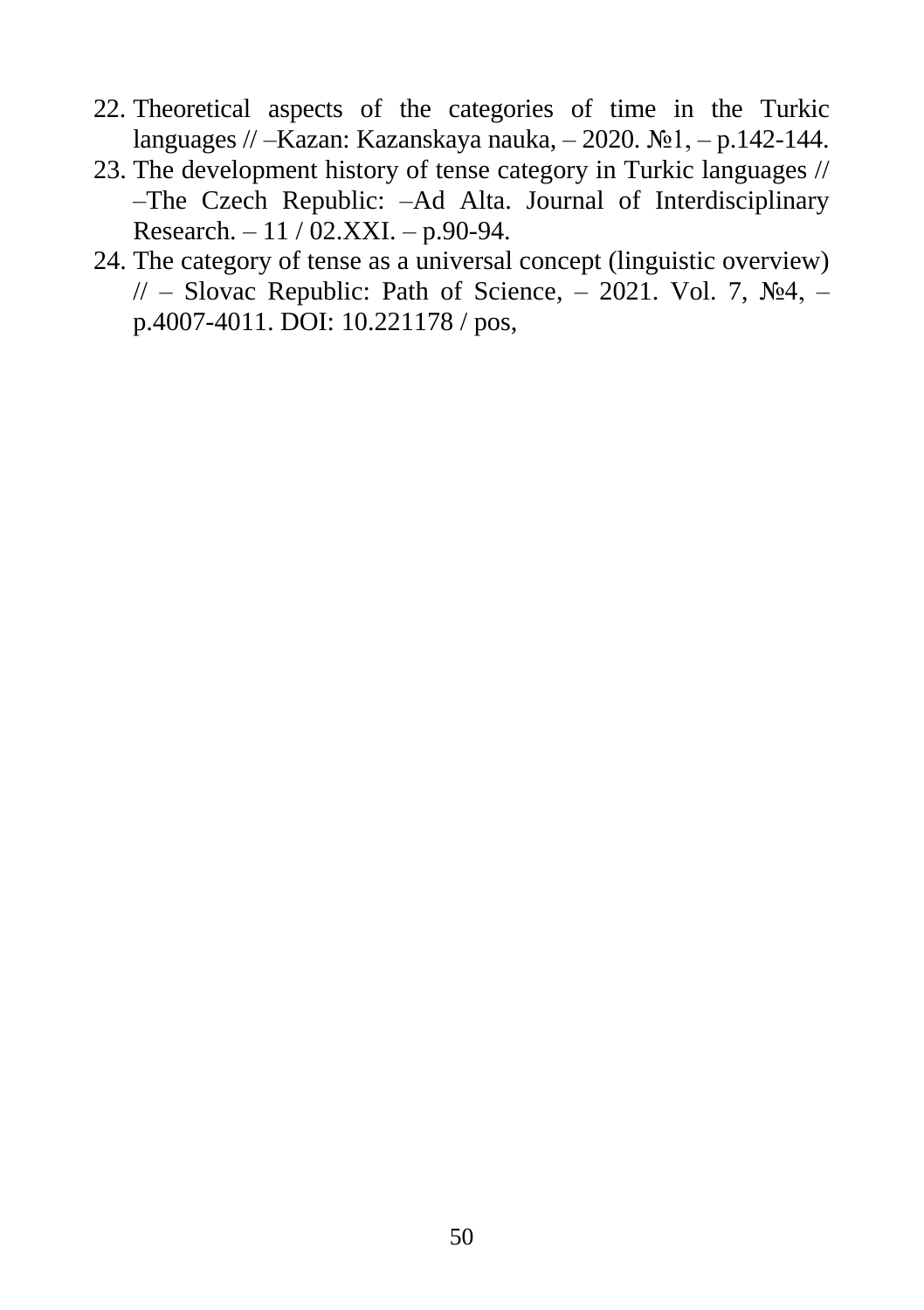22. Theoretical aspects of the categories of time in the Turkic languages // –Kazan: Kazanskaya nauka, – 2020. №1, – p.142-144.
23. The development history of tense category in Turkic languages // –The Czech Republic: –Ad Alta. Journal of Interdisciplinary Research. – 11 / 02.XXI. – p.90-94.
24. The category of tense as a universal concept (linguistic overview) // – Slovac Republic: Path of Science, – 2021. Vol. 7, №4, – p.4007-4011. DOI: 10.221178 / pos,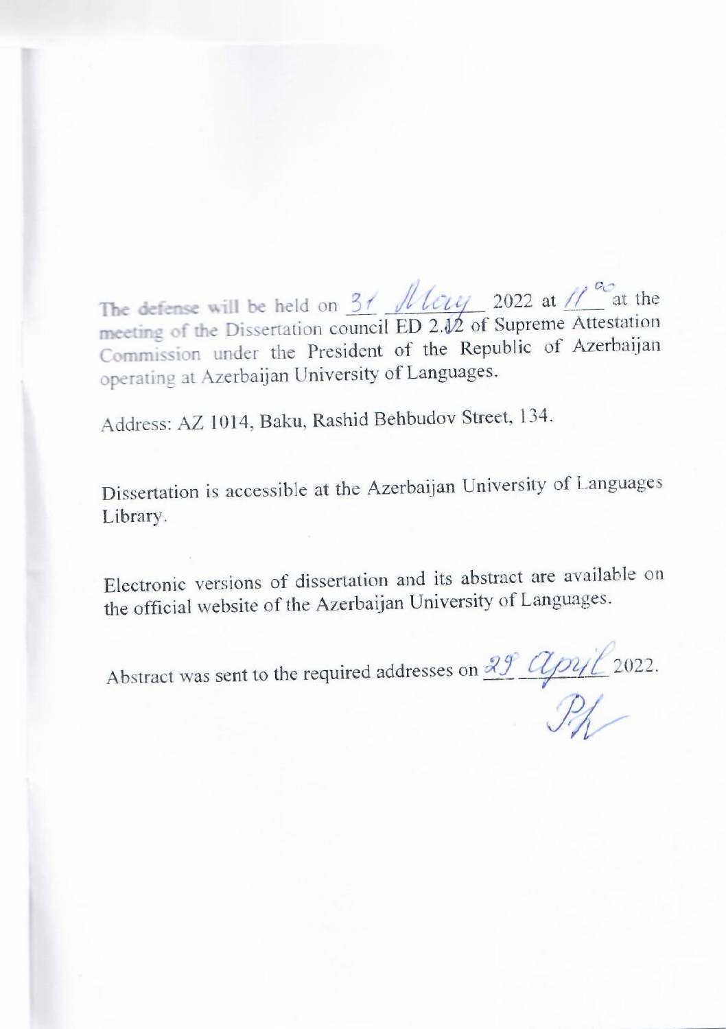The defense will be held on 31 May 2022 at $11^{00}$ at the meeting of the Dissertation council ED 2.12 of Supreme Attestation Commission under the President of the Republic of Azerbaijan operating at Azerbaijan University of Languages.

Address: AZ 1014, Baku, Rashid Behbudov Street, 134.

Dissertation is accessible at the Azerbaijan University of Languages Library.

Electronic versions of dissertation and its abstract are available on the official website of the Azerbaijan University of Languages.

Abstract was sent to the required addresses on 29 april 2022.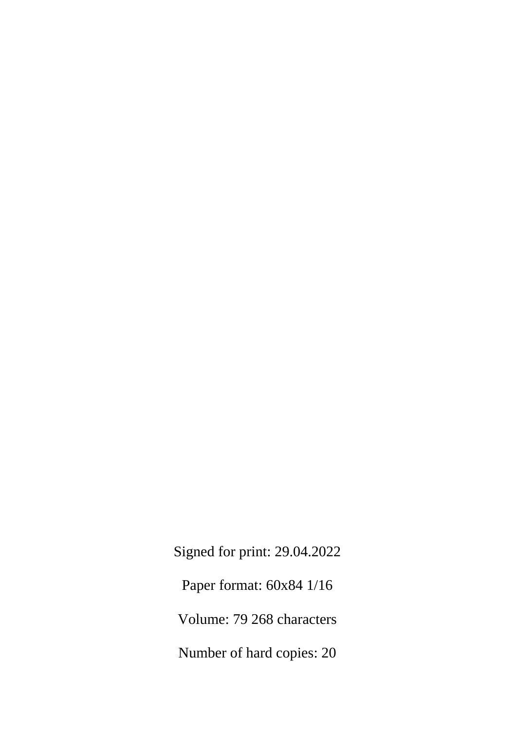Signed for print: 29.04.2022

Paper format: 60x84 1/16

Volume: 79 268 characters

Number of hard copies: 20